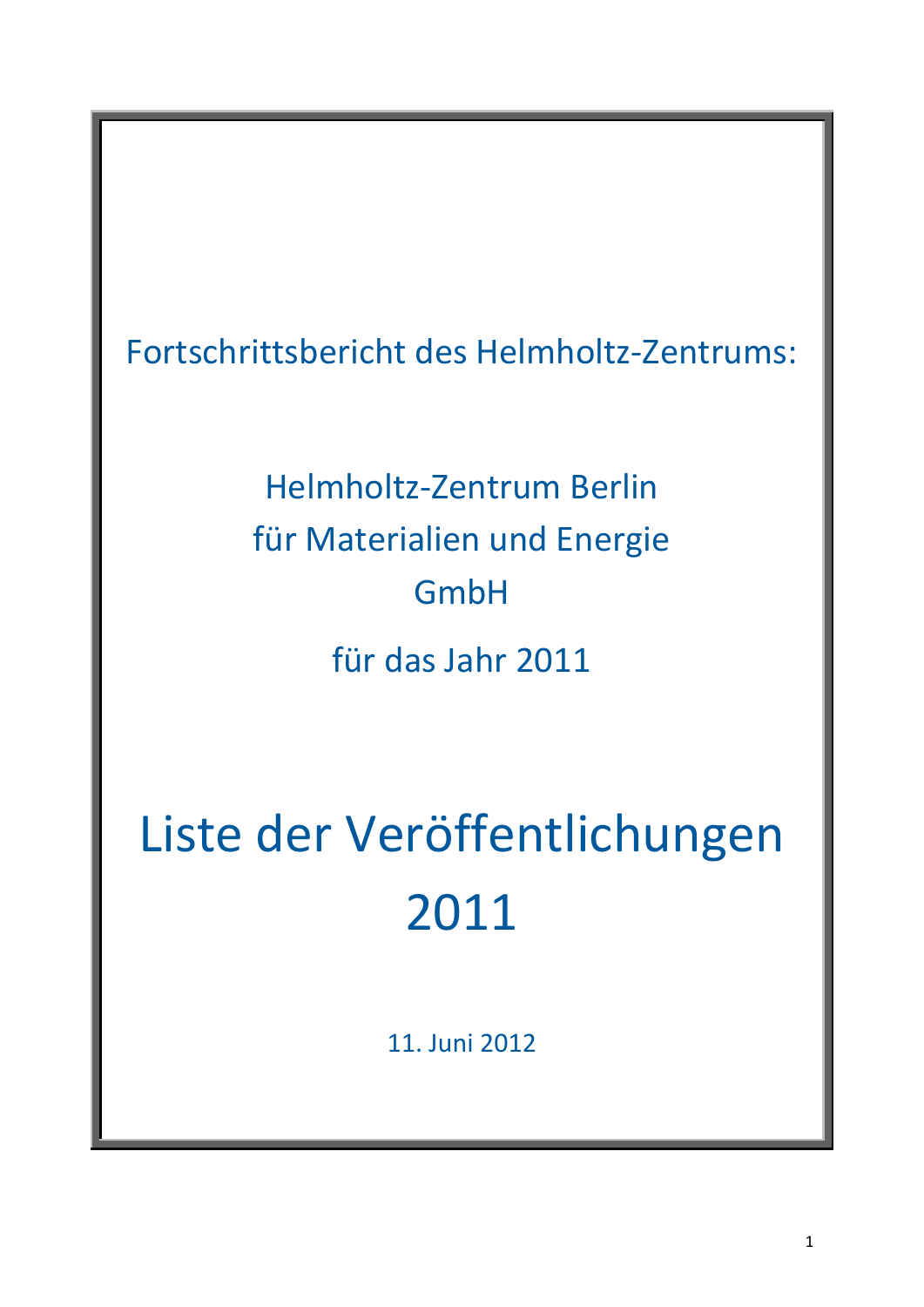Fortschrittsbericht des Helmholtz-Zentrums:

Helmholtz-Zentrum Berlin
für Materialien und Energie
GmbH

für das Jahr 2011

# Liste der Veröffentlichungen 2011

11. Juni 2012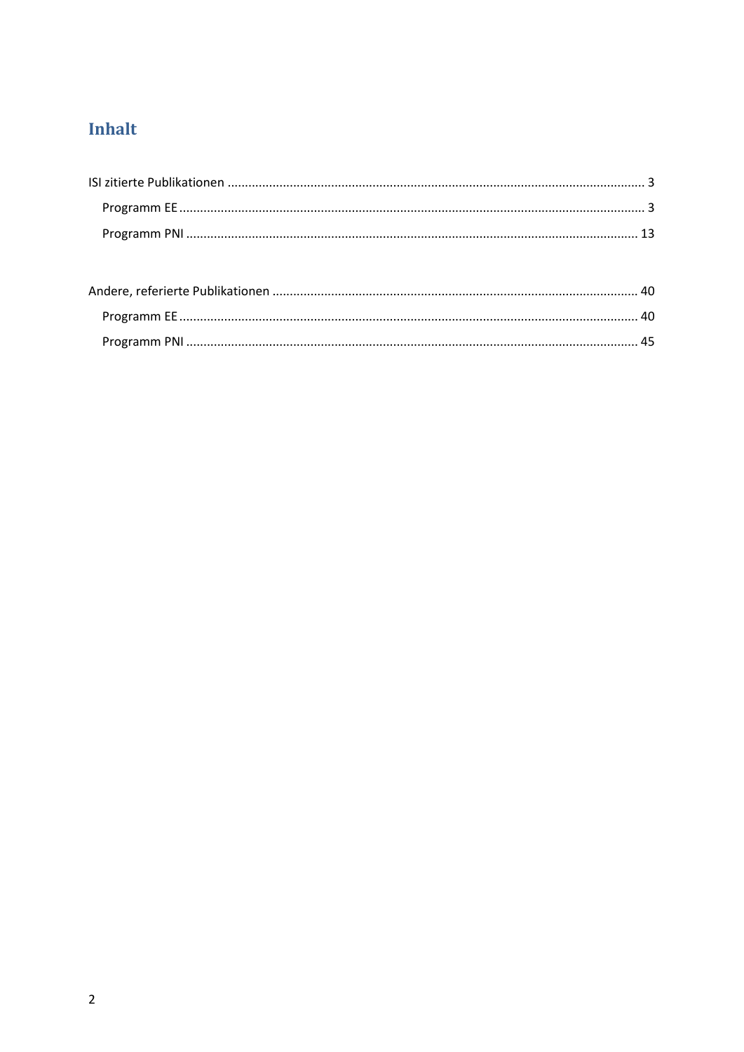# Inhalt

ISI zitierte Publikationen ........................................................................................................................ 3

  Programm EE ...................................................................................................................................... 3

  Programm PNI ................................................................................................................................... 13

Andere, referierte Publikationen ........................................................................................................... 40

  Programm EE .................................................................................................................................... 40

  Programm PNI ................................................................................................................................... 45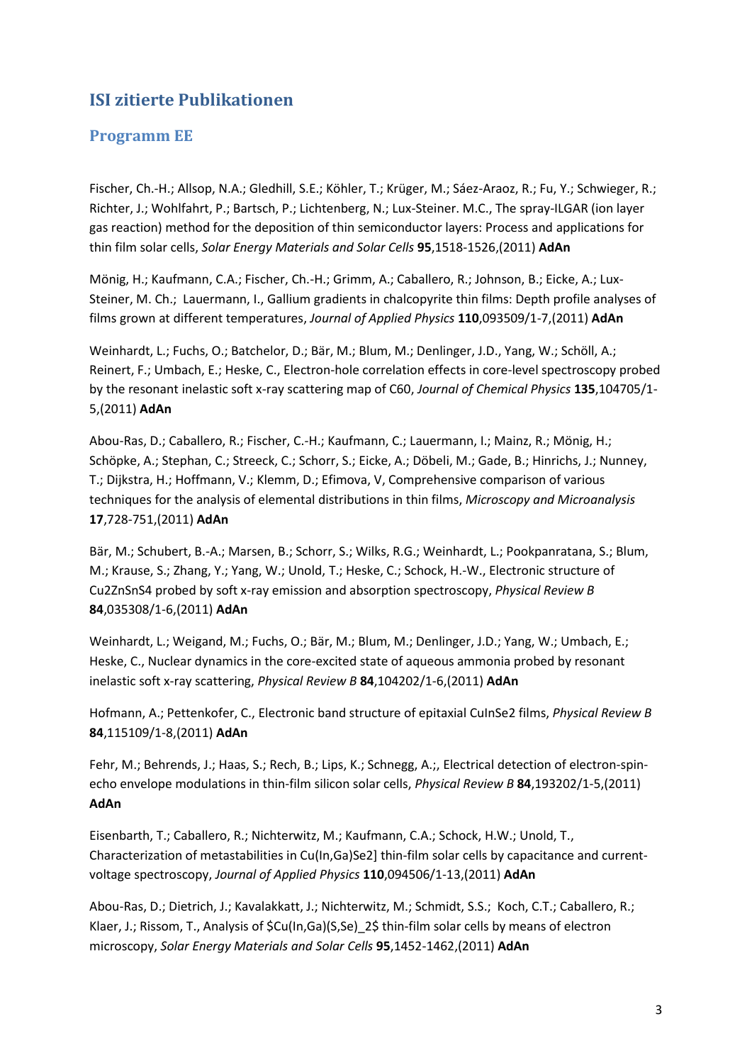# ISI zitierte Publikationen

## Programm EE

Fischer, Ch.-H.; Allsop, N.A.; Gledhill, S.E.; Köhler, T.; Krüger, M.; Sáez-Araoz, R.; Fu, Y.; Schwieger, R.; Richter, J.; Wohlfahrt, P.; Bartsch, P.; Lichtenberg, N.; Lux-Steiner. M.C., The spray-ILGAR (ion layer gas reaction) method for the deposition of thin semiconductor layers: Process and applications for thin film solar cells, *Solar Energy Materials and Solar Cells* **95**,1518-1526,(2011) **AdAn**

Mönig, H.; Kaufmann, C.A.; Fischer, Ch.-H.; Grimm, A.; Caballero, R.; Johnson, B.; Eicke, A.; Lux-Steiner, M. Ch.; Lauermann, I., Gallium gradients in chalcopyrite thin films: Depth profile analyses of films grown at different temperatures, *Journal of Applied Physics* **110**,093509/1-7,(2011) **AdAn**

Weinhardt, L.; Fuchs, O.; Batchelor, D.; Bär, M.; Blum, M.; Denlinger, J.D., Yang, W.; Schöll, A.; Reinert, F.; Umbach, E.; Heske, C., Electron-hole correlation effects in core-level spectroscopy probed by the resonant inelastic soft x-ray scattering map of C60, *Journal of Chemical Physics* **135**,104705/1-5,(2011) **AdAn**

Abou-Ras, D.; Caballero, R.; Fischer, C.-H.; Kaufmann, C.; Lauermann, I.; Mainz, R.; Mönig, H.; Schöpke, A.; Stephan, C.; Streeck, C.; Schorr, S.; Eicke, A.; Döbeli, M.; Gade, B.; Hinrichs, J.; Nunney, T.; Dijkstra, H.; Hoffmann, V.; Klemm, D.; Efimova, V, Comprehensive comparison of various techniques for the analysis of elemental distributions in thin films, *Microscopy and Microanalysis* **17**,728-751,(2011) **AdAn**

Bär, M.; Schubert, B.-A.; Marsen, B.; Schorr, S.; Wilks, R.G.; Weinhardt, L.; Pookpanratana, S.; Blum, M.; Krause, S.; Zhang, Y.; Yang, W.; Unold, T.; Heske, C.; Schock, H.-W., Electronic structure of Cu2ZnSnS4 probed by soft x-ray emission and absorption spectroscopy, *Physical Review B* **84**,035308/1-6,(2011) **AdAn**

Weinhardt, L.; Weigand, M.; Fuchs, O.; Bär, M.; Blum, M.; Denlinger, J.D.; Yang, W.; Umbach, E.; Heske, C., Nuclear dynamics in the core-excited state of aqueous ammonia probed by resonant inelastic soft x-ray scattering, *Physical Review B* **84**,104202/1-6,(2011) **AdAn**

Hofmann, A.; Pettenkofer, C., Electronic band structure of epitaxial CuInSe2 films, *Physical Review B* **84**,115109/1-8,(2011) **AdAn**

Fehr, M.; Behrends, J.; Haas, S.; Rech, B.; Lips, K.; Schnegg, A.;, Electrical detection of electron-spin-echo envelope modulations in thin-film silicon solar cells, *Physical Review B* **84**,193202/1-5,(2011) **AdAn**

Eisenbarth, T.; Caballero, R.; Nichterwitz, M.; Kaufmann, C.A.; Schock, H.W.; Unold, T., Characterization of metastabilities in Cu(In,Ga)Se2] thin-film solar cells by capacitance and current-voltage spectroscopy, *Journal of Applied Physics* **110**,094506/1-13,(2011) **AdAn**

Abou-Ras, D.; Dietrich, J.; Kavalakkatt, J.; Nichterwitz, M.; Schmidt, S.S.; Koch, C.T.; Caballero, R.; Klaer, J.; Rissom, T., Analysis of $Cu(In,Ga)(S,Se)_2$ thin-film solar cells by means of electron microscopy, *Solar Energy Materials and Solar Cells* **95**,1452-1462,(2011) **AdAn**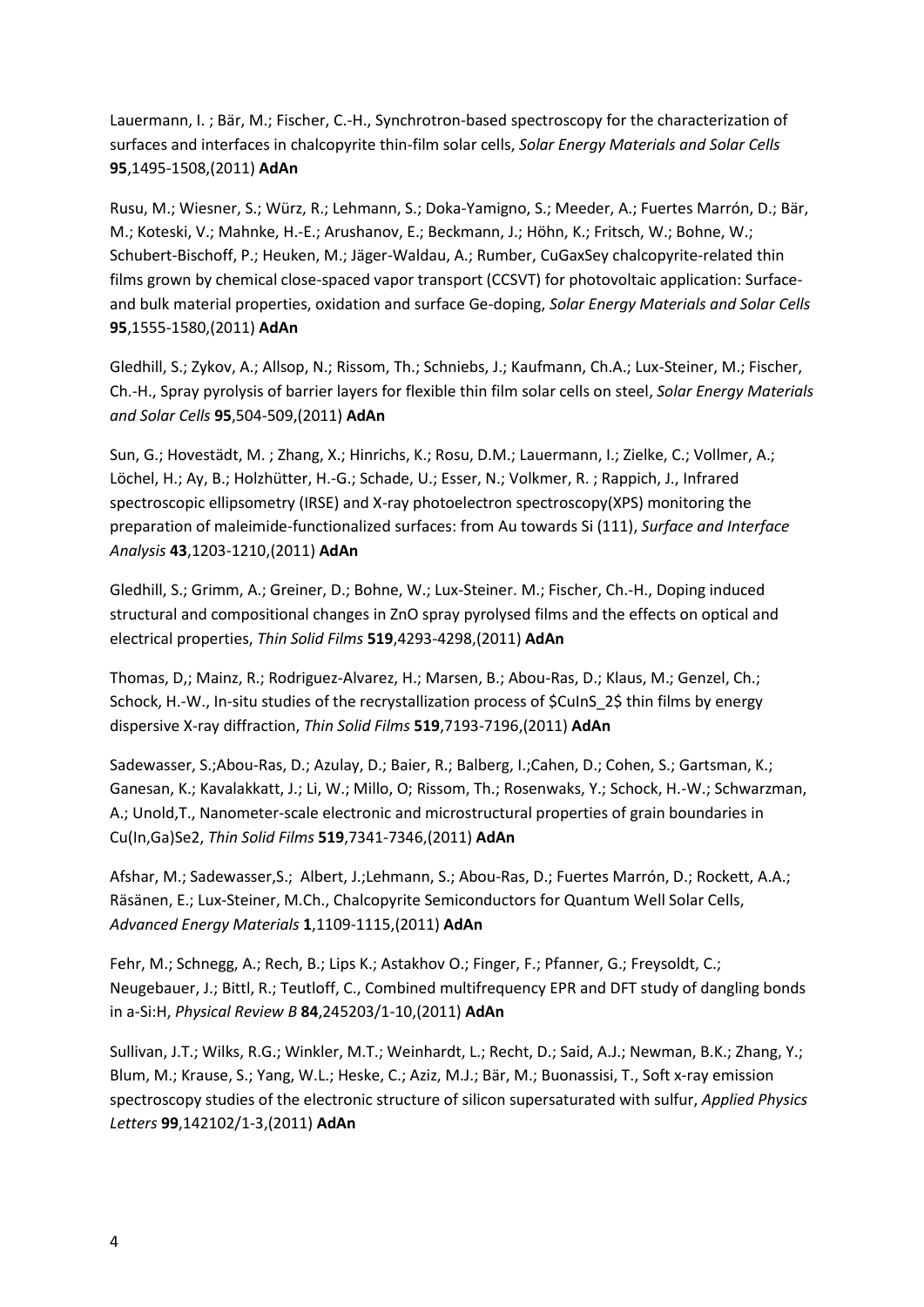Lauermann, I. ; Bär, M.; Fischer, C.-H., Synchrotron-based spectroscopy for the characterization of surfaces and interfaces in chalcopyrite thin-film solar cells, *Solar Energy Materials and Solar Cells* **95**,1495-1508,(2011) **AdAn**

Rusu, M.; Wiesner, S.; Würz, R.; Lehmann, S.; Doka-Yamigno, S.; Meeder, A.; Fuertes Marrón, D.; Bär, M.; Koteski, V.; Mahnke, H.-E.; Arushanov, E.; Beckmann, J.; Höhn, K.; Fritsch, W.; Bohne, W.; Schubert-Bischoff, P.; Heuken, M.; Jäger-Waldau, A.; Rumber, CuGaxSey chalcopyrite-related thin films grown by chemical close-spaced vapor transport (CCSVT) for photovoltaic application: Surface- and bulk material properties, oxidation and surface Ge-doping, *Solar Energy Materials and Solar Cells* **95**,1555-1580,(2011) **AdAn**

Gledhill, S.; Zykov, A.; Allsop, N.; Rissom, Th.; Schniebs, J.; Kaufmann, Ch.A.; Lux-Steiner, M.; Fischer, Ch.-H., Spray pyrolysis of barrier layers for flexible thin film solar cells on steel, *Solar Energy Materials and Solar Cells* **95**,504-509,(2011) **AdAn**

Sun, G.; Hovestädt, M. ; Zhang, X.; Hinrichs, K.; Rosu, D.M.; Lauermann, I.; Zielke, C.; Vollmer, A.; Löchel, H.; Ay, B.; Holzhütter, H.-G.; Schade, U.; Esser, N.; Volkmer, R. ; Rappich, J., Infrared spectroscopic ellipsometry (IRSE) and X-ray photoelectron spectroscopy(XPS) monitoring the preparation of maleimide-functionalized surfaces: from Au towards Si (111), *Surface and Interface Analysis* **43**,1203-1210,(2011) **AdAn**

Gledhill, S.; Grimm, A.; Greiner, D.; Bohne, W.; Lux-Steiner. M.; Fischer, Ch.-H., Doping induced structural and compositional changes in ZnO spray pyrolysed films and the effects on optical and electrical properties, *Thin Solid Films* **519**,4293-4298,(2011) **AdAn**

Thomas, D,; Mainz, R.; Rodriguez-Alvarez, H.; Marsen, B.; Abou-Ras, D.; Klaus, M.; Genzel, Ch.; Schock, H.-W., In-situ studies of the recrystallization process of $CuInS_2$ thin films by energy dispersive X-ray diffraction, *Thin Solid Films* **519**,7193-7196,(2011) **AdAn**

Sadewasser, S.;Abou-Ras, D.; Azulay, D.; Baier, R.; Balberg, I.;Cahen, D.; Cohen, S.; Gartsman, K.; Ganesan, K.; Kavalakkatt, J.; Li, W.; Millo, O; Rissom, Th.; Rosenwaks, Y.; Schock, H.-W.; Schwarzman, A.; Unold,T., Nanometer-scale electronic and microstructural properties of grain boundaries in Cu(In,Ga)Se2, *Thin Solid Films* **519**,7341-7346,(2011) **AdAn**

Afshar, M.; Sadewasser,S.; Albert, J.;Lehmann, S.; Abou-Ras, D.; Fuertes Marrón, D.; Rockett, A.A.; Räsänen, E.; Lux-Steiner, M.Ch., Chalcopyrite Semiconductors for Quantum Well Solar Cells, *Advanced Energy Materials* **1**,1109-1115,(2011) **AdAn**

Fehr, M.; Schnegg, A.; Rech, B.; Lips K.; Astakhov O.; Finger, F.; Pfanner, G.; Freysoldt, C.; Neugebauer, J.; Bittl, R.; Teutloff, C., Combined multifrequency EPR and DFT study of dangling bonds in a-Si:H, *Physical Review B* **84**,245203/1-10,(2011) **AdAn**

Sullivan, J.T.; Wilks, R.G.; Winkler, M.T.; Weinhardt, L.; Recht, D.; Said, A.J.; Newman, B.K.; Zhang, Y.; Blum, M.; Krause, S.; Yang, W.L.; Heske, C.; Aziz, M.J.; Bär, M.; Buonassisi, T., Soft x-ray emission spectroscopy studies of the electronic structure of silicon supersaturated with sulfur, *Applied Physics Letters* **99**,142102/1-3,(2011) **AdAn**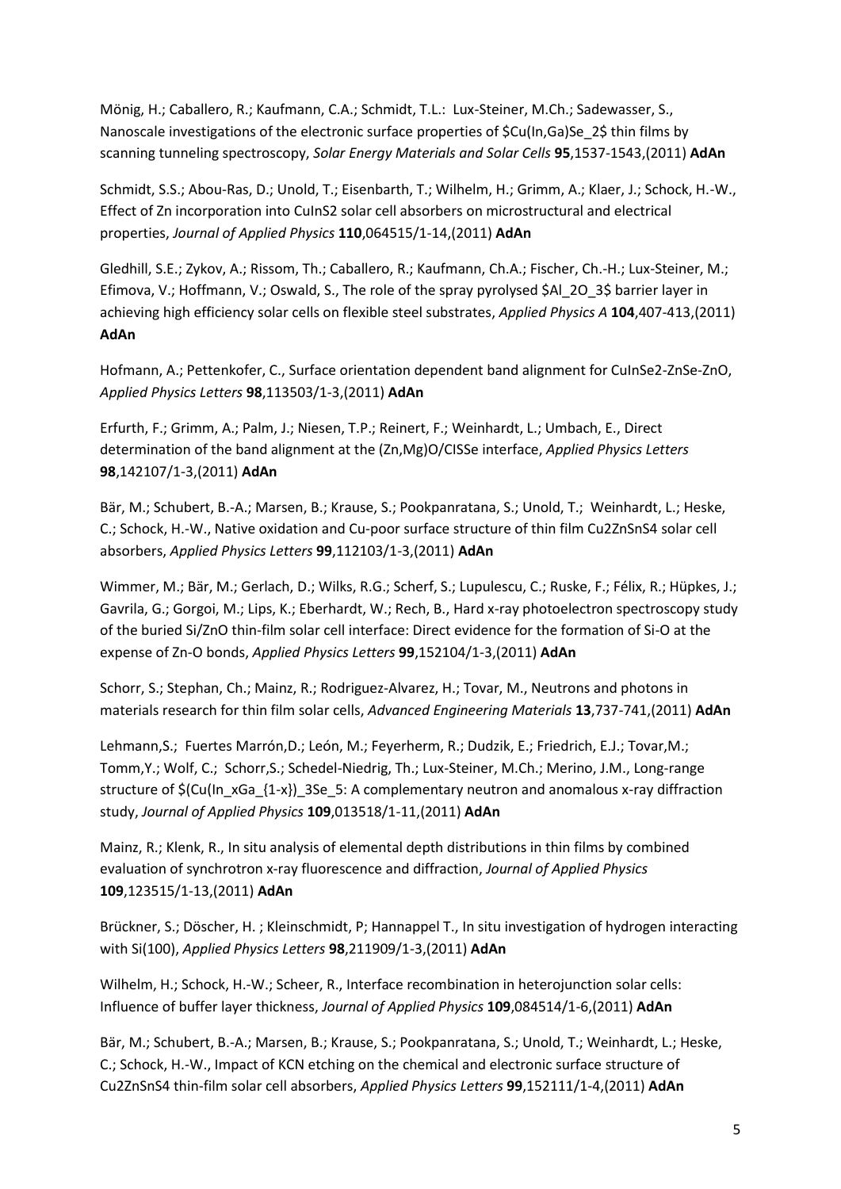Mönig, H.; Caballero, R.; Kaufmann, C.A.; Schmidt, T.L.: Lux-Steiner, M.Ch.; Sadewasser, S., Nanoscale investigations of the electronic surface properties of $Cu(In,Ga)Se_2$ thin films by scanning tunneling spectroscopy, *Solar Energy Materials and Solar Cells* **95**,1537-1543,(2011) **AdAn**

Schmidt, S.S.; Abou-Ras, D.; Unold, T.; Eisenbarth, T.; Wilhelm, H.; Grimm, A.; Klaer, J.; Schock, H.-W., Effect of Zn incorporation into CuInS2 solar cell absorbers on microstructural and electrical properties, *Journal of Applied Physics* **110**,064515/1-14,(2011) **AdAn**

Gledhill, S.E.; Zykov, A.; Rissom, Th.; Caballero, R.; Kaufmann, Ch.A.; Fischer, Ch.-H.; Lux-Steiner, M.; Efimova, V.; Hoffmann, V.; Oswald, S., The role of the spray pyrolysed $Al_2O_3$ barrier layer in achieving high efficiency solar cells on flexible steel substrates, *Applied Physics A* **104**,407-413,(2011) **AdAn**

Hofmann, A.; Pettenkofer, C., Surface orientation dependent band alignment for CuInSe2-ZnSe-ZnO, *Applied Physics Letters* **98**,113503/1-3,(2011) **AdAn**

Erfurth, F.; Grimm, A.; Palm, J.; Niesen, T.P.; Reinert, F.; Weinhardt, L.; Umbach, E., Direct determination of the band alignment at the (Zn,Mg)O/CISSe interface, *Applied Physics Letters* **98**,142107/1-3,(2011) **AdAn**

Bär, M.; Schubert, B.-A.; Marsen, B.; Krause, S.; Pookpanratana, S.; Unold, T.; Weinhardt, L.; Heske, C.; Schock, H.-W., Native oxidation and Cu-poor surface structure of thin film Cu2ZnSnS4 solar cell absorbers, *Applied Physics Letters* **99**,112103/1-3,(2011) **AdAn**

Wimmer, M.; Bär, M.; Gerlach, D.; Wilks, R.G.; Scherf, S.; Lupulescu, C.; Ruske, F.; Félix, R.; Hüpkes, J.; Gavrila, G.; Gorgoi, M.; Lips, K.; Eberhardt, W.; Rech, B., Hard x-ray photoelectron spectroscopy study of the buried Si/ZnO thin-film solar cell interface: Direct evidence for the formation of Si-O at the expense of Zn-O bonds, *Applied Physics Letters* **99**,152104/1-3,(2011) **AdAn**

Schorr, S.; Stephan, Ch.; Mainz, R.; Rodriguez-Alvarez, H.; Tovar, M., Neutrons and photons in materials research for thin film solar cells, *Advanced Engineering Materials* **13**,737-741,(2011) **AdAn**

Lehmann,S.; Fuertes Marrón,D.; León, M.; Feyerherm, R.; Dudzik, E.; Friedrich, E.J.; Tovar,M.; Tomm,Y.; Wolf, C.; Schorr,S.; Schedel-Niedrig, Th.; Lux-Steiner, M.Ch.; Merino, J.M., Long-range structure of $(Cu(In_xGa_{1-x})_3Se_5$: A complementary neutron and anomalous x-ray diffraction study, *Journal of Applied Physics* **109**,013518/1-11,(2011) **AdAn**

Mainz, R.; Klenk, R., In situ analysis of elemental depth distributions in thin films by combined evaluation of synchrotron x-ray fluorescence and diffraction, *Journal of Applied Physics* **109**,123515/1-13,(2011) **AdAn**

Brückner, S.; Döscher, H. ; Kleinschmidt, P; Hannappel T., In situ investigation of hydrogen interacting with Si(100), *Applied Physics Letters* **98**,211909/1-3,(2011) **AdAn**

Wilhelm, H.; Schock, H.-W.; Scheer, R., Interface recombination in heterojunction solar cells: Influence of buffer layer thickness, *Journal of Applied Physics* **109**,084514/1-6,(2011) **AdAn**

Bär, M.; Schubert, B.-A.; Marsen, B.; Krause, S.; Pookpanratana, S.; Unold, T.; Weinhardt, L.; Heske, C.; Schock, H.-W., Impact of KCN etching on the chemical and electronic surface structure of Cu2ZnSnS4 thin-film solar cell absorbers, *Applied Physics Letters* **99**,152111/1-4,(2011) **AdAn**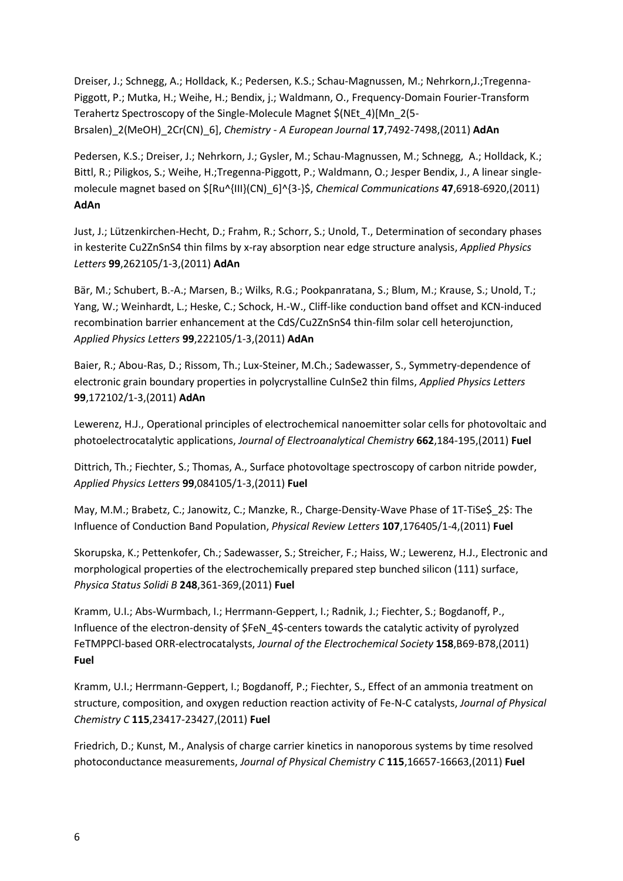Dreiser, J.; Schnegg, A.; Holldack, K.; Pedersen, K.S.; Schau-Magnussen, M.; Nehrkorn,J.;Tregenna-Piggott, P.; Mutka, H.; Weihe, H.; Bendix, j.; Waldmann, O., Frequency-Domain Fourier-Transform Terahertz Spectroscopy of the Single-Molecule Magnet $(NEt_4)[Mn_2(5-Brsalen)_2(MeOH)_2Cr(CN)_6]$, *Chemistry - A European Journal* **17**,7492-7498,(2011) **AdAn**

Pedersen, K.S.; Dreiser, J.; Nehrkorn, J.; Gysler, M.; Schau-Magnussen, M.; Schnegg, A.; Holldack, K.; Bittl, R.; Piligkos, S.; Weihe, H.;Tregenna-Piggott, P.; Waldmann, O.; Jesper Bendix, J., A linear single-molecule magnet based on $[Ru^{III}(CN)_6]^{3-}$, *Chemical Communications* **47**,6918-6920,(2011) **AdAn**

Just, J.; Lützenkirchen-Hecht, D.; Frahm, R.; Schorr, S.; Unold, T., Determination of secondary phases in kesterite Cu2ZnSnS4 thin films by x-ray absorption near edge structure analysis, *Applied Physics Letters* **99**,262105/1-3,(2011) **AdAn**

Bär, M.; Schubert, B.-A.; Marsen, B.; Wilks, R.G.; Pookpanratana, S.; Blum, M.; Krause, S.; Unold, T.; Yang, W.; Weinhardt, L.; Heske, C.; Schock, H.-W., Cliff-like conduction band offset and KCN-induced recombination barrier enhancement at the CdS/Cu2ZnSnS4 thin-film solar cell heterojunction, *Applied Physics Letters* **99**,222105/1-3,(2011) **AdAn**

Baier, R.; Abou-Ras, D.; Rissom, Th.; Lux-Steiner, M.Ch.; Sadewasser, S., Symmetry-dependence of electronic grain boundary properties in polycrystalline CuInSe2 thin films, *Applied Physics Letters* **99**,172102/1-3,(2011) **AdAn**

Lewerenz, H.J., Operational principles of electrochemical nanoemitter solar cells for photovoltaic and photoelectrocatalytic applications, *Journal of Electroanalytical Chemistry* **662**,184-195,(2011) **Fuel**

Dittrich, Th.; Fiechter, S.; Thomas, A., Surface photovoltage spectroscopy of carbon nitride powder, *Applied Physics Letters* **99**,084105/1-3,(2011) **Fuel**

May, M.M.; Brabetz, C.; Janowitz, C.; Manzke, R., Charge-Density-Wave Phase of 1T-TiSe$_2$: The Influence of Conduction Band Population, *Physical Review Letters* **107**,176405/1-4,(2011) **Fuel**

Skorupska, K.; Pettenkofer, Ch.; Sadewasser, S.; Streicher, F.; Haiss, W.; Lewerenz, H.J., Electronic and morphological properties of the electrochemically prepared step bunched silicon (111) surface, *Physica Status Solidi B* **248**,361-369,(2011) **Fuel**

Kramm, U.I.; Abs-Wurmbach, I.; Herrmann-Geppert, I.; Radnik, J.; Fiechter, S.; Bogdanoff, P., Influence of the electron-density of $FeN_4$-centers towards the catalytic activity of pyrolyzed FeTMPPCl-based ORR-electrocatalysts, *Journal of the Electrochemical Society* **158**,B69-B78,(2011) **Fuel**

Kramm, U.I.; Herrmann-Geppert, I.; Bogdanoff, P.; Fiechter, S., Effect of an ammonia treatment on structure, composition, and oxygen reduction reaction activity of Fe-N-C catalysts, *Journal of Physical Chemistry C* **115**,23417-23427,(2011) **Fuel**

Friedrich, D.; Kunst, M., Analysis of charge carrier kinetics in nanoporous systems by time resolved photoconductance measurements, *Journal of Physical Chemistry C* **115**,16657-16663,(2011) **Fuel**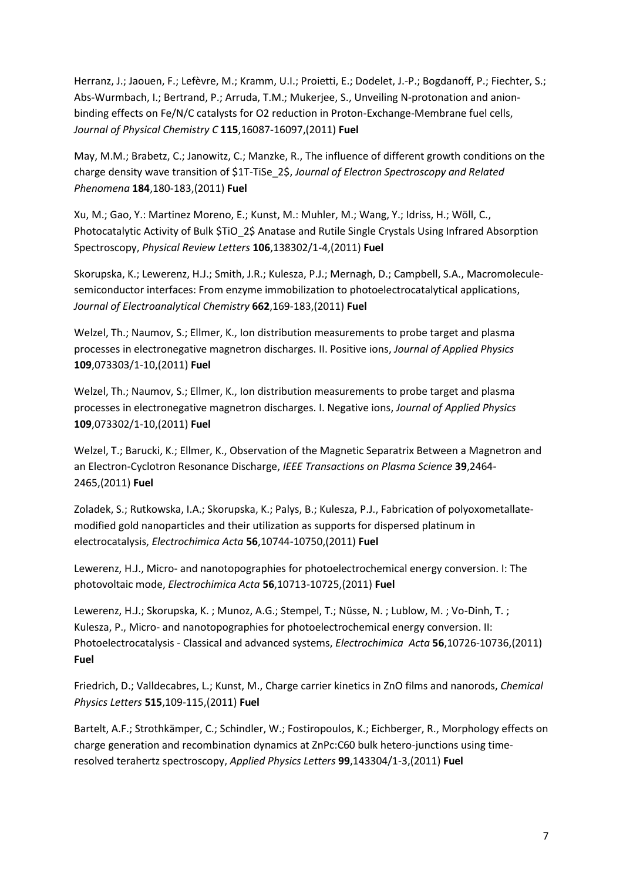Herranz, J.; Jaouen, F.; Lefèvre, M.; Kramm, U.I.; Proietti, E.; Dodelet, J.-P.; Bogdanoff, P.; Fiechter, S.; Abs-Wurmbach, I.; Bertrand, P.; Arruda, T.M.; Mukerjee, S., Unveiling N-protonation and anion-binding effects on Fe/N/C catalysts for O2 reduction in Proton-Exchange-Membrane fuel cells, *Journal of Physical Chemistry C* **115**,16087-16097,(2011) **Fuel**

May, M.M.; Brabetz, C.; Janowitz, C.; Manzke, R., The influence of different growth conditions on the charge density wave transition of $1T-TiSe_2$, *Journal of Electron Spectroscopy and Related Phenomena* **184**,180-183,(2011) **Fuel**

Xu, M.; Gao, Y.: Martinez Moreno, E.; Kunst, M.: Muhler, M.; Wang, Y.; Idriss, H.; Wöll, C., Photocatalytic Activity of Bulk $TiO_2$ Anatase and Rutile Single Crystals Using Infrared Absorption Spectroscopy, *Physical Review Letters* **106**,138302/1-4,(2011) **Fuel**

Skorupska, K.; Lewerenz, H.J.; Smith, J.R.; Kulesza, P.J.; Mernagh, D.; Campbell, S.A., Macromolecule-semiconductor interfaces: From enzyme immobilization to photoelectrocatalytical applications, *Journal of Electroanalytical Chemistry* **662**,169-183,(2011) **Fuel**

Welzel, Th.; Naumov, S.; Ellmer, K., Ion distribution measurements to probe target and plasma processes in electronegative magnetron discharges. II. Positive ions, *Journal of Applied Physics* **109**,073303/1-10,(2011) **Fuel**

Welzel, Th.; Naumov, S.; Ellmer, K., Ion distribution measurements to probe target and plasma processes in electronegative magnetron discharges. I. Negative ions, *Journal of Applied Physics* **109**,073302/1-10,(2011) **Fuel**

Welzel, T.; Barucki, K.; Ellmer, K., Observation of the Magnetic Separatrix Between a Magnetron and an Electron-Cyclotron Resonance Discharge, *IEEE Transactions on Plasma Science* **39**,2464-2465,(2011) **Fuel**

Zoladek, S.; Rutkowska, I.A.; Skorupska, K.; Palys, B.; Kulesza, P.J., Fabrication of polyoxometallate-modified gold nanoparticles and their utilization as supports for dispersed platinum in electrocatalysis, *Electrochimica Acta* **56**,10744-10750,(2011) **Fuel**

Lewerenz, H.J., Micro- and nanotopographies for photoelectrochemical energy conversion. I: The photovoltaic mode, *Electrochimica Acta* **56**,10713-10725,(2011) **Fuel**

Lewerenz, H.J.; Skorupska, K. ; Munoz, A.G.; Stempel, T.; Nüsse, N. ; Lublow, M. ; Vo-Dinh, T. ; Kulesza, P., Micro- and nanotopographies for photoelectrochemical energy conversion. II: Photoelectrocatalysis - Classical and advanced systems, *Electrochimica Acta* **56**,10726-10736,(2011) **Fuel**

Friedrich, D.; Valldecabres, L.; Kunst, M., Charge carrier kinetics in ZnO films and nanorods, *Chemical Physics Letters* **515**,109-115,(2011) **Fuel**

Bartelt, A.F.; Strothkämper, C.; Schindler, W.; Fostiropoulos, K.; Eichberger, R., Morphology effects on charge generation and recombination dynamics at ZnPc:C60 bulk hetero-junctions using time-resolved terahertz spectroscopy, *Applied Physics Letters* **99**,143304/1-3,(2011) **Fuel**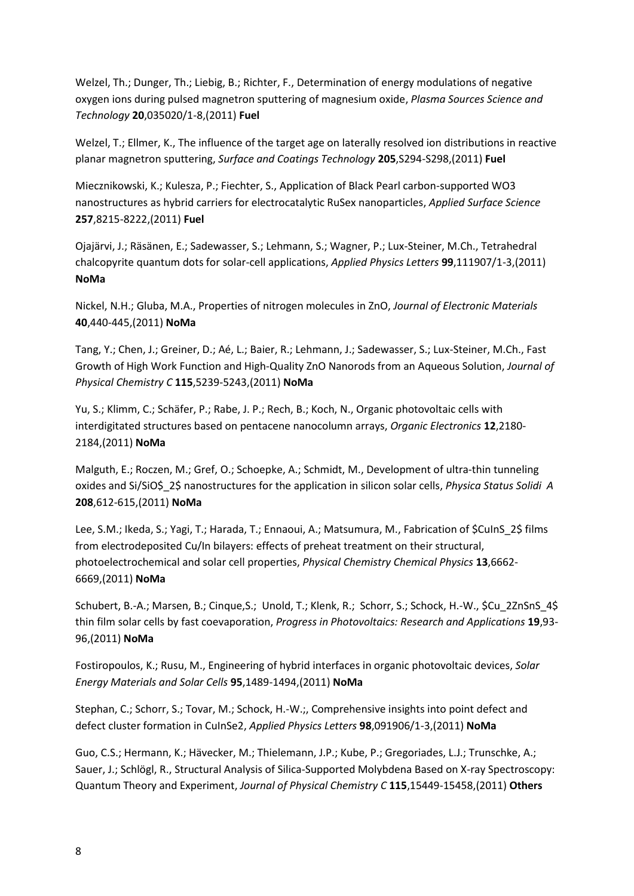Welzel, Th.; Dunger, Th.; Liebig, B.; Richter, F., Determination of energy modulations of negative oxygen ions during pulsed magnetron sputtering of magnesium oxide, *Plasma Sources Science and Technology* **20**,035020/1-8,(2011) **Fuel**

Welzel, T.; Ellmer, K., The influence of the target age on laterally resolved ion distributions in reactive planar magnetron sputtering, *Surface and Coatings Technology* **205**,S294-S298,(2011) **Fuel**

Miecznikowski, K.; Kulesza, P.; Fiechter, S., Application of Black Pearl carbon-supported WO3 nanostructures as hybrid carriers for electrocatalytic RuSex nanoparticles, *Applied Surface Science* **257**,8215-8222,(2011) **Fuel**

Ojajärvi, J.; Räsänen, E.; Sadewasser, S.; Lehmann, S.; Wagner, P.; Lux-Steiner, M.Ch., Tetrahedral chalcopyrite quantum dots for solar-cell applications, *Applied Physics Letters* **99**,111907/1-3,(2011) **NoMa**

Nickel, N.H.; Gluba, M.A., Properties of nitrogen molecules in ZnO, *Journal of Electronic Materials* **40**,440-445,(2011) **NoMa**

Tang, Y.; Chen, J.; Greiner, D.; Aé, L.; Baier, R.; Lehmann, J.; Sadewasser, S.; Lux-Steiner, M.Ch., Fast Growth of High Work Function and High-Quality ZnO Nanorods from an Aqueous Solution, *Journal of Physical Chemistry C* **115**,5239-5243,(2011) **NoMa**

Yu, S.; Klimm, C.; Schäfer, P.; Rabe, J. P.; Rech, B.; Koch, N., Organic photovoltaic cells with interdigitated structures based on pentacene nanocolumn arrays, *Organic Electronics* **12**,2180-2184,(2011) **NoMa**

Malguth, E.; Roczen, M.; Gref, O.; Schoepke, A.; Schmidt, M., Development of ultra-thin tunneling oxides and Si/$SiO_2$ nanostructures for the application in silicon solar cells, *Physica Status Solidi A* **208**,612-615,(2011) **NoMa**

Lee, S.M.; Ikeda, S.; Yagi, T.; Harada, T.; Ennaoui, A.; Matsumura, M., Fabrication of $CuInS_2$ films from electrodeposited Cu/In bilayers: effects of preheat treatment on their structural, photoelectrochemical and solar cell properties, *Physical Chemistry Chemical Physics* **13**,6662-6669,(2011) **NoMa**

Schubert, B.-A.; Marsen, B.; Cinque,S.; Unold, T.; Klenk, R.; Schorr, S.; Schock, H.-W., $Cu_2ZnSnS_4$ thin film solar cells by fast coevaporation, *Progress in Photovoltaics: Research and Applications* **19**,93-96,(2011) **NoMa**

Fostiropoulos, K.; Rusu, M., Engineering of hybrid interfaces in organic photovoltaic devices, *Solar Energy Materials and Solar Cells* **95**,1489-1494,(2011) **NoMa**

Stephan, C.; Schorr, S.; Tovar, M.; Schock, H.-W.;, Comprehensive insights into point defect and defect cluster formation in CuInSe2, *Applied Physics Letters* **98**,091906/1-3,(2011) **NoMa**

Guo, C.S.; Hermann, K.; Hävecker, M.; Thielemann, J.P.; Kube, P.; Gregoriades, L.J.; Trunschke, A.; Sauer, J.; Schlögl, R., Structural Analysis of Silica-Supported Molybdena Based on X-ray Spectroscopy: Quantum Theory and Experiment, *Journal of Physical Chemistry C* **115**,15449-15458,(2011) **Others**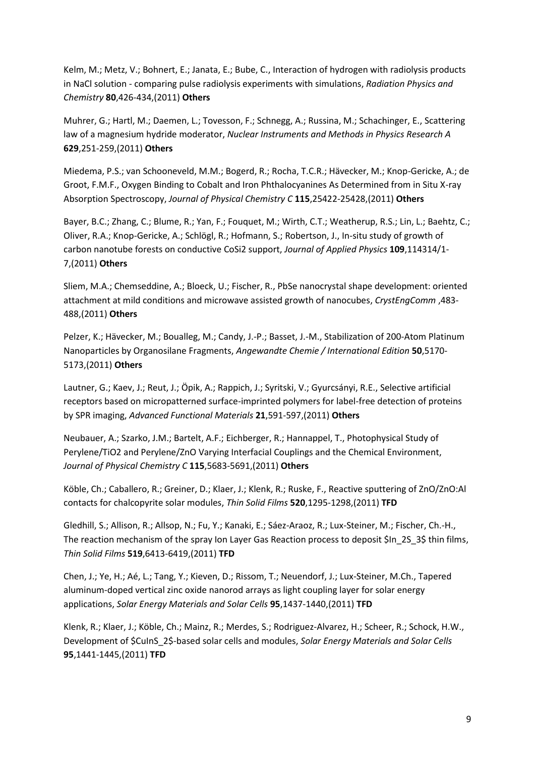Kelm, M.; Metz, V.; Bohnert, E.; Janata, E.; Bube, C., Interaction of hydrogen with radiolysis products in NaCl solution - comparing pulse radiolysis experiments with simulations, *Radiation Physics and Chemistry* **80**,426-434,(2011) **Others**

Muhrer, G.; Hartl, M.; Daemen, L.; Tovesson, F.; Schnegg, A.; Russina, M.; Schachinger, E., Scattering law of a magnesium hydride moderator, *Nuclear Instruments and Methods in Physics Research A* **629**,251-259,(2011) **Others**

Miedema, P.S.; van Schooneveld, M.M.; Bogerd, R.; Rocha, T.C.R.; Hävecker, M.; Knop-Gericke, A.; de Groot, F.M.F., Oxygen Binding to Cobalt and Iron Phthalocyanines As Determined from in Situ X-ray Absorption Spectroscopy, *Journal of Physical Chemistry C* **115**,25422-25428,(2011) **Others**

Bayer, B.C.; Zhang, C.; Blume, R.; Yan, F.; Fouquet, M.; Wirth, C.T.; Weatherup, R.S.; Lin, L.; Baehtz, C.; Oliver, R.A.; Knop-Gericke, A.; Schlögl, R.; Hofmann, S.; Robertson, J., In-situ study of growth of carbon nanotube forests on conductive CoSi2 support, *Journal of Applied Physics* **109**,114314/1-7,(2011) **Others**

Sliem, M.A.; Chemseddine, A.; Bloeck, U.; Fischer, R., PbSe nanocrystal shape development: oriented attachment at mild conditions and microwave assisted growth of nanocubes, *CrystEngComm* ,483-488,(2011) **Others**

Pelzer, K.; Hävecker, M.; Boualleg, M.; Candy, J.-P.; Basset, J.-M., Stabilization of 200-Atom Platinum Nanoparticles by Organosilane Fragments, *Angewandte Chemie / International Edition* **50**,5170-5173,(2011) **Others**

Lautner, G.; Kaev, J.; Reut, J.; Öpik, A.; Rappich, J.; Syritski, V.; Gyurcsányi, R.E., Selective artificial receptors based on micropatterned surface-imprinted polymers for label-free detection of proteins by SPR imaging, *Advanced Functional Materials* **21**,591-597,(2011) **Others**

Neubauer, A.; Szarko, J.M.; Bartelt, A.F.; Eichberger, R.; Hannappel, T., Photophysical Study of Perylene/TiO2 and Perylene/ZnO Varying Interfacial Couplings and the Chemical Environment, *Journal of Physical Chemistry C* **115**,5683-5691,(2011) **Others**

Köble, Ch.; Caballero, R.; Greiner, D.; Klaer, J.; Klenk, R.; Ruske, F., Reactive sputtering of ZnO/ZnO:Al contacts for chalcopyrite solar modules, *Thin Solid Films* **520**,1295-1298,(2011) **TFD**

Gledhill, S.; Allison, R.; Allsop, N.; Fu, Y.; Kanaki, E.; Sáez-Araoz, R.; Lux-Steiner, M.; Fischer, Ch.-H., The reaction mechanism of the spray Ion Layer Gas Reaction process to deposit $In_2S_3$ thin films, *Thin Solid Films* **519**,6413-6419,(2011) **TFD**

Chen, J.; Ye, H.; Aé, L.; Tang, Y.; Kieven, D.; Rissom, T.; Neuendorf, J.; Lux-Steiner, M.Ch., Tapered aluminum-doped vertical zinc oxide nanorod arrays as light coupling layer for solar energy applications, *Solar Energy Materials and Solar Cells* **95**,1437-1440,(2011) **TFD**

Klenk, R.; Klaer, J.; Köble, Ch.; Mainz, R.; Merdes, S.; Rodriguez-Alvarez, H.; Scheer, R.; Schock, H.W., Development of $CuInS_2$-based solar cells and modules, *Solar Energy Materials and Solar Cells* **95**,1441-1445,(2011) **TFD**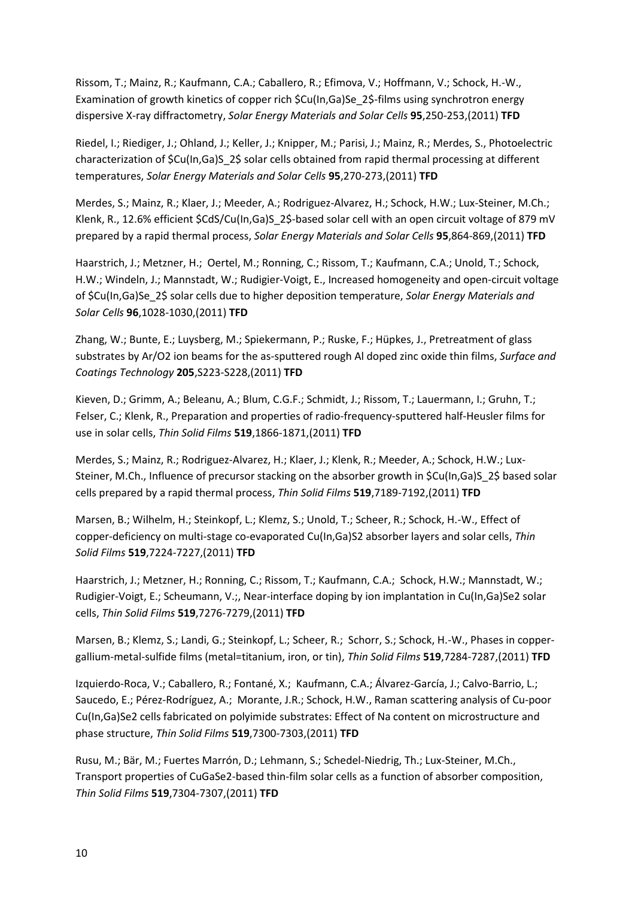Rissom, T.; Mainz, R.; Kaufmann, C.A.; Caballero, R.; Efimova, V.; Hoffmann, V.; Schock, H.-W., Examination of growth kinetics of copper rich $Cu(In,Ga)Se_2$-films using synchrotron energy dispersive X-ray diffractometry, *Solar Energy Materials and Solar Cells* **95**,250-253,(2011) **TFD**

Riedel, I.; Riediger, J.; Ohland, J.; Keller, J.; Knipper, M.; Parisi, J.; Mainz, R.; Merdes, S., Photoelectric characterization of $Cu(In,Ga)S_2$ solar cells obtained from rapid thermal processing at different temperatures, *Solar Energy Materials and Solar Cells* **95**,270-273,(2011) **TFD**

Merdes, S.; Mainz, R.; Klaer, J.; Meeder, A.; Rodriguez-Alvarez, H.; Schock, H.W.; Lux-Steiner, M.Ch.; Klenk, R., 12.6% efficient $CdS/Cu(In,Ga)S_2$-based solar cell with an open circuit voltage of 879 mV prepared by a rapid thermal process, *Solar Energy Materials and Solar Cells* **95**,864-869,(2011) **TFD**

Haarstrich, J.; Metzner, H.; Oertel, M.; Ronning, C.; Rissom, T.; Kaufmann, C.A.; Unold, T.; Schock, H.W.; Windeln, J.; Mannstadt, W.; Rudigier-Voigt, E., Increased homogeneity and open-circuit voltage of $Cu(In,Ga)Se_2$ solar cells due to higher deposition temperature, *Solar Energy Materials and Solar Cells* **96**,1028-1030,(2011) **TFD**

Zhang, W.; Bunte, E.; Luysberg, M.; Spiekermann, P.; Ruske, F.; Hüpkes, J., Pretreatment of glass substrates by Ar/O2 ion beams for the as-sputtered rough Al doped zinc oxide thin films, *Surface and Coatings Technology* **205**,S223-S228,(2011) **TFD**

Kieven, D.; Grimm, A.; Beleanu, A.; Blum, C.G.F.; Schmidt, J.; Rissom, T.; Lauermann, I.; Gruhn, T.; Felser, C.; Klenk, R., Preparation and properties of radio-frequency-sputtered half-Heusler films for use in solar cells, *Thin Solid Films* **519**,1866-1871,(2011) **TFD**

Merdes, S.; Mainz, R.; Rodriguez-Alvarez, H.; Klaer, J.; Klenk, R.; Meeder, A.; Schock, H.W.; Lux-Steiner, M.Ch., Influence of precursor stacking on the absorber growth in $Cu(In,Ga)S_2$ based solar cells prepared by a rapid thermal process, *Thin Solid Films* **519**,7189-7192,(2011) **TFD**

Marsen, B.; Wilhelm, H.; Steinkopf, L.; Klemz, S.; Unold, T.; Scheer, R.; Schock, H.-W., Effect of copper-deficiency on multi-stage co-evaporated Cu(In,Ga)S2 absorber layers and solar cells, *Thin Solid Films* **519**,7224-7227,(2011) **TFD**

Haarstrich, J.; Metzner, H.; Ronning, C.; Rissom, T.; Kaufmann, C.A.; Schock, H.W.; Mannstadt, W.; Rudigier-Voigt, E.; Scheumann, V.;, Near-interface doping by ion implantation in Cu(In,Ga)Se2 solar cells, *Thin Solid Films* **519**,7276-7279,(2011) **TFD**

Marsen, B.; Klemz, S.; Landi, G.; Steinkopf, L.; Scheer, R.; Schorr, S.; Schock, H.-W., Phases in copper-gallium-metal-sulfide films (metal=titanium, iron, or tin), *Thin Solid Films* **519**,7284-7287,(2011) **TFD**

Izquierdo-Roca, V.; Caballero, R.; Fontané, X.; Kaufmann, C.A.; Álvarez-García, J.; Calvo-Barrio, L.; Saucedo, E.; Pérez-Rodríguez, A.; Morante, J.R.; Schock, H.W., Raman scattering analysis of Cu-poor Cu(In,Ga)Se2 cells fabricated on polyimide substrates: Effect of Na content on microstructure and phase structure, *Thin Solid Films* **519**,7300-7303,(2011) **TFD**

Rusu, M.; Bär, M.; Fuertes Marrón, D.; Lehmann, S.; Schedel-Niedrig, Th.; Lux-Steiner, M.Ch., Transport properties of CuGaSe2-based thin-film solar cells as a function of absorber composition, *Thin Solid Films* **519**,7304-7307,(2011) **TFD**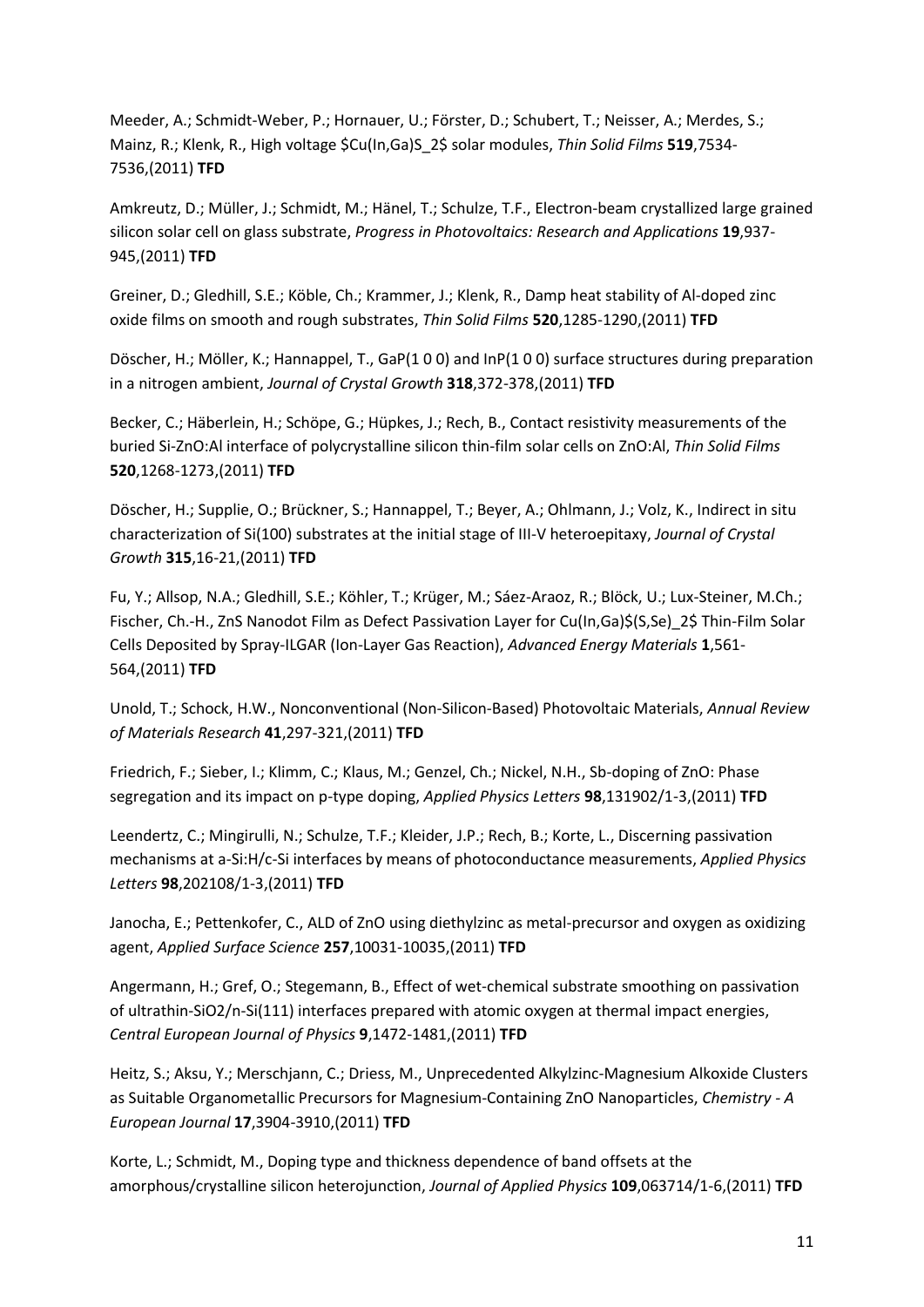Meeder, A.; Schmidt-Weber, P.; Hornauer, U.; Förster, D.; Schubert, T.; Neisser, A.; Merdes, S.; Mainz, R.; Klenk, R., High voltage $Cu(In,Ga)S_2$ solar modules, *Thin Solid Films* **519**,7534-7536,(2011) **TFD**

Amkreutz, D.; Müller, J.; Schmidt, M.; Hänel, T.; Schulze, T.F., Electron-beam crystallized large grained silicon solar cell on glass substrate, *Progress in Photovoltaics: Research and Applications* **19**,937-945,(2011) **TFD**

Greiner, D.; Gledhill, S.E.; Köble, Ch.; Krammer, J.; Klenk, R., Damp heat stability of Al-doped zinc oxide films on smooth and rough substrates, *Thin Solid Films* **520**,1285-1290,(2011) **TFD**

Döscher, H.; Möller, K.; Hannappel, T., GaP(1 0 0) and InP(1 0 0) surface structures during preparation in a nitrogen ambient, *Journal of Crystal Growth* **318**,372-378,(2011) **TFD**

Becker, C.; Häberlein, H.; Schöpe, G.; Hüpkes, J.; Rech, B., Contact resistivity measurements of the buried Si-ZnO:Al interface of polycrystalline silicon thin-film solar cells on ZnO:Al, *Thin Solid Films* **520**,1268-1273,(2011) **TFD**

Döscher, H.; Supplie, O.; Brückner, S.; Hannappel, T.; Beyer, A.; Ohlmann, J.; Volz, K., Indirect in situ characterization of Si(100) substrates at the initial stage of III-V heteroepitaxy, *Journal of Crystal Growth* **315**,16-21,(2011) **TFD**

Fu, Y.; Allsop, N.A.; Gledhill, S.E.; Köhler, T.; Krüger, M.; Sáez-Araoz, R.; Blöck, U.; Lux-Steiner, M.Ch.; Fischer, Ch.-H., ZnS Nanodot Film as Defect Passivation Layer for $Cu(In,Ga)(S,Se)_2$ Thin-Film Solar Cells Deposited by Spray-ILGAR (Ion-Layer Gas Reaction), *Advanced Energy Materials* **1**,561-564,(2011) **TFD**

Unold, T.; Schock, H.W., Nonconventional (Non-Silicon-Based) Photovoltaic Materials, *Annual Review of Materials Research* **41**,297-321,(2011) **TFD**

Friedrich, F.; Sieber, I.; Klimm, C.; Klaus, M.; Genzel, Ch.; Nickel, N.H., Sb-doping of ZnO: Phase segregation and its impact on p-type doping, *Applied Physics Letters* **98**,131902/1-3,(2011) **TFD**

Leendertz, C.; Mingirulli, N.; Schulze, T.F.; Kleider, J.P.; Rech, B.; Korte, L., Discerning passivation mechanisms at a-Si:H/c-Si interfaces by means of photoconductance measurements, *Applied Physics Letters* **98**,202108/1-3,(2011) **TFD**

Janocha, E.; Pettenkofer, C., ALD of ZnO using diethylzinc as metal-precursor and oxygen as oxidizing agent, *Applied Surface Science* **257**,10031-10035,(2011) **TFD**

Angermann, H.; Gref, O.; Stegemann, B., Effect of wet-chemical substrate smoothing on passivation of ultrathin-$SiO_2$/n-Si(111) interfaces prepared with atomic oxygen at thermal impact energies, *Central European Journal of Physics* **9**,1472-1481,(2011) **TFD**

Heitz, S.; Aksu, Y.; Merschjann, C.; Driess, M., Unprecedented Alkylzinc-Magnesium Alkoxide Clusters as Suitable Organometallic Precursors for Magnesium-Containing ZnO Nanoparticles, *Chemistry - A European Journal* **17**,3904-3910,(2011) **TFD**

Korte, L.; Schmidt, M., Doping type and thickness dependence of band offsets at the amorphous/crystalline silicon heterojunction, *Journal of Applied Physics* **109**,063714/1-6,(2011) **TFD**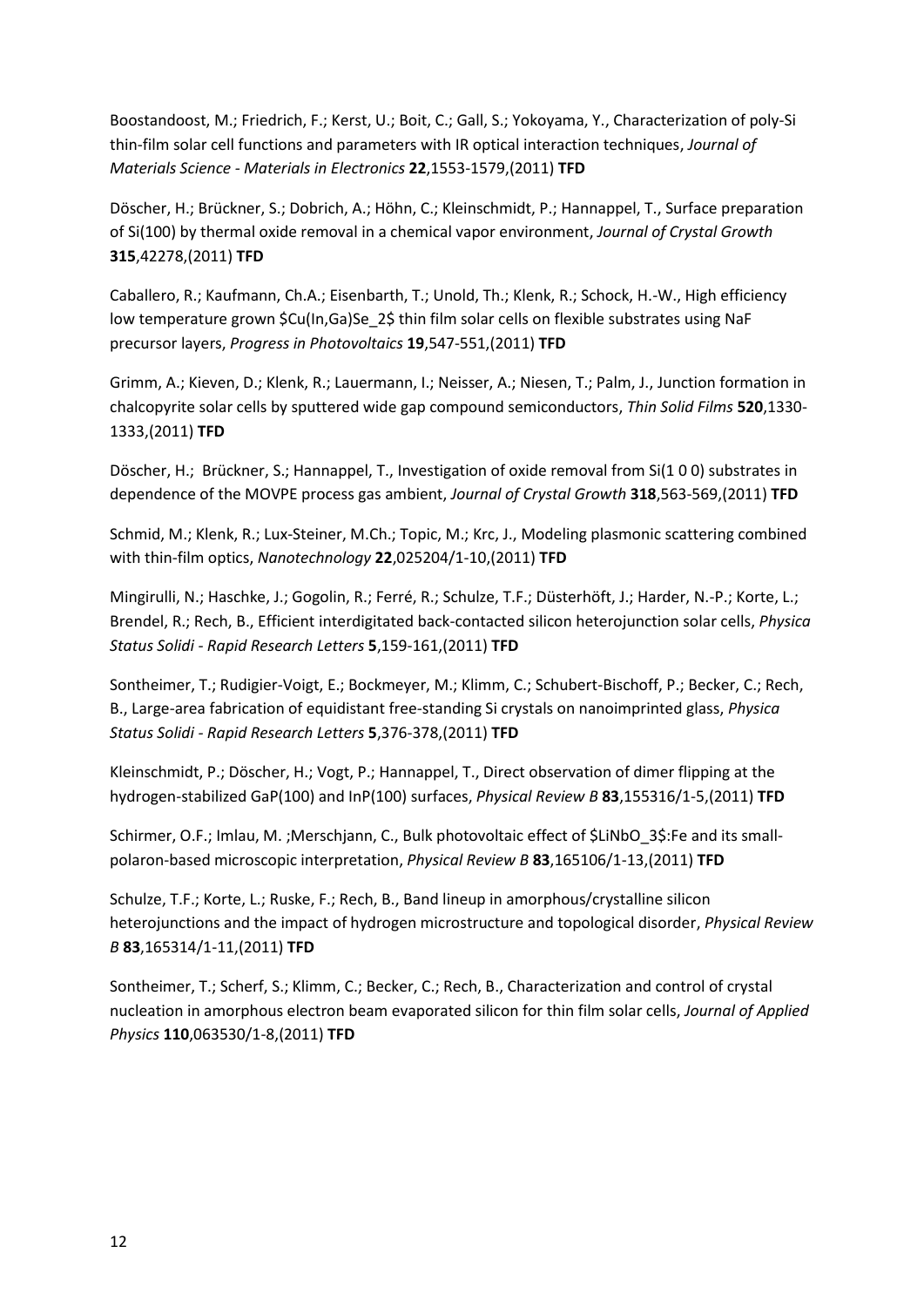Boostandoost, M.; Friedrich, F.; Kerst, U.; Boit, C.; Gall, S.; Yokoyama, Y., Characterization of poly-Si thin-film solar cell functions and parameters with IR optical interaction techniques, *Journal of Materials Science - Materials in Electronics* **22**,1553-1579,(2011) **TFD**

Döscher, H.; Brückner, S.; Dobrich, A.; Höhn, C.; Kleinschmidt, P.; Hannappel, T., Surface preparation of Si(100) by thermal oxide removal in a chemical vapor environment, *Journal of Crystal Growth* **315**,42278,(2011) **TFD**

Caballero, R.; Kaufmann, Ch.A.; Eisenbarth, T.; Unold, Th.; Klenk, R.; Schock, H.-W., High efficiency low temperature grown $Cu(In,Ga)Se_2$ thin film solar cells on flexible substrates using NaF precursor layers, *Progress in Photovoltaics* **19**,547-551,(2011) **TFD**

Grimm, A.; Kieven, D.; Klenk, R.; Lauermann, I.; Neisser, A.; Niesen, T.; Palm, J., Junction formation in chalcopyrite solar cells by sputtered wide gap compound semiconductors, *Thin Solid Films* **520**,1330-1333,(2011) **TFD**

Döscher, H.; Brückner, S.; Hannappel, T., Investigation of oxide removal from Si(1 0 0) substrates in dependence of the MOVPE process gas ambient, *Journal of Crystal Growth* **318**,563-569,(2011) **TFD**

Schmid, M.; Klenk, R.; Lux-Steiner, M.Ch.; Topic, M.; Krc, J., Modeling plasmonic scattering combined with thin-film optics, *Nanotechnology* **22**,025204/1-10,(2011) **TFD**

Mingirulli, N.; Haschke, J.; Gogolin, R.; Ferré, R.; Schulze, T.F.; Düsterhöft, J.; Harder, N.-P.; Korte, L.; Brendel, R.; Rech, B., Efficient interdigitated back-contacted silicon heterojunction solar cells, *Physica Status Solidi - Rapid Research Letters* **5**,159-161,(2011) **TFD**

Sontheimer, T.; Rudigier-Voigt, E.; Bockmeyer, M.; Klimm, C.; Schubert-Bischoff, P.; Becker, C.; Rech, B., Large-area fabrication of equidistant free-standing Si crystals on nanoimprinted glass, *Physica Status Solidi - Rapid Research Letters* **5**,376-378,(2011) **TFD**

Kleinschmidt, P.; Döscher, H.; Vogt, P.; Hannappel, T., Direct observation of dimer flipping at the hydrogen-stabilized GaP(100) and InP(100) surfaces, *Physical Review B* **83**,155316/1-5,(2011) **TFD**

Schirmer, O.F.; Imlau, M. ;Merschjann, C., Bulk photovoltaic effect of $LiNbO_3$:Fe and its small-polaron-based microscopic interpretation, *Physical Review B* **83**,165106/1-13,(2011) **TFD**

Schulze, T.F.; Korte, L.; Ruske, F.; Rech, B., Band lineup in amorphous/crystalline silicon heterojunctions and the impact of hydrogen microstructure and topological disorder, *Physical Review B* **83**,165314/1-11,(2011) **TFD**

Sontheimer, T.; Scherf, S.; Klimm, C.; Becker, C.; Rech, B., Characterization and control of crystal nucleation in amorphous electron beam evaporated silicon for thin film solar cells, *Journal of Applied Physics* **110**,063530/1-8,(2011) **TFD**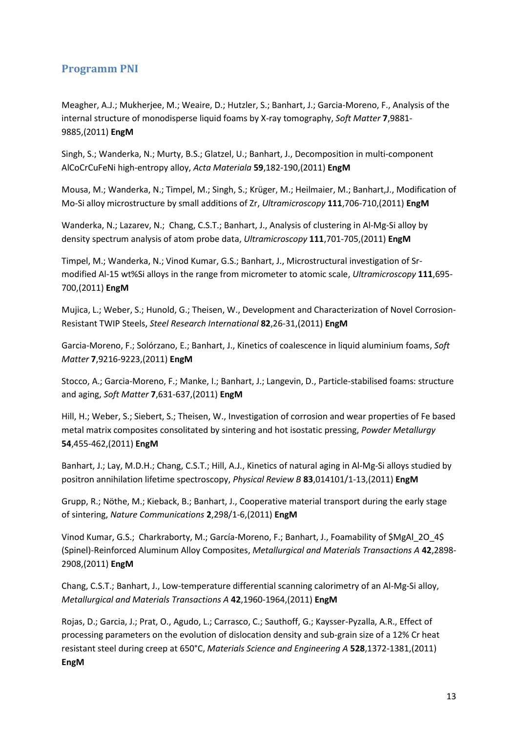## Programm PNI

Meagher, A.J.; Mukherjee, M.; Weaire, D.; Hutzler, S.; Banhart, J.; Garcia-Moreno, F., Analysis of the internal structure of monodisperse liquid foams by X-ray tomography, *Soft Matter* **7**,9881-9885,(2011) **EngM**

Singh, S.; Wanderka, N.; Murty, B.S.; Glatzel, U.; Banhart, J., Decomposition in multi-component AlCoCrCuFeNi high-entropy alloy, *Acta Materiala* **59**,182-190,(2011) **EngM**

Mousa, M.; Wanderka, N.; Timpel, M.; Singh, S.; Krüger, M.; Heilmaier, M.; Banhart,J., Modification of Mo-Si alloy microstructure by small additions of Zr, *Ultramicroscopy* **111**,706-710,(2011) **EngM**

Wanderka, N.; Lazarev, N.; Chang, C.S.T.; Banhart, J., Analysis of clustering in Al-Mg-Si alloy by density spectrum analysis of atom probe data, *Ultramicroscopy* **111**,701-705,(2011) **EngM**

Timpel, M.; Wanderka, N.; Vinod Kumar, G.S.; Banhart, J., Microstructural investigation of Sr-modified Al-15 wt%Si alloys in the range from micrometer to atomic scale, *Ultramicroscopy* **111**,695-700,(2011) **EngM**

Mujica, L.; Weber, S.; Hunold, G.; Theisen, W., Development and Characterization of Novel Corrosion-Resistant TWIP Steels, *Steel Research International* **82**,26-31,(2011) **EngM**

Garcia-Moreno, F.; Solórzano, E.; Banhart, J., Kinetics of coalescence in liquid aluminium foams, *Soft Matter* **7**,9216-9223,(2011) **EngM**

Stocco, A.; Garcia-Moreno, F.; Manke, I.; Banhart, J.; Langevin, D., Particle-stabilised foams: structure and aging, *Soft Matter* **7**,631-637,(2011) **EngM**

Hill, H.; Weber, S.; Siebert, S.; Theisen, W., Investigation of corrosion and wear properties of Fe based metal matrix composites consolitated by sintering and hot isostatic pressing, *Powder Metallurgy* **54**,455-462,(2011) **EngM**

Banhart, J.; Lay, M.D.H.; Chang, C.S.T.; Hill, A.J., Kinetics of natural aging in Al-Mg-Si alloys studied by positron annihilation lifetime spectroscopy, *Physical Review B* **83**,014101/1-13,(2011) **EngM**

Grupp, R.; Nöthe, M.; Kieback, B.; Banhart, J., Cooperative material transport during the early stage of sintering, *Nature Communications* **2**,298/1-6,(2011) **EngM**

Vinod Kumar, G.S.; Charkraborty, M.; García-Moreno, F.; Banhart, J., Foamability of $MgAl_2O_4$ (Spinel)-Reinforced Aluminum Alloy Composites, *Metallurgical and Materials Transactions A* **42**,2898-2908,(2011) **EngM**

Chang, C.S.T.; Banhart, J., Low-temperature differential scanning calorimetry of an Al-Mg-Si alloy, *Metallurgical and Materials Transactions A* **42**,1960-1964,(2011) **EngM**

Rojas, D.; Garcia, J.; Prat, O., Agudo, L.; Carrasco, C.; Sauthoff, G.; Kaysser-Pyzalla, A.R., Effect of processing parameters on the evolution of dislocation density and sub-grain size of a 12% Cr heat resistant steel during creep at 650°C, *Materials Science and Engineering A* **528**,1372-1381,(2011) **EngM**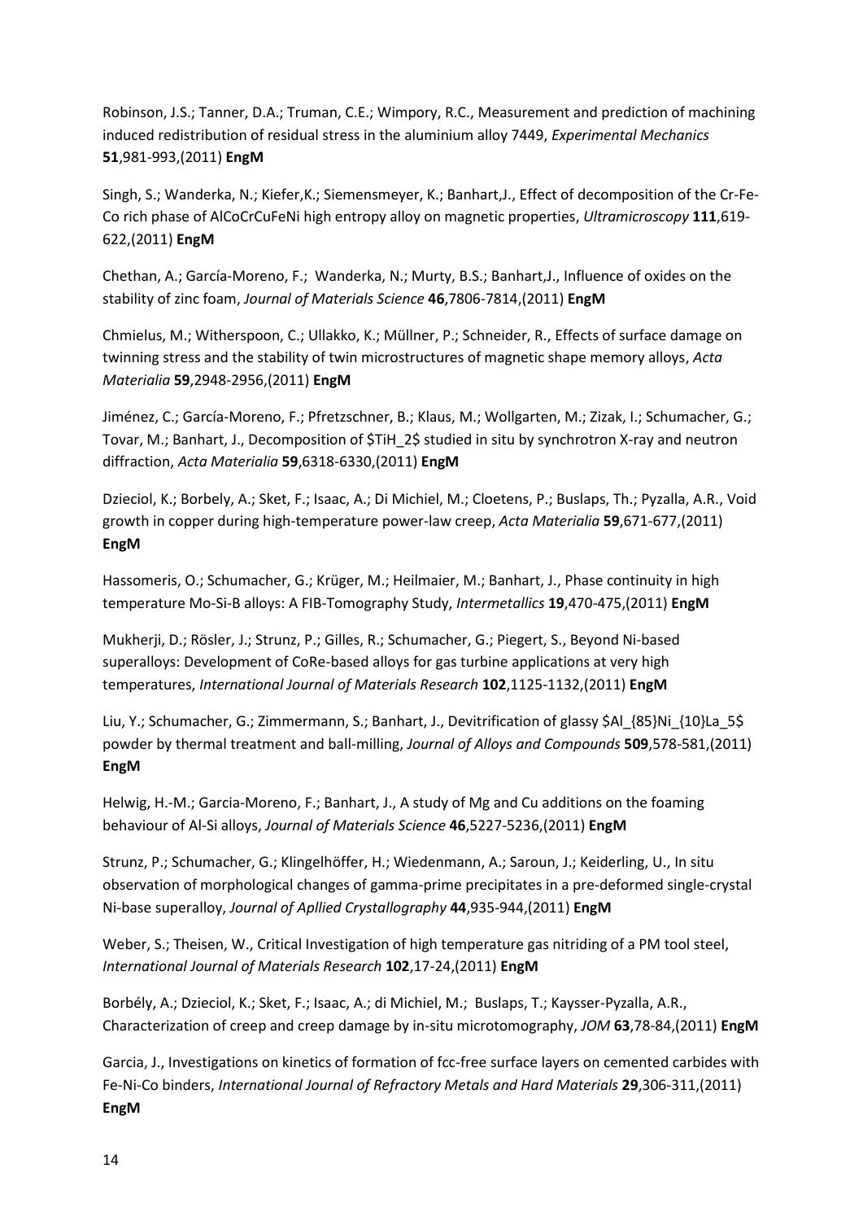Robinson, J.S.; Tanner, D.A.; Truman, C.E.; Wimpory, R.C., Measurement and prediction of machining induced redistribution of residual stress in the aluminium alloy 7449, *Experimental Mechanics* **51**,981-993,(2011) **EngM**

Singh, S.; Wanderka, N.; Kiefer,K.; Siemensmeyer, K.; Banhart,J., Effect of decomposition of the Cr-Fe-Co rich phase of AlCoCrCuFeNi high entropy alloy on magnetic properties, *Ultramicroscopy* **111**,619-622,(2011) **EngM**

Chethan, A.; García-Moreno, F.; Wanderka, N.; Murty, B.S.; Banhart,J., Influence of oxides on the stability of zinc foam, *Journal of Materials Science* **46**,7806-7814,(2011) **EngM**

Chmielus, M.; Witherspoon, C.; Ullakko, K.; Müllner, P.; Schneider, R., Effects of surface damage on twinning stress and the stability of twin microstructures of magnetic shape memory alloys, *Acta Materialia* **59**,2948-2956,(2011) **EngM**

Jiménez, C.; García-Moreno, F.; Pfretzschner, B.; Klaus, M.; Wollgarten, M.; Zizak, I.; Schumacher, G.; Tovar, M.; Banhart, J., Decomposition of $TiH_2$ studied in situ by synchrotron X-ray and neutron diffraction, *Acta Materialia* **59**,6318-6330,(2011) **EngM**

Dzieciol, K.; Borbely, A.; Sket, F.; Isaac, A.; Di Michiel, M.; Cloetens, P.; Buslaps, Th.; Pyzalla, A.R., Void growth in copper during high-temperature power-law creep, *Acta Materialia* **59**,671-677,(2011) **EngM**

Hassomeris, O.; Schumacher, G.; Krüger, M.; Heilmaier, M.; Banhart, J., Phase continuity in high temperature Mo-Si-B alloys: A FIB-Tomography Study, *Intermetallics* **19**,470-475,(2011) **EngM**

Mukherji, D.; Rösler, J.; Strunz, P.; Gilles, R.; Schumacher, G.; Piegert, S., Beyond Ni-based superalloys: Development of CoRe-based alloys for gas turbine applications at very high temperatures, *International Journal of Materials Research* **102**,1125-1132,(2011) **EngM**

Liu, Y.; Schumacher, G.; Zimmermann, S.; Banhart, J., Devitrification of glassy $Al_{85}Ni_{10}La_5$ powder by thermal treatment and ball-milling, *Journal of Alloys and Compounds* **509**,578-581,(2011) **EngM**

Helwig, H.-M.; Garcia-Moreno, F.; Banhart, J., A study of Mg and Cu additions on the foaming behaviour of Al-Si alloys, *Journal of Materials Science* **46**,5227-5236,(2011) **EngM**

Strunz, P.; Schumacher, G.; Klingelhöffer, H.; Wiedenmann, A.; Saroun, J.; Keiderling, U., In situ observation of morphological changes of gamma-prime precipitates in a pre-deformed single-crystal Ni-base superalloy, *Journal of Apllied Crystallography* **44**,935-944,(2011) **EngM**

Weber, S.; Theisen, W., Critical Investigation of high temperature gas nitriding of a PM tool steel, *International Journal of Materials Research* **102**,17-24,(2011) **EngM**

Borbély, A.; Dzieciol, K.; Sket, F.; Isaac, A.; di Michiel, M.; Buslaps, T.; Kaysser-Pyzalla, A.R., Characterization of creep and creep damage by in-situ microtomography, *JOM* **63**,78-84,(2011) **EngM**

Garcia, J., Investigations on kinetics of formation of fcc-free surface layers on cemented carbides with Fe-Ni-Co binders, *International Journal of Refractory Metals and Hard Materials* **29**,306-311,(2011) **EngM**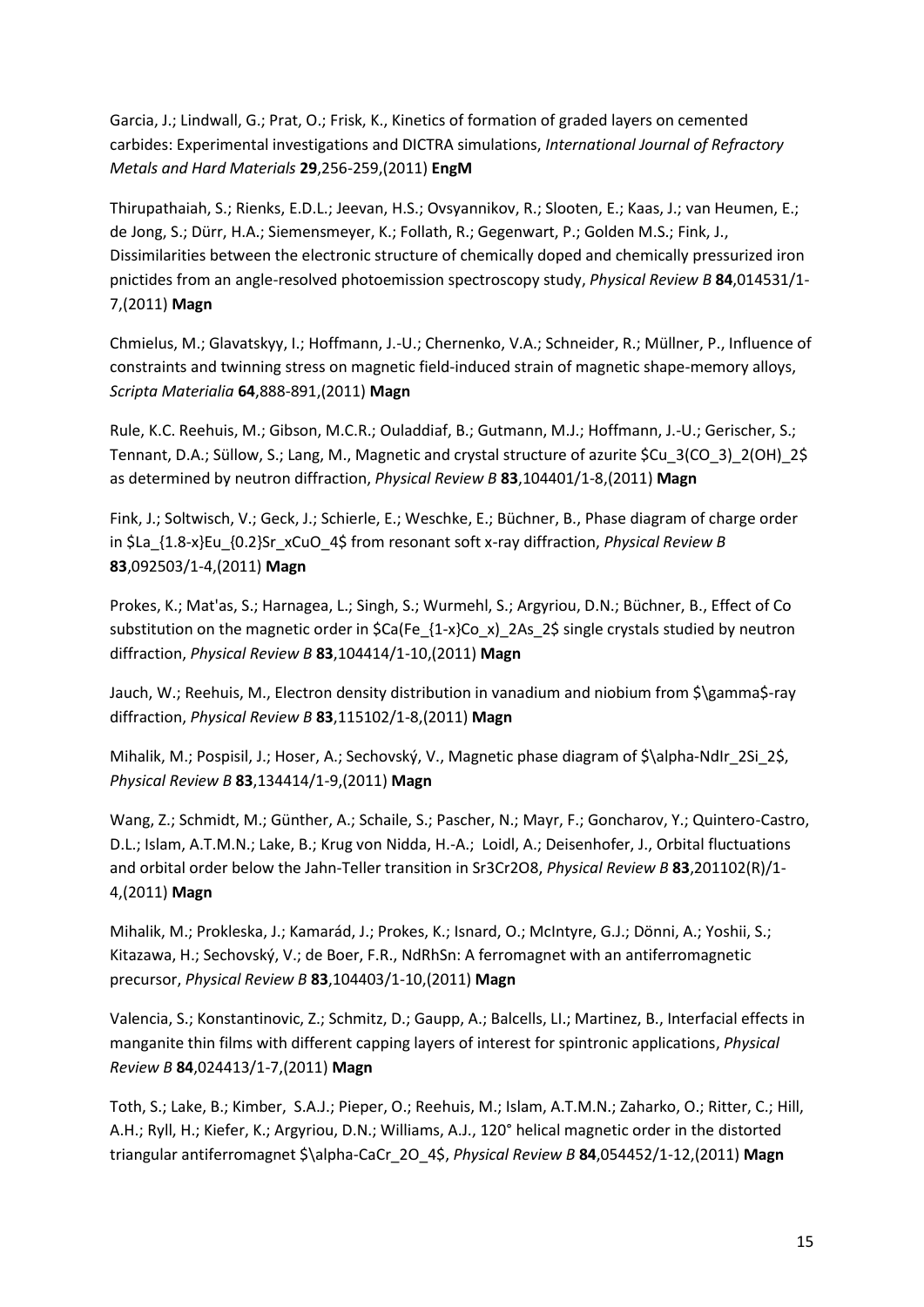Garcia, J.; Lindwall, G.; Prat, O.; Frisk, K., Kinetics of formation of graded layers on cemented carbides: Experimental investigations and DICTRA simulations, *International Journal of Refractory Metals and Hard Materials* **29**,256-259,(2011) **EngM**

Thirupathaiah, S.; Rienks, E.D.L.; Jeevan, H.S.; Ovsyannikov, R.; Slooten, E.; Kaas, J.; van Heumen, E.; de Jong, S.; Dürr, H.A.; Siemensmeyer, K.; Follath, R.; Gegenwart, P.; Golden M.S.; Fink, J., Dissimilarities between the electronic structure of chemically doped and chemically pressurized iron pnictides from an angle-resolved photoemission spectroscopy study, *Physical Review B* **84**,014531/1-7,(2011) **Magn**

Chmielus, M.; Glavatskyy, I.; Hoffmann, J.-U.; Chernenko, V.A.; Schneider, R.; Müllner, P., Influence of constraints and twinning stress on magnetic field-induced strain of magnetic shape-memory alloys, *Scripta Materialia* **64**,888-891,(2011) **Magn**

Rule, K.C. Reehuis, M.; Gibson, M.C.R.; Ouladdiaf, B.; Gutmann, M.J.; Hoffmann, J.-U.; Gerischer, S.; Tennant, D.A.; Süllow, S.; Lang, M., Magnetic and crystal structure of azurite $Cu_3(CO_3)_2(OH)_2$ as determined by neutron diffraction, *Physical Review B* **83**,104401/1-8,(2011) **Magn**

Fink, J.; Soltwisch, V.; Geck, J.; Schierle, E.; Weschke, E.; Büchner, B., Phase diagram of charge order in $La_{1.8-x}Eu_{0.2}Sr_xCuO_4$ from resonant soft x-ray diffraction, *Physical Review B* **83**,092503/1-4,(2011) **Magn**

Prokes, K.; Mat'as, S.; Harnagea, L.; Singh, S.; Wurmehl, S.; Argyriou, D.N.; Büchner, B., Effect of Co substitution on the magnetic order in $Ca(Fe_{1-x}Co_x)_2As_2$ single crystals studied by neutron diffraction, *Physical Review B* **83**,104414/1-10,(2011) **Magn**

Jauch, W.; Reehuis, M., Electron density distribution in vanadium and niobium from $\gamma$-ray diffraction, *Physical Review B* **83**,115102/1-8,(2011) **Magn**

Mihalik, M.; Pospisil, J.; Hoser, A.; Sechovský, V., Magnetic phase diagram of $\alpha$-$NdIr_2Si_2$, *Physical Review B* **83**,134414/1-9,(2011) **Magn**

Wang, Z.; Schmidt, M.; Günther, A.; Schaile, S.; Pascher, N.; Mayr, F.; Goncharov, Y.; Quintero-Castro, D.L.; Islam, A.T.M.N.; Lake, B.; Krug von Nidda, H.-A.; Loidl, A.; Deisenhofer, J., Orbital fluctuations and orbital order below the Jahn-Teller transition in $Sr_3Cr_2O_8$, *Physical Review B* **83**,201102(R)/1-4,(2011) **Magn**

Mihalik, M.; Prokleska, J.; Kamarád, J.; Prokes, K.; Isnard, O.; McIntyre, G.J.; Dönni, A.; Yoshii, S.; Kitazawa, H.; Sechovský, V.; de Boer, F.R., NdRhSn: A ferromagnet with an antiferromagnetic precursor, *Physical Review B* **83**,104403/1-10,(2011) **Magn**

Valencia, S.; Konstantinovic, Z.; Schmitz, D.; Gaupp, A.; Balcells, Ll.; Martinez, B., Interfacial effects in manganite thin films with different capping layers of interest for spintronic applications, *Physical Review B* **84**,024413/1-7,(2011) **Magn**

Toth, S.; Lake, B.; Kimber, S.A.J.; Pieper, O.; Reehuis, M.; Islam, A.T.M.N.; Zaharko, O.; Ritter, C.; Hill, A.H.; Ryll, H.; Kiefer, K.; Argyriou, D.N.; Williams, A.J., 120° helical magnetic order in the distorted triangular antiferromagnet $\alpha$-$CaCr_2O_4$, *Physical Review B* **84**,054452/1-12,(2011) **Magn**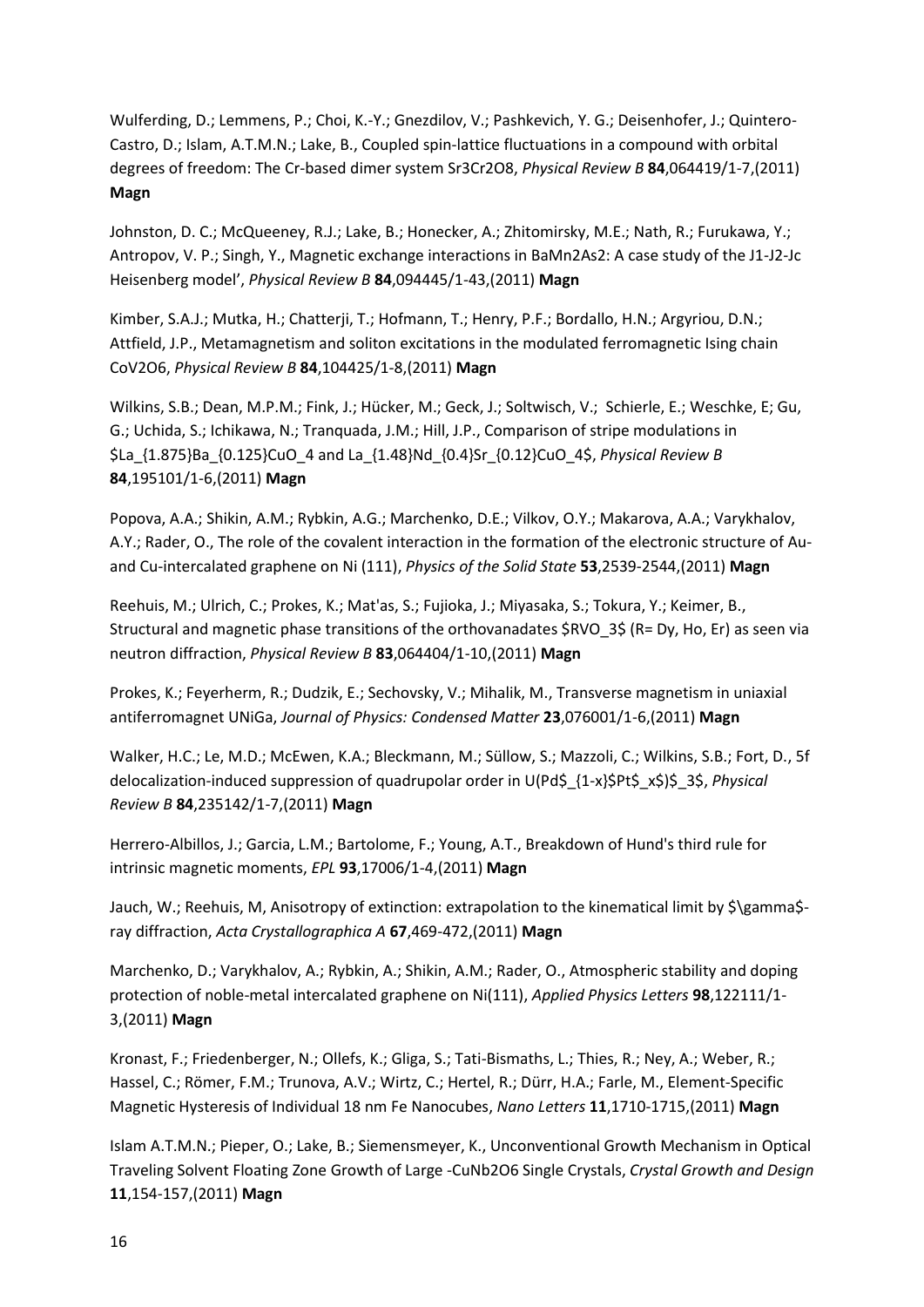Wulferding, D.; Lemmens, P.; Choi, K.-Y.; Gnezdilov, V.; Pashkevich, Y. G.; Deisenhofer, J.; Quintero-Castro, D.; Islam, A.T.M.N.; Lake, B., Coupled spin-lattice fluctuations in a compound with orbital degrees of freedom: The Cr-based dimer system $Sr_3Cr_2O_8$, *Physical Review B* **84**,064419/1-7,(2011) **Magn**

Johnston, D. C.; McQueeney, R.J.; Lake, B.; Honecker, A.; Zhitomirsky, M.E.; Nath, R.; Furukawa, Y.; Antropov, V. P.; Singh, Y., Magnetic exchange interactions in $BaMn_2As_2$: A case study of the $J_1$-$J_2$-$J_c$ Heisenberg model', *Physical Review B* **84**,094445/1-43,(2011) **Magn**

Kimber, S.A.J.; Mutka, H.; Chatterji, T.; Hofmann, T.; Henry, P.F.; Bordallo, H.N.; Argyriou, D.N.; Attfield, J.P., Metamagnetism and soliton excitations in the modulated ferromagnetic Ising chain $CoV_2O_6$, *Physical Review B* **84**,104425/1-8,(2011) **Magn**

Wilkins, S.B.; Dean, M.P.M.; Fink, J.; Hücker, M.; Geck, J.; Soltwisch, V.; Schierle, E.; Weschke, E; Gu, G.; Uchida, S.; Ichikawa, N.; Tranquada, J.M.; Hill, J.P., Comparison of stripe modulations in $La_{1.875}Ba_{0.125}CuO_4$ and $La_{1.48}Nd_{0.4}Sr_{0.12}CuO_4$, *Physical Review B* **84**,195101/1-6,(2011) **Magn**

Popova, A.A.; Shikin, A.M.; Rybkin, A.G.; Marchenko, D.E.; Vilkov, O.Y.; Makarova, A.A.; Varykhalov, A.Y.; Rader, O., The role of the covalent interaction in the formation of the electronic structure of Au- and Cu-intercalated graphene on Ni (111), *Physics of the Solid State* **53**,2539-2544,(2011) **Magn**

Reehuis, M.; Ulrich, C.; Prokes, K.; Mat'as, S.; Fujioka, J.; Miyasaka, S.; Tokura, Y.; Keimer, B., Structural and magnetic phase transitions of the orthovanadates $RVO_3$ (R= Dy, Ho, Er) as seen via neutron diffraction, *Physical Review B* **83**,064404/1-10,(2011) **Magn**

Prokes, K.; Feyerherm, R.; Dudzik, E.; Sechovsky, V.; Mihalik, M., Transverse magnetism in uniaxial antiferromagnet UNiGa, *Journal of Physics: Condensed Matter* **23**,076001/1-6,(2011) **Magn**

Walker, H.C.; Le, M.D.; McEwen, K.A.; Bleckmann, M.; Süllow, S.; Mazzoli, C.; Wilkins, S.B.; Fort, D., 5f delocalization-induced suppression of quadrupolar order in $U(Pd_{1-x}Pt_x)_3$, *Physical Review B* **84**,235142/1-7,(2011) **Magn**

Herrero-Albillos, J.; Garcia, L.M.; Bartolome, F.; Young, A.T., Breakdown of Hund's third rule for intrinsic magnetic moments, *EPL* **93**,17006/1-4,(2011) **Magn**

Jauch, W.; Reehuis, M, Anisotropy of extinction: extrapolation to the kinematical limit by $\gamma$-ray diffraction, *Acta Crystallographica A* **67**,469-472,(2011) **Magn**

Marchenko, D.; Varykhalov, A.; Rybkin, A.; Shikin, A.M.; Rader, O., Atmospheric stability and doping protection of noble-metal intercalated graphene on Ni(111), *Applied Physics Letters* **98**,122111/1-3,(2011) **Magn**

Kronast, F.; Friedenberger, N.; Ollefs, K.; Gliga, S.; Tati-Bismaths, L.; Thies, R.; Ney, A.; Weber, R.; Hassel, C.; Römer, F.M.; Trunova, A.V.; Wirtz, C.; Hertel, R.; Dürr, H.A.; Farle, M., Element-Specific Magnetic Hysteresis of Individual 18 nm Fe Nanocubes, *Nano Letters* **11**,1710-1715,(2011) **Magn**

Islam A.T.M.N.; Pieper, O.; Lake, B.; Siemensmeyer, K., Unconventional Growth Mechanism in Optical Traveling Solvent Floating Zone Growth of Large -$CuNb_2O_6$ Single Crystals, *Crystal Growth and Design* **11**,154-157,(2011) **Magn**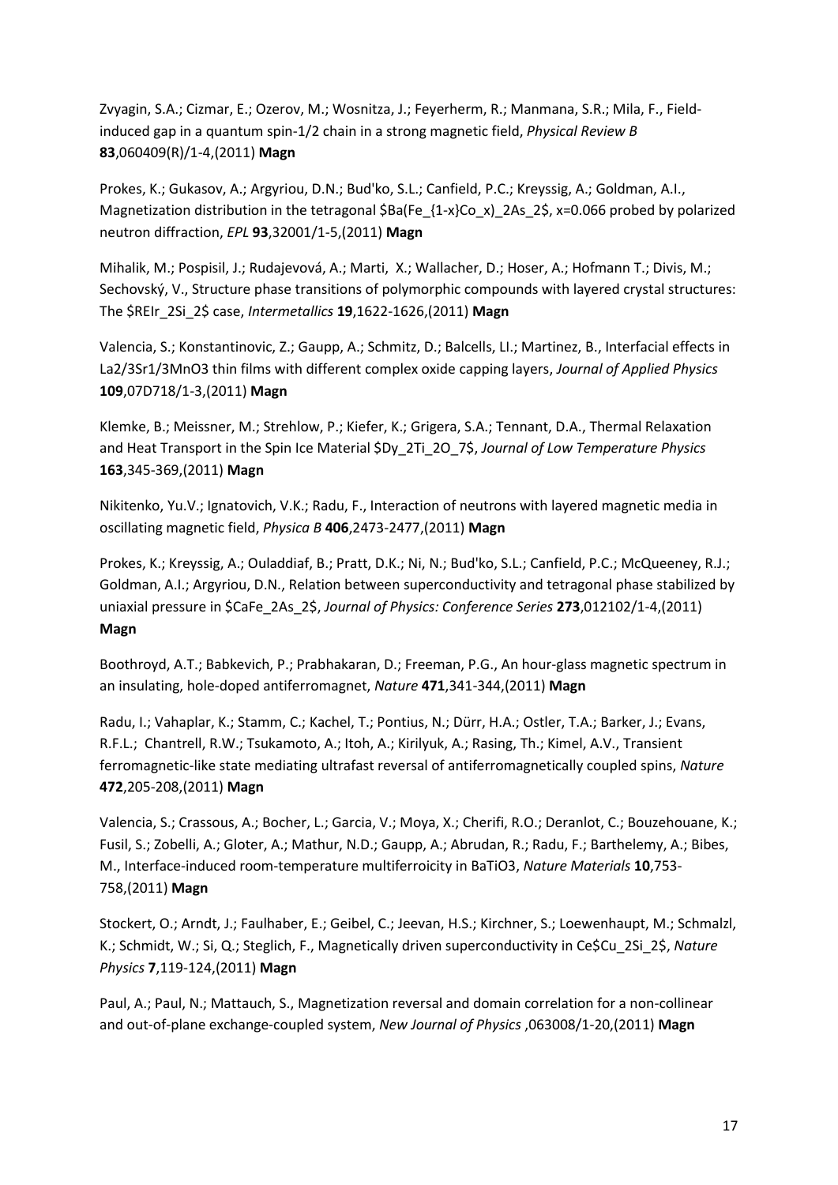Zvyagin, S.A.; Cizmar, E.; Ozerov, M.; Wosnitza, J.; Feyerherm, R.; Manmana, S.R.; Mila, F., Field-induced gap in a quantum spin-1/2 chain in a strong magnetic field, *Physical Review B* **83**,060409(R)/1-4,(2011) **Magn**

Prokes, K.; Gukasov, A.; Argyriou, D.N.; Bud'ko, S.L.; Canfield, P.C.; Kreyssig, A.; Goldman, A.I., Magnetization distribution in the tetragonal $Ba(Fe_{1-x}Co_x)_2As_2$, x=0.066 probed by polarized neutron diffraction, *EPL* **93**,32001/1-5,(2011) **Magn**

Mihalik, M.; Pospisil, J.; Rudajevová, A.; Marti, X.; Wallacher, D.; Hoser, A.; Hofmann T.; Divis, M.; Sechovský, V., Structure phase transitions of polymorphic compounds with layered crystal structures: The $REIr_2Si_2$ case, *Intermetallics* **19**,1622-1626,(2011) **Magn**

Valencia, S.; Konstantinovic, Z.; Gaupp, A.; Schmitz, D.; Balcells, Ll.; Martinez, B., Interfacial effects in La2/3Sr1/3MnO3 thin films with different complex oxide capping layers, *Journal of Applied Physics* **109**,07D718/1-3,(2011) **Magn**

Klemke, B.; Meissner, M.; Strehlow, P.; Kiefer, K.; Grigera, S.A.; Tennant, D.A., Thermal Relaxation and Heat Transport in the Spin Ice Material $Dy_2Ti_2O_7$, *Journal of Low Temperature Physics* **163**,345-369,(2011) **Magn**

Nikitenko, Yu.V.; Ignatovich, V.K.; Radu, F., Interaction of neutrons with layered magnetic media in oscillating magnetic field, *Physica B* **406**,2473-2477,(2011) **Magn**

Prokes, K.; Kreyssig, A.; Ouladdiaf, B.; Pratt, D.K.; Ni, N.; Bud'ko, S.L.; Canfield, P.C.; McQueeney, R.J.; Goldman, A.I.; Argyriou, D.N., Relation between superconductivity and tetragonal phase stabilized by uniaxial pressure in $CaFe_2As_2$, *Journal of Physics: Conference Series* **273**,012102/1-4,(2011) **Magn**

Boothroyd, A.T.; Babkevich, P.; Prabhakaran, D.; Freeman, P.G., An hour-glass magnetic spectrum in an insulating, hole-doped antiferromagnet, *Nature* **471**,341-344,(2011) **Magn**

Radu, I.; Vahaplar, K.; Stamm, C.; Kachel, T.; Pontius, N.; Dürr, H.A.; Ostler, T.A.; Barker, J.; Evans, R.F.L.; Chantrell, R.W.; Tsukamoto, A.; Itoh, A.; Kirilyuk, A.; Rasing, Th.; Kimel, A.V., Transient ferromagnetic-like state mediating ultrafast reversal of antiferromagnetically coupled spins, *Nature* **472**,205-208,(2011) **Magn**

Valencia, S.; Crassous, A.; Bocher, L.; Garcia, V.; Moya, X.; Cherifi, R.O.; Deranlot, C.; Bouzehouane, K.; Fusil, S.; Zobelli, A.; Gloter, A.; Mathur, N.D.; Gaupp, A.; Abrudan, R.; Radu, F.; Barthelemy, A.; Bibes, M., Interface-induced room-temperature multiferroicity in BaTiO3, *Nature Materials* **10**,753-758,(2011) **Magn**

Stockert, O.; Arndt, J.; Faulhaber, E.; Geibel, C.; Jeevan, H.S.; Kirchner, S.; Loewenhaupt, M.; Schmalzl, K.; Schmidt, W.; Si, Q.; Steglich, F., Magnetically driven superconductivity in Ce$Cu_2Si_2$, *Nature Physics* **7**,119-124,(2011) **Magn**

Paul, A.; Paul, N.; Mattauch, S., Magnetization reversal and domain correlation for a non-collinear and out-of-plane exchange-coupled system, *New Journal of Physics* ,063008/1-20,(2011) **Magn**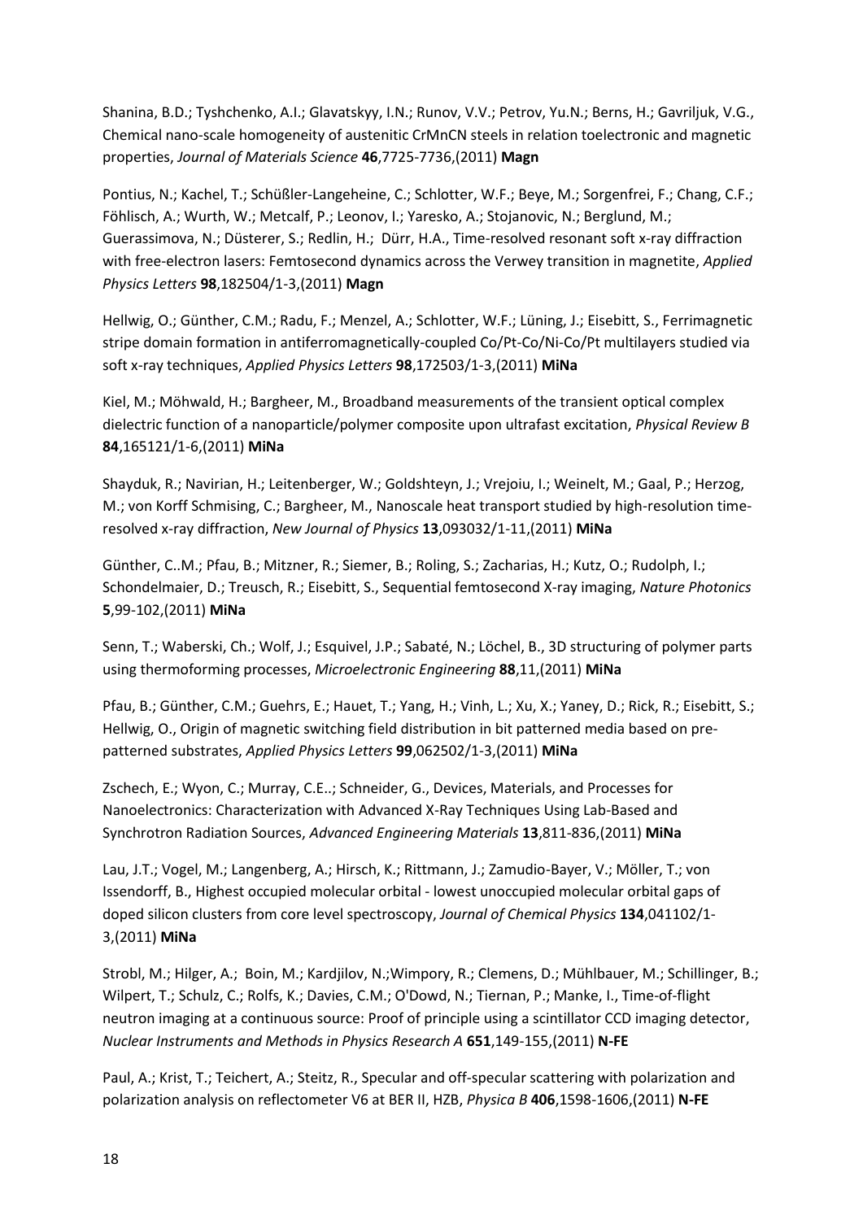Shanina, B.D.; Tyshchenko, A.I.; Glavatskyy, I.N.; Runov, V.V.; Petrov, Yu.N.; Berns, H.; Gavriljuk, V.G., Chemical nano-scale homogeneity of austenitic CrMnCN steels in relation toelectronic and magnetic properties, *Journal of Materials Science* **46**,7725-7736,(2011) **Magn**

Pontius, N.; Kachel, T.; Schüßler-Langeheine, C.; Schlotter, W.F.; Beye, M.; Sorgenfrei, F.; Chang, C.F.; Föhlisch, A.; Wurth, W.; Metcalf, P.; Leonov, I.; Yaresko, A.; Stojanovic, N.; Berglund, M.; Guerassimova, N.; Düsterer, S.; Redlin, H.; Dürr, H.A., Time-resolved resonant soft x-ray diffraction with free-electron lasers: Femtosecond dynamics across the Verwey transition in magnetite, *Applied Physics Letters* **98**,182504/1-3,(2011) **Magn**

Hellwig, O.; Günther, C.M.; Radu, F.; Menzel, A.; Schlotter, W.F.; Lüning, J.; Eisebitt, S., Ferrimagnetic stripe domain formation in antiferromagnetically-coupled Co/Pt-Co/Ni-Co/Pt multilayers studied via soft x-ray techniques, *Applied Physics Letters* **98**,172503/1-3,(2011) **MiNa**

Kiel, M.; Möhwald, H.; Bargheer, M., Broadband measurements of the transient optical complex dielectric function of a nanoparticle/polymer composite upon ultrafast excitation, *Physical Review B* **84**,165121/1-6,(2011) **MiNa**

Shayduk, R.; Navirian, H.; Leitenberger, W.; Goldshteyn, J.; Vrejoiu, I.; Weinelt, M.; Gaal, P.; Herzog, M.; von Korff Schmising, C.; Bargheer, M., Nanoscale heat transport studied by high-resolution time-resolved x-ray diffraction, *New Journal of Physics* **13**,093032/1-11,(2011) **MiNa**

Günther, C..M.; Pfau, B.; Mitzner, R.; Siemer, B.; Roling, S.; Zacharias, H.; Kutz, O.; Rudolph, I.; Schondelmaier, D.; Treusch, R.; Eisebitt, S., Sequential femtosecond X-ray imaging, *Nature Photonics* **5**,99-102,(2011) **MiNa**

Senn, T.; Waberski, Ch.; Wolf, J.; Esquivel, J.P.; Sabaté, N.; Löchel, B., 3D structuring of polymer parts using thermoforming processes, *Microelectronic Engineering* **88**,11,(2011) **MiNa**

Pfau, B.; Günther, C.M.; Guehrs, E.; Hauet, T.; Yang, H.; Vinh, L.; Xu, X.; Yaney, D.; Rick, R.; Eisebitt, S.; Hellwig, O., Origin of magnetic switching field distribution in bit patterned media based on pre-patterned substrates, *Applied Physics Letters* **99**,062502/1-3,(2011) **MiNa**

Zschech, E.; Wyon, C.; Murray, C.E..; Schneider, G., Devices, Materials, and Processes for Nanoelectronics: Characterization with Advanced X-Ray Techniques Using Lab-Based and Synchrotron Radiation Sources, *Advanced Engineering Materials* **13**,811-836,(2011) **MiNa**

Lau, J.T.; Vogel, M.; Langenberg, A.; Hirsch, K.; Rittmann, J.; Zamudio-Bayer, V.; Möller, T.; von Issendorff, B., Highest occupied molecular orbital - lowest unoccupied molecular orbital gaps of doped silicon clusters from core level spectroscopy, *Journal of Chemical Physics* **134**,041102/1-3,(2011) **MiNa**

Strobl, M.; Hilger, A.; Boin, M.; Kardjilov, N.;Wimpory, R.; Clemens, D.; Mühlbauer, M.; Schillinger, B.; Wilpert, T.; Schulz, C.; Rolfs, K.; Davies, C.M.; O'Dowd, N.; Tiernan, P.; Manke, I., Time-of-flight neutron imaging at a continuous source: Proof of principle using a scintillator CCD imaging detector, *Nuclear Instruments and Methods in Physics Research A* **651**,149-155,(2011) **N-FE**

Paul, A.; Krist, T.; Teichert, A.; Steitz, R., Specular and off-specular scattering with polarization and polarization analysis on reflectometer V6 at BER II, HZB, *Physica B* **406**,1598-1606,(2011) **N-FE**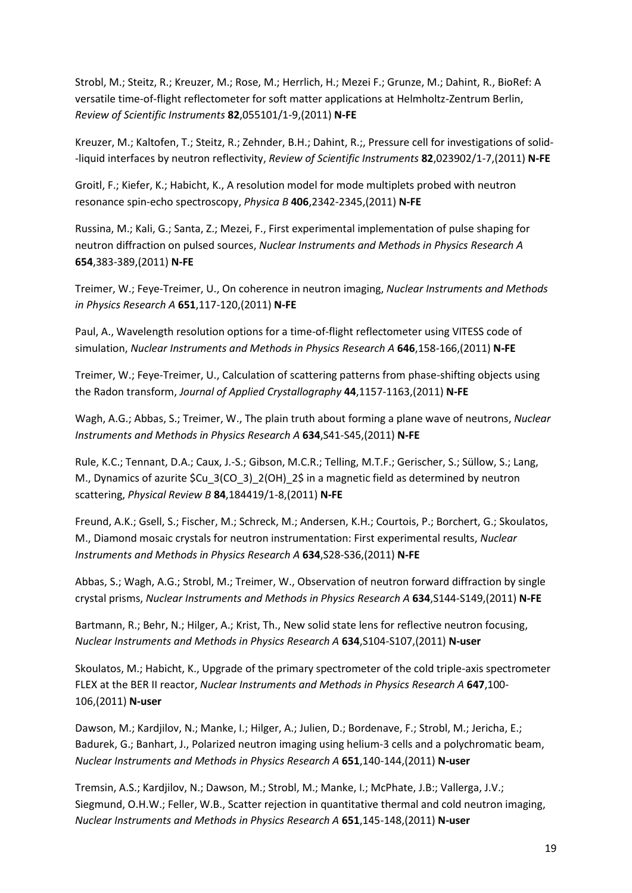Strobl, M.; Steitz, R.; Kreuzer, M.; Rose, M.; Herrlich, H.; Mezei F.; Grunze, M.; Dahint, R., BioRef: A versatile time-of-flight reflectometer for soft matter applications at Helmholtz-Zentrum Berlin, *Review of Scientific Instruments* **82**,055101/1-9,(2011) **N-FE**

Kreuzer, M.; Kaltofen, T.; Steitz, R.; Zehnder, B.H.; Dahint, R.;, Pressure cell for investigations of solid--liquid interfaces by neutron reflectivity, *Review of Scientific Instruments* **82**,023902/1-7,(2011) **N-FE**

Groitl, F.; Kiefer, K.; Habicht, K., A resolution model for mode multiplets probed with neutron resonance spin-echo spectroscopy, *Physica B* **406**,2342-2345,(2011) **N-FE**

Russina, M.; Kali, G.; Santa, Z.; Mezei, F., First experimental implementation of pulse shaping for neutron diffraction on pulsed sources, *Nuclear Instruments and Methods in Physics Research A* **654**,383-389,(2011) **N-FE**

Treimer, W.; Feye-Treimer, U., On coherence in neutron imaging, *Nuclear Instruments and Methods in Physics Research A* **651**,117-120,(2011) **N-FE**

Paul, A., Wavelength resolution options for a time-of-flight reflectometer using VITESS code of simulation, *Nuclear Instruments and Methods in Physics Research A* **646**,158-166,(2011) **N-FE**

Treimer, W.; Feye-Treimer, U., Calculation of scattering patterns from phase-shifting objects using the Radon transform, *Journal of Applied Crystallography* **44**,1157-1163,(2011) **N-FE**

Wagh, A.G.; Abbas, S.; Treimer, W., The plain truth about forming a plane wave of neutrons, *Nuclear Instruments and Methods in Physics Research A* **634**,S41-S45,(2011) **N-FE**

Rule, K.C.; Tennant, D.A.; Caux, J.-S.; Gibson, M.C.R.; Telling, M.T.F.; Gerischer, S.; Süllow, S.; Lang, M., Dynamics of azurite $Cu_3(CO_3)_2(OH)_2$ in a magnetic field as determined by neutron scattering, *Physical Review B* **84**,184419/1-8,(2011) **N-FE**

Freund, A.K.; Gsell, S.; Fischer, M.; Schreck, M.; Andersen, K.H.; Courtois, P.; Borchert, G.; Skoulatos, M., Diamond mosaic crystals for neutron instrumentation: First experimental results, *Nuclear Instruments and Methods in Physics Research A* **634**,S28-S36,(2011) **N-FE**

Abbas, S.; Wagh, A.G.; Strobl, M.; Treimer, W., Observation of neutron forward diffraction by single crystal prisms, *Nuclear Instruments and Methods in Physics Research A* **634**,S144-S149,(2011) **N-FE**

Bartmann, R.; Behr, N.; Hilger, A.; Krist, Th., New solid state lens for reflective neutron focusing, *Nuclear Instruments and Methods in Physics Research A* **634**,S104-S107,(2011) **N-user**

Skoulatos, M.; Habicht, K., Upgrade of the primary spectrometer of the cold triple-axis spectrometer FLEX at the BER II reactor, *Nuclear Instruments and Methods in Physics Research A* **647**,100-106,(2011) **N-user**

Dawson, M.; Kardjilov, N.; Manke, I.; Hilger, A.; Julien, D.; Bordenave, F.; Strobl, M.; Jericha, E.; Badurek, G.; Banhart, J., Polarized neutron imaging using helium-3 cells and a polychromatic beam, *Nuclear Instruments and Methods in Physics Research A* **651**,140-144,(2011) **N-user**

Tremsin, A.S.; Kardjilov, N.; Dawson, M.; Strobl, M.; Manke, I.; McPhate, J.B:; Vallerga, J.V.; Siegmund, O.H.W.; Feller, W.B., Scatter rejection in quantitative thermal and cold neutron imaging, *Nuclear Instruments and Methods in Physics Research A* **651**,145-148,(2011) **N-user**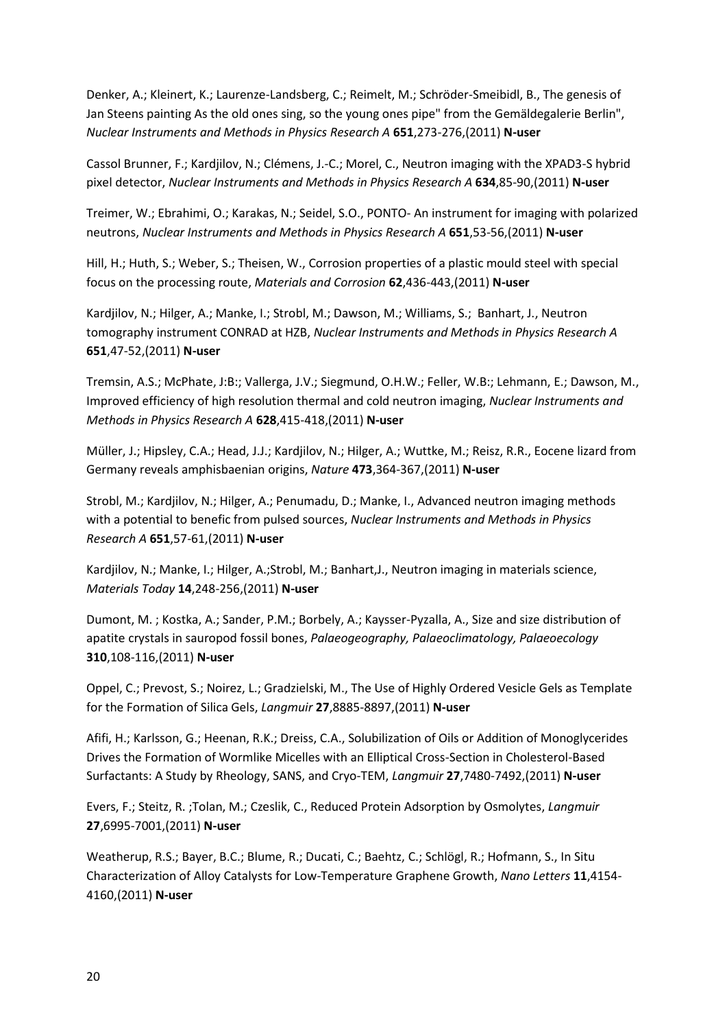Denker, A.; Kleinert, K.; Laurenze-Landsberg, C.; Reimelt, M.; Schröder-Smeibidl, B., The genesis of Jan Steens painting As the old ones sing, so the young ones pipe" from the Gemäldegalerie Berlin", *Nuclear Instruments and Methods in Physics Research A* **651**,273-276,(2011) **N-user**

Cassol Brunner, F.; Kardjilov, N.; Clémens, J.-C.; Morel, C., Neutron imaging with the XPAD3-S hybrid pixel detector, *Nuclear Instruments and Methods in Physics Research A* **634**,85-90,(2011) **N-user**

Treimer, W.; Ebrahimi, O.; Karakas, N.; Seidel, S.O., PONTO- An instrument for imaging with polarized neutrons, *Nuclear Instruments and Methods in Physics Research A* **651**,53-56,(2011) **N-user**

Hill, H.; Huth, S.; Weber, S.; Theisen, W., Corrosion properties of a plastic mould steel with special focus on the processing route, *Materials and Corrosion* **62**,436-443,(2011) **N-user**

Kardjilov, N.; Hilger, A.; Manke, I.; Strobl, M.; Dawson, M.; Williams, S.; Banhart, J., Neutron tomography instrument CONRAD at HZB, *Nuclear Instruments and Methods in Physics Research A* **651**,47-52,(2011) **N-user**

Tremsin, A.S.; McPhate, J:B:; Vallerga, J.V.; Siegmund, O.H.W.; Feller, W.B:; Lehmann, E.; Dawson, M., Improved efficiency of high resolution thermal and cold neutron imaging, *Nuclear Instruments and Methods in Physics Research A* **628**,415-418,(2011) **N-user**

Müller, J.; Hipsley, C.A.; Head, J.J.; Kardjilov, N.; Hilger, A.; Wuttke, M.; Reisz, R.R., Eocene lizard from Germany reveals amphisbaenian origins, *Nature* **473**,364-367,(2011) **N-user**

Strobl, M.; Kardjilov, N.; Hilger, A.; Penumadu, D.; Manke, I., Advanced neutron imaging methods with a potential to benefic from pulsed sources, *Nuclear Instruments and Methods in Physics Research A* **651**,57-61,(2011) **N-user**

Kardjilov, N.; Manke, I.; Hilger, A.;Strobl, M.; Banhart,J., Neutron imaging in materials science, *Materials Today* **14**,248-256,(2011) **N-user**

Dumont, M. ; Kostka, A.; Sander, P.M.; Borbely, A.; Kaysser-Pyzalla, A., Size and size distribution of apatite crystals in sauropod fossil bones, *Palaeogeography, Palaeoclimatology, Palaeoecology* **310**,108-116,(2011) **N-user**

Oppel, C.; Prevost, S.; Noirez, L.; Gradzielski, M., The Use of Highly Ordered Vesicle Gels as Template for the Formation of Silica Gels, *Langmuir* **27**,8885-8897,(2011) **N-user**

Afifi, H.; Karlsson, G.; Heenan, R.K.; Dreiss, C.A., Solubilization of Oils or Addition of Monoglycerides Drives the Formation of Wormlike Micelles with an Elliptical Cross-Section in Cholesterol-Based Surfactants: A Study by Rheology, SANS, and Cryo-TEM, *Langmuir* **27**,7480-7492,(2011) **N-user**

Evers, F.; Steitz, R. ;Tolan, M.; Czeslik, C., Reduced Protein Adsorption by Osmolytes, *Langmuir* **27**,6995-7001,(2011) **N-user**

Weatherup, R.S.; Bayer, B.C.; Blume, R.; Ducati, C.; Baehtz, C.; Schlögl, R.; Hofmann, S., In Situ Characterization of Alloy Catalysts for Low-Temperature Graphene Growth, *Nano Letters* **11**,4154-4160,(2011) **N-user**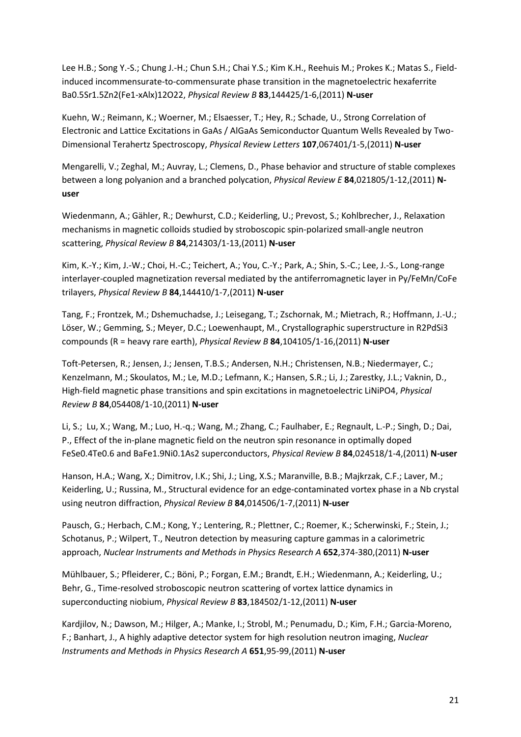Lee H.B.; Song Y.-S.; Chung J.-H.; Chun S.H.; Chai Y.S.; Kim K.H., Reehuis M.; Prokes K.; Matas S., Field-induced incommensurate-to-commensurate phase transition in the magnetoelectric hexaferrite $Ba_{0.5}Sr_{1.5}Zn_2(Fe_{1-x}Al_x)_{12}O_{22}$, *Physical Review B* **83**,144425/1-6,(2011) **N-user**

Kuehn, W.; Reimann, K.; Woerner, M.; Elsaesser, T.; Hey, R.; Schade, U., Strong Correlation of Electronic and Lattice Excitations in GaAs / AlGaAs Semiconductor Quantum Wells Revealed by Two-Dimensional Terahertz Spectroscopy, *Physical Review Letters* **107**,067401/1-5,(2011) **N-user**

Mengarelli, V.; Zeghal, M.; Auvray, L.; Clemens, D., Phase behavior and structure of stable complexes between a long polyanion and a branched polycation, *Physical Review E* **84**,021805/1-12,(2011) **N-user**

Wiedenmann, A.; Gähler, R.; Dewhurst, C.D.; Keiderling, U.; Prevost, S.; Kohlbrecher, J., Relaxation mechanisms in magnetic colloids studied by stroboscopic spin-polarized small-angle neutron scattering, *Physical Review B* **84**,214303/1-13,(2011) **N-user**

Kim, K.-Y.; Kim, J.-W.; Choi, H.-C.; Teichert, A.; You, C.-Y.; Park, A.; Shin, S.-C.; Lee, J.-S., Long-range interlayer-coupled magnetization reversal mediated by the antiferromagnetic layer in Py/FeMn/CoFe trilayers, *Physical Review B* **84**,144410/1-7,(2011) **N-user**

Tang, F.; Frontzek, M.; Dshemuchadse, J.; Leisegang, T.; Zschornak, M.; Mietrach, R.; Hoffmann, J.-U.; Löser, W.; Gemming, S.; Meyer, D.C.; Loewenhaupt, M., Crystallographic superstructure in $R_2PdSi_3$ compounds (R = heavy rare earth), *Physical Review B* **84**,104105/1-16,(2011) **N-user**

Toft-Petersen, R.; Jensen, J.; Jensen, T.B.S.; Andersen, N.H.; Christensen, N.B.; Niedermayer, C.; Kenzelmann, M.; Skoulatos, M.; Le, M.D.; Lefmann, K.; Hansen, S.R.; Li, J.; Zarestky, J.L.; Vaknin, D., High-field magnetic phase transitions and spin excitations in magnetoelectric $LiNiPO_4$, *Physical Review B* **84**,054408/1-10,(2011) **N-user**

Li, S.; Lu, X.; Wang, M.; Luo, H.-q.; Wang, M.; Zhang, C.; Faulhaber, E.; Regnault, L.-P.; Singh, D.; Dai, P., Effect of the in-plane magnetic field on the neutron spin resonance in optimally doped $FeSe_{0.4}Te_{0.6}$ and $BaFe_{1.9}Ni_{0.1}As_2$ superconductors, *Physical Review B* **84**,024518/1-4,(2011) **N-user**

Hanson, H.A.; Wang, X.; Dimitrov, I.K.; Shi, J.; Ling, X.S.; Maranville, B.B.; Majkrzak, C.F.; Laver, M.; Keiderling, U.; Russina, M., Structural evidence for an edge-contaminated vortex phase in a Nb crystal using neutron diffraction, *Physical Review B* **84**,014506/1-7,(2011) **N-user**

Pausch, G.; Herbach, C.M.; Kong, Y.; Lentering, R.; Plettner, C.; Roemer, K.; Scherwinski, F.; Stein, J.; Schotanus, P.; Wilpert, T., Neutron detection by measuring capture gammas in a calorimetric approach, *Nuclear Instruments and Methods in Physics Research A* **652**,374-380,(2011) **N-user**

Mühlbauer, S.; Pfleiderer, C.; Böni, P.; Forgan, E.M.; Brandt, E.H.; Wiedenmann, A.; Keiderling, U.; Behr, G., Time-resolved stroboscopic neutron scattering of vortex lattice dynamics in superconducting niobium, *Physical Review B* **83**,184502/1-12,(2011) **N-user**

Kardjilov, N.; Dawson, M.; Hilger, A.; Manke, I.; Strobl, M.; Penumadu, D.; Kim, F.H.; Garcia-Moreno, F.; Banhart, J., A highly adaptive detector system for high resolution neutron imaging, *Nuclear Instruments and Methods in Physics Research A* **651**,95-99,(2011) **N-user**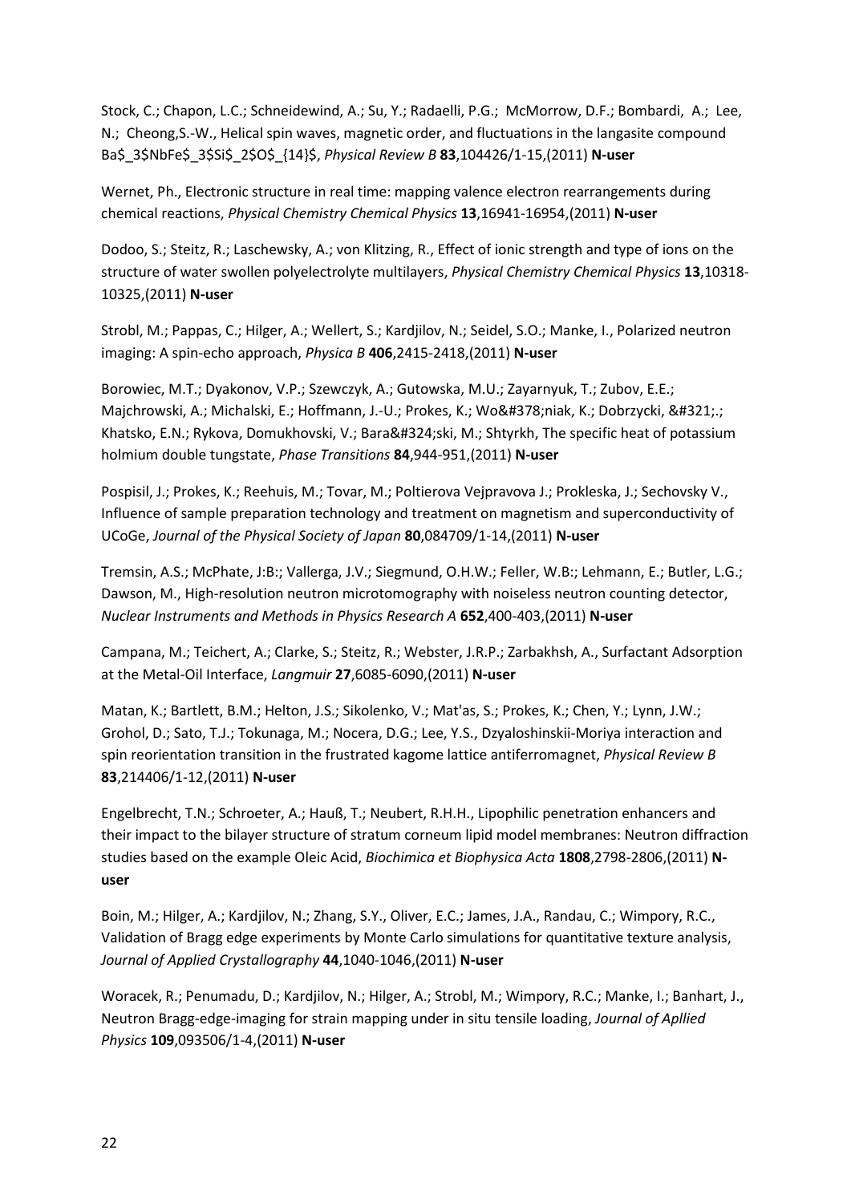Stock, C.; Chapon, L.C.; Schneidewind, A.; Su, Y.; Radaelli, P.G.; McMorrow, D.F.; Bombardi, A.; Lee, N.; Cheong,S.-W., Helical spin waves, magnetic order, and fluctuations in the langasite compound $Ba_3NbFe_3Si_2O_{14}$, *Physical Review B* **83**,104426/1-15,(2011) **N-user**

Wernet, Ph., Electronic structure in real time: mapping valence electron rearrangements during chemical reactions, *Physical Chemistry Chemical Physics* **13**,16941-16954,(2011) **N-user**

Dodoo, S.; Steitz, R.; Laschewsky, A.; von Klitzing, R., Effect of ionic strength and type of ions on the structure of water swollen polyelectrolyte multilayers, *Physical Chemistry Chemical Physics* **13**,10318-10325,(2011) **N-user**

Strobl, M.; Pappas, C.; Hilger, A.; Wellert, S.; Kardjilov, N.; Seidel, S.O.; Manke, I., Polarized neutron imaging: A spin-echo approach, *Physica B* **406**,2415-2418,(2011) **N-user**

Borowiec, M.T.; Dyakonov, V.P.; Szewczyk, A.; Gutowska, M.U.; Zayarnyuk, T.; Zubov, E.E.; Majchrowski, A.; Michalski, E.; Hoffmann, J.-U.; Prokes, K.; Wo&#378;niak, K.; Dobrzycki, &#321;.; Khatsko, E.N.; Rykova, Domukhovski, V.; Bara&#324;ski, M.; Shtyrkh, The specific heat of potassium holmium double tungstate, *Phase Transitions* **84**,944-951,(2011) **N-user**

Pospisil, J.; Prokes, K.; Reehuis, M.; Tovar, M.; Poltierova Vejpravova J.; Prokleska, J.; Sechovsky V., Influence of sample preparation technology and treatment on magnetism and superconductivity of UCoGe, *Journal of the Physical Society of Japan* **80**,084709/1-14,(2011) **N-user**

Tremsin, A.S.; McPhate, J:B:; Vallerga, J.V.; Siegmund, O.H.W.; Feller, W.B:; Lehmann, E.; Butler, L.G.; Dawson, M., High-resolution neutron microtomography with noiseless neutron counting detector, *Nuclear Instruments and Methods in Physics Research A* **652**,400-403,(2011) **N-user**

Campana, M.; Teichert, A.; Clarke, S.; Steitz, R.; Webster, J.R.P.; Zarbakhsh, A., Surfactant Adsorption at the Metal-Oil Interface, *Langmuir* **27**,6085-6090,(2011) **N-user**

Matan, K.; Bartlett, B.M.; Helton, J.S.; Sikolenko, V.; Mat'as, S.; Prokes, K.; Chen, Y.; Lynn, J.W.; Grohol, D.; Sato, T.J.; Tokunaga, M.; Nocera, D.G.; Lee, Y.S., Dzyaloshinskii-Moriya interaction and spin reorientation transition in the frustrated kagome lattice antiferromagnet, *Physical Review B* **83**,214406/1-12,(2011) **N-user**

Engelbrecht, T.N.; Schroeter, A.; Hauß, T.; Neubert, R.H.H., Lipophilic penetration enhancers and their impact to the bilayer structure of stratum corneum lipid model membranes: Neutron diffraction studies based on the example Oleic Acid, *Biochimica et Biophysica Acta* **1808**,2798-2806,(2011) **N-user**

Boin, M.; Hilger, A.; Kardjilov, N.; Zhang, S.Y., Oliver, E.C.; James, J.A., Randau, C.; Wimpory, R.C., Validation of Bragg edge experiments by Monte Carlo simulations for quantitative texture analysis, *Journal of Applied Crystallography* **44**,1040-1046,(2011) **N-user**

Woracek, R.; Penumadu, D.; Kardjilov, N.; Hilger, A.; Strobl, M.; Wimpory, R.C.; Manke, I.; Banhart, J., Neutron Bragg-edge-imaging for strain mapping under in situ tensile loading, *Journal of Apllied Physics* **109**,093506/1-4,(2011) **N-user**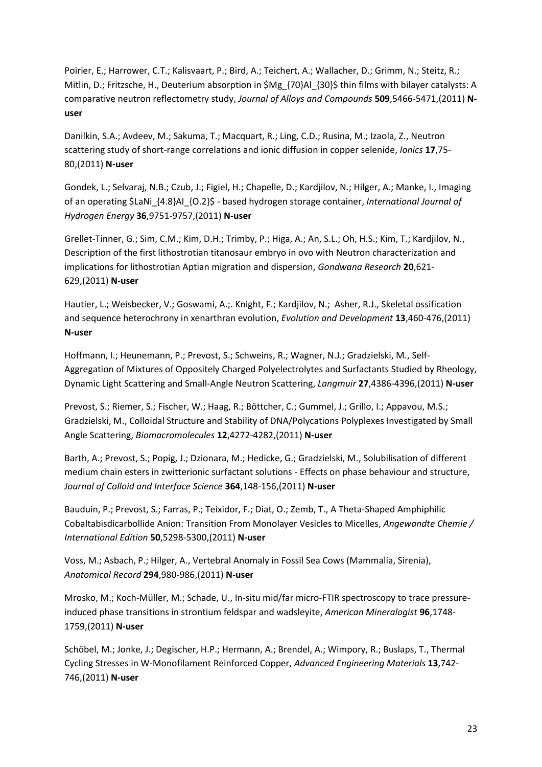Poirier, E.; Harrower, C.T.; Kalisvaart, P.; Bird, A.; Teichert, A.; Wallacher, D.; Grimm, N.; Steitz, R.; Mitlin, D.; Fritzsche, H., Deuterium absorption in $Mg_{70}Al_{30}$ thin films with bilayer catalysts: A comparative neutron reflectometry study, *Journal of Alloys and Compounds* **509**,5466-5471,(2011) **N-user**

Danilkin, S.A.; Avdeev, M.; Sakuma, T.; Macquart, R.; Ling, C.D.; Rusina, M.; Izaola, Z., Neutron scattering study of short-range correlations and ionic diffusion in copper selenide, *Ionics* **17**,75-80,(2011) **N-user**

Gondek, L.; Selvaraj, N.B.; Czub, J.; Figiel, H.; Chapelle, D.; Kardjilov, N.; Hilger, A.; Manke, I., Imaging of an operating $LaNi_{4.8}Al_{0.2}$ - based hydrogen storage container, *International Journal of Hydrogen Energy* **36**,9751-9757,(2011) **N-user**

Grellet-Tinner, G.; Sim, C.M.; Kim, D.H.; Trimby, P.; Higa, A.; An, S.L.; Oh, H.S.; Kim, T.; Kardjilov, N., Description of the first lithostrotian titanosaur embryo in ovo with Neutron characterization and implications for lithostrotian Aptian migration and dispersion, *Gondwana Research* **20**,621-629,(2011) **N-user**

Hautier, L.; Weisbecker, V.; Goswami, A.;. Knight, F.; Kardjilov, N.; Asher, R.J., Skeletal ossification and sequence heterochrony in xenarthran evolution, *Evolution and Development* **13**,460-476,(2011) **N-user**

Hoffmann, I.; Heunemann, P.; Prevost, S.; Schweins, R.; Wagner, N.J.; Gradzielski, M., Self-Aggregation of Mixtures of Oppositely Charged Polyelectrolytes and Surfactants Studied by Rheology, Dynamic Light Scattering and Small-Angle Neutron Scattering, *Langmuir* **27**,4386-4396,(2011) **N-user**

Prevost, S.; Riemer, S.; Fischer, W.; Haag, R.; Böttcher, C.; Gummel, J.; Grillo, I.; Appavou, M.S.; Gradzielski, M., Colloidal Structure and Stability of DNA/Polycations Polyplexes Investigated by Small Angle Scattering, *Biomacromolecules* **12**,4272-4282,(2011) **N-user**

Barth, A.; Prevost, S.; Popig, J.; Dzionara, M.; Hedicke, G.; Gradzielski, M., Solubilisation of different medium chain esters in zwitterionic surfactant solutions - Effects on phase behaviour and structure, *Journal of Colloid and Interface Science* **364**,148-156,(2011) **N-user**

Bauduin, P.; Prevost, S.; Farras, P.; Teixidor, F.; Diat, O.; Zemb, T., A Theta-Shaped Amphiphilic Cobaltabisdicarbollide Anion: Transition From Monolayer Vesicles to Micelles, *Angewandte Chemie / International Edition* **50**,5298-5300,(2011) **N-user**

Voss, M.; Asbach, P.; Hilger, A., Vertebral Anomaly in Fossil Sea Cows (Mammalia, Sirenia), *Anatomical Record* **294**,980-986,(2011) **N-user**

Mrosko, M.; Koch-Müller, M.; Schade, U., In-situ mid/far micro-FTIR spectroscopy to trace pressure-induced phase transitions in strontium feldspar and wadsleyite, *American Mineralogist* **96**,1748-1759,(2011) **N-user**

Schöbel, M.; Jonke, J.; Degischer, H.P.; Hermann, A.; Brendel, A.; Wimpory, R.; Buslaps, T., Thermal Cycling Stresses in W-Monofilament Reinforced Copper, *Advanced Engineering Materials* **13**,742-746,(2011) **N-user**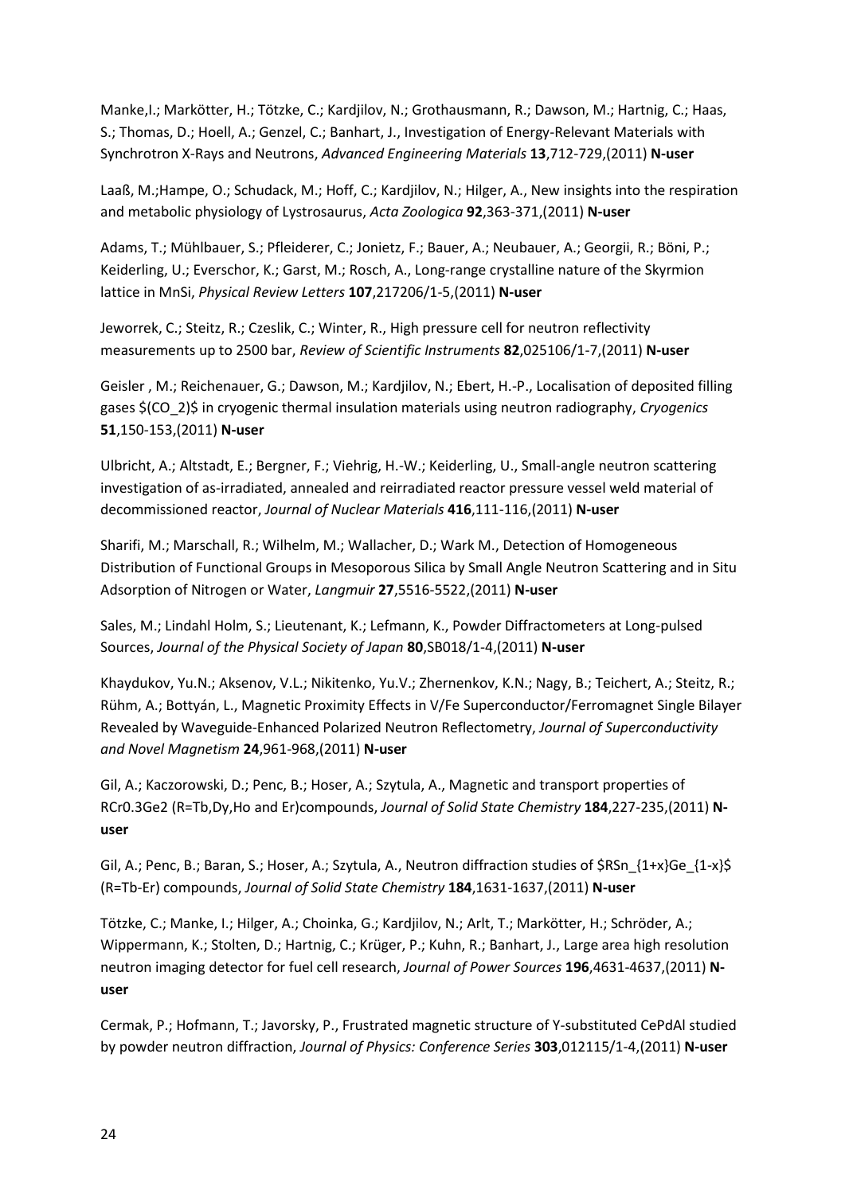Manke,I.; Markötter, H.; Tötzke, C.; Kardjilov, N.; Grothausmann, R.; Dawson, M.; Hartnig, C.; Haas, S.; Thomas, D.; Hoell, A.; Genzel, C.; Banhart, J., Investigation of Energy-Relevant Materials with Synchrotron X-Rays and Neutrons, *Advanced Engineering Materials* **13**,712-729,(2011) **N-user**

Laaß, M.;Hampe, O.; Schudack, M.; Hoff, C.; Kardjilov, N.; Hilger, A., New insights into the respiration and metabolic physiology of Lystrosaurus, *Acta Zoologica* **92**,363-371,(2011) **N-user**

Adams, T.; Mühlbauer, S.; Pfleiderer, C.; Jonietz, F.; Bauer, A.; Neubauer, A.; Georgii, R.; Böni, P.; Keiderling, U.; Everschor, K.; Garst, M.; Rosch, A., Long-range crystalline nature of the Skyrmion lattice in MnSi, *Physical Review Letters* **107**,217206/1-5,(2011) **N-user**

Jeworrek, C.; Steitz, R.; Czeslik, C.; Winter, R., High pressure cell for neutron reflectivity measurements up to 2500 bar, *Review of Scientific Instruments* **82**,025106/1-7,(2011) **N-user**

Geisler , M.; Reichenauer, G.; Dawson, M.; Kardjilov, N.; Ebert, H.-P., Localisation of deposited filling gases $(CO_2)$ in cryogenic thermal insulation materials using neutron radiography, *Cryogenics* **51**,150-153,(2011) **N-user**

Ulbricht, A.; Altstadt, E.; Bergner, F.; Viehrig, H.-W.; Keiderling, U., Small-angle neutron scattering investigation of as-irradiated, annealed and reirradiated reactor pressure vessel weld material of decommissioned reactor, *Journal of Nuclear Materials* **416**,111-116,(2011) **N-user**

Sharifi, M.; Marschall, R.; Wilhelm, M.; Wallacher, D.; Wark M., Detection of Homogeneous Distribution of Functional Groups in Mesoporous Silica by Small Angle Neutron Scattering and in Situ Adsorption of Nitrogen or Water, *Langmuir* **27**,5516-5522,(2011) **N-user**

Sales, M.; Lindahl Holm, S.; Lieutenant, K.; Lefmann, K., Powder Diffractometers at Long-pulsed Sources, *Journal of the Physical Society of Japan* **80**,SB018/1-4,(2011) **N-user**

Khaydukov, Yu.N.; Aksenov, V.L.; Nikitenko, Yu.V.; Zhernenkov, K.N.; Nagy, B.; Teichert, A.; Steitz, R.; Rühm, A.; Bottyán, L., Magnetic Proximity Effects in V/Fe Superconductor/Ferromagnet Single Bilayer Revealed by Waveguide-Enhanced Polarized Neutron Reflectometry, *Journal of Superconductivity and Novel Magnetism* **24**,961-968,(2011) **N-user**

Gil, A.; Kaczorowski, D.; Penc, B.; Hoser, A.; Szytula, A., Magnetic and transport properties of RCr0.3Ge2 (R=Tb,Dy,Ho and Er)compounds, *Journal of Solid State Chemistry* **184**,227-235,(2011) **N-user**

Gil, A.; Penc, B.; Baran, S.; Hoser, A.; Szytula, A., Neutron diffraction studies of $RSn_{1+x}Ge_{1-x}$ (R=Tb-Er) compounds, *Journal of Solid State Chemistry* **184**,1631-1637,(2011) **N-user**

Tötzke, C.; Manke, I.; Hilger, A.; Choinka, G.; Kardjilov, N.; Arlt, T.; Markötter, H.; Schröder, A.; Wippermann, K.; Stolten, D.; Hartnig, C.; Krüger, P.; Kuhn, R.; Banhart, J., Large area high resolution neutron imaging detector for fuel cell research, *Journal of Power Sources* **196**,4631-4637,(2011) **N-user**

Cermak, P.; Hofmann, T.; Javorsky, P., Frustrated magnetic structure of Y-substituted CePdAl studied by powder neutron diffraction, *Journal of Physics: Conference Series* **303**,012115/1-4,(2011) **N-user**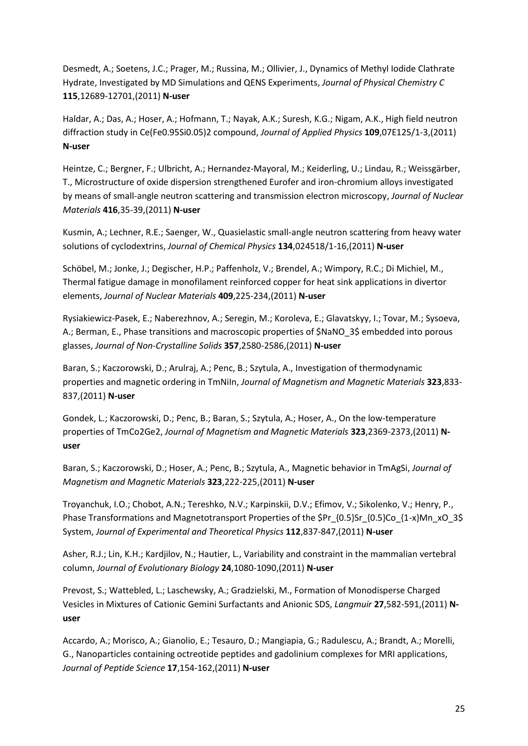Desmedt, A.; Soetens, J.C.; Prager, M.; Russina, M.; Ollivier, J., Dynamics of Methyl Iodide Clathrate Hydrate, Investigated by MD Simulations and QENS Experiments, *Journal of Physical Chemistry C* **115**,12689-12701,(2011) **N-user**

Haldar, A.; Das, A.; Hoser, A.; Hofmann, T.; Nayak, A.K.; Suresh, K.G.; Nigam, A.K., High field neutron diffraction study in $Ce(Fe_{0.95}Si_{0.05})_2$ compound, *Journal of Applied Physics* **109**,07E125/1-3,(2011) **N-user**

Heintze, C.; Bergner, F.; Ulbricht, A.; Hernandez-Mayoral, M.; Keiderling, U.; Lindau, R.; Weissgärber, T., Microstructure of oxide dispersion strengthened Eurofer and iron-chromium alloys investigated by means of small-angle neutron scattering and transmission electron microscopy, *Journal of Nuclear Materials* **416**,35-39,(2011) **N-user**

Kusmin, A.; Lechner, R.E.; Saenger, W., Quasielastic small-angle neutron scattering from heavy water solutions of cyclodextrins, *Journal of Chemical Physics* **134**,024518/1-16,(2011) **N-user**

Schöbel, M.; Jonke, J.; Degischer, H.P.; Paffenholz, V.; Brendel, A.; Wimpory, R.C.; Di Michiel, M., Thermal fatigue damage in monofilament reinforced copper for heat sink applications in divertor elements, *Journal of Nuclear Materials* **409**,225-234,(2011) **N-user**

Rysiakiewicz-Pasek, E.; Naberezhnov, A.; Seregin, M.; Koroleva, E.; Glavatskyy, I.; Tovar, M.; Sysoeva, A.; Berman, E., Phase transitions and macroscopic properties of $NaNO_3$ embedded into porous glasses, *Journal of Non-Crystalline Solids* **357**,2580-2586,(2011) **N-user**

Baran, S.; Kaczorowski, D.; Arulraj, A.; Penc, B.; Szytula, A., Investigation of thermodynamic properties and magnetic ordering in TmNiIn, *Journal of Magnetism and Magnetic Materials* **323**,833-837,(2011) **N-user**

Gondek, L.; Kaczorowski, D.; Penc, B.; Baran, S.; Szytula, A.; Hoser, A., On the low-temperature properties of $TmCo_2Ge_2$, *Journal of Magnetism and Magnetic Materials* **323**,2369-2373,(2011) **N-user**

Baran, S.; Kaczorowski, D.; Hoser, A.; Penc, B.; Szytula, A., Magnetic behavior in TmAgSi, *Journal of Magnetism and Magnetic Materials* **323**,222-225,(2011) **N-user**

Troyanchuk, I.O.; Chobot, A.N.; Tereshko, N.V.; Karpinskii, D.V.; Efimov, V.; Sikolenko, V.; Henry, P., Phase Transformations and Magnetotransport Properties of the $Pr_{0.5}Sr_{0.5}Co_{1-x}Mn_xO_3$ System, *Journal of Experimental and Theoretical Physics* **112**,837-847,(2011) **N-user**

Asher, R.J.; Lin, K.H.; Kardjilov, N.; Hautier, L., Variability and constraint in the mammalian vertebral column, *Journal of Evolutionary Biology* **24**,1080-1090,(2011) **N-user**

Prevost, S.; Wattebled, L.; Laschewsky, A.; Gradzielski, M., Formation of Monodisperse Charged Vesicles in Mixtures of Cationic Gemini Surfactants and Anionic SDS, *Langmuir* **27**,582-591,(2011) **N-user**

Accardo, A.; Morisco, A.; Gianolio, E.; Tesauro, D.; Mangiapia, G.; Radulescu, A.; Brandt, A.; Morelli, G., Nanoparticles containing octreotide peptides and gadolinium complexes for MRI applications, *Journal of Peptide Science* **17**,154-162,(2011) **N-user**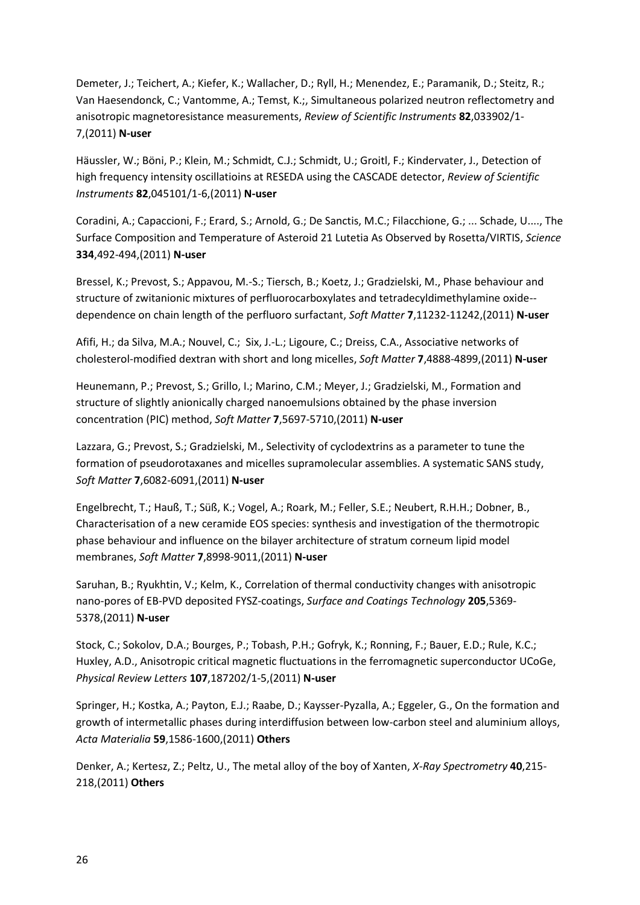Demeter, J.; Teichert, A.; Kiefer, K.; Wallacher, D.; Ryll, H.; Menendez, E.; Paramanik, D.; Steitz, R.; Van Haesendonck, C.; Vantomme, A.; Temst, K.;, Simultaneous polarized neutron reflectometry and anisotropic magnetoresistance measurements, *Review of Scientific Instruments* **82**,033902/1-7,(2011) **N-user**

Häussler, W.; Böni, P.; Klein, M.; Schmidt, C.J.; Schmidt, U.; Groitl, F.; Kindervater, J., Detection of high frequency intensity oscillatioins at RESEDA using the CASCADE detector, *Review of Scientific Instruments* **82**,045101/1-6,(2011) **N-user**

Coradini, A.; Capaccioni, F.; Erard, S.; Arnold, G.; De Sanctis, M.C.; Filacchione, G.; ... Schade, U...., The Surface Composition and Temperature of Asteroid 21 Lutetia As Observed by Rosetta/VIRTIS, *Science* **334**,492-494,(2011) **N-user**

Bressel, K.; Prevost, S.; Appavou, M.-S.; Tiersch, B.; Koetz, J.; Gradzielski, M., Phase behaviour and structure of zwitanionic mixtures of perfluorocarboxylates and tetradecyldimethylamine oxide--dependence on chain length of the perfluoro surfactant, *Soft Matter* **7**,11232-11242,(2011) **N-user**

Afifi, H.; da Silva, M.A.; Nouvel, C.; Six, J.-L.; Ligoure, C.; Dreiss, C.A., Associative networks of cholesterol-modified dextran with short and long micelles, *Soft Matter* **7**,4888-4899,(2011) **N-user**

Heunemann, P.; Prevost, S.; Grillo, I.; Marino, C.M.; Meyer, J.; Gradzielski, M., Formation and structure of slightly anionically charged nanoemulsions obtained by the phase inversion concentration (PIC) method, *Soft Matter* **7**,5697-5710,(2011) **N-user**

Lazzara, G.; Prevost, S.; Gradzielski, M., Selectivity of cyclodextrins as a parameter to tune the formation of pseudorotaxanes and micelles supramolecular assemblies. A systematic SANS study, *Soft Matter* **7**,6082-6091,(2011) **N-user**

Engelbrecht, T.; Hauß, T.; Süß, K.; Vogel, A.; Roark, M.; Feller, S.E.; Neubert, R.H.H.; Dobner, B., Characterisation of a new ceramide EOS species: synthesis and investigation of the thermotropic phase behaviour and influence on the bilayer architecture of stratum corneum lipid model membranes, *Soft Matter* **7**,8998-9011,(2011) **N-user**

Saruhan, B.; Ryukhtin, V.; Kelm, K., Correlation of thermal conductivity changes with anisotropic nano-pores of EB-PVD deposited FYSZ-coatings, *Surface and Coatings Technology* **205**,5369-5378,(2011) **N-user**

Stock, C.; Sokolov, D.A.; Bourges, P.; Tobash, P.H.; Gofryk, K.; Ronning, F.; Bauer, E.D.; Rule, K.C.; Huxley, A.D., Anisotropic critical magnetic fluctuations in the ferromagnetic superconductor UCoGe, *Physical Review Letters* **107**,187202/1-5,(2011) **N-user**

Springer, H.; Kostka, A.; Payton, E.J.; Raabe, D.; Kaysser-Pyzalla, A.; Eggeler, G., On the formation and growth of intermetallic phases during interdiffusion between low-carbon steel and aluminium alloys, *Acta Materialia* **59**,1586-1600,(2011) **Others**

Denker, A.; Kertesz, Z.; Peltz, U., The metal alloy of the boy of Xanten, *X-Ray Spectrometry* **40**,215-218,(2011) **Others**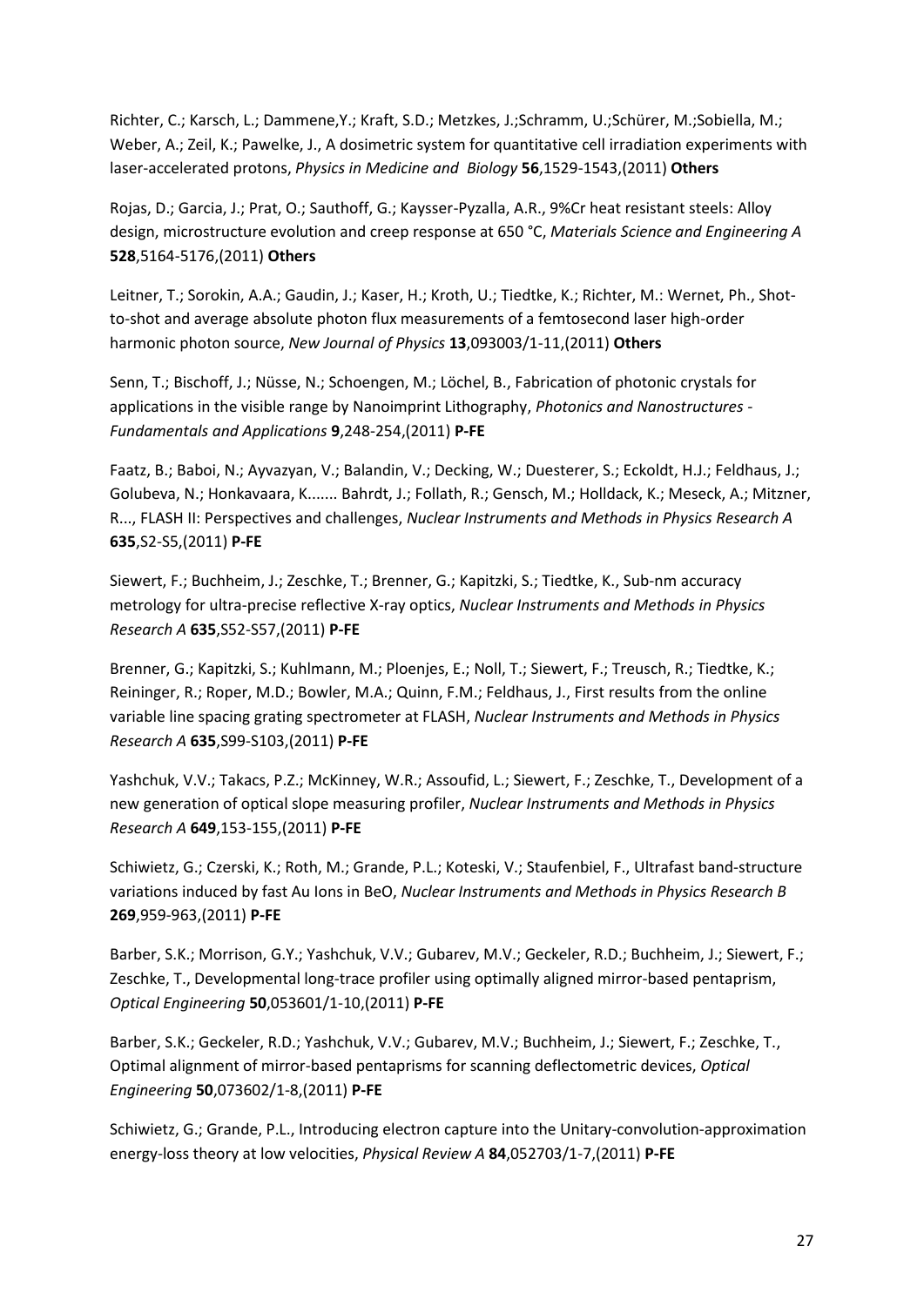Richter, C.; Karsch, L.; Dammene,Y.; Kraft, S.D.; Metzkes, J.;Schramm, U.;Schürer, M.;Sobiella, M.; Weber, A.; Zeil, K.; Pawelke, J., A dosimetric system for quantitative cell irradiation experiments with laser-accelerated protons, *Physics in Medicine and Biology* **56**,1529-1543,(2011) **Others**

Rojas, D.; Garcia, J.; Prat, O.; Sauthoff, G.; Kaysser-Pyzalla, A.R., 9%Cr heat resistant steels: Alloy design, microstructure evolution and creep response at 650 °C, *Materials Science and Engineering A* **528**,5164-5176,(2011) **Others**

Leitner, T.; Sorokin, A.A.; Gaudin, J.; Kaser, H.; Kroth, U.; Tiedtke, K.; Richter, M.: Wernet, Ph., Shot-to-shot and average absolute photon flux measurements of a femtosecond laser high-order harmonic photon source, *New Journal of Physics* **13**,093003/1-11,(2011) **Others**

Senn, T.; Bischoff, J.; Nüsse, N.; Schoengen, M.; Löchel, B., Fabrication of photonic crystals for applications in the visible range by Nanoimprint Lithography, *Photonics and Nanostructures - Fundamentals and Applications* **9**,248-254,(2011) **P-FE**

Faatz, B.; Baboi, N.; Ayvazyan, V.; Balandin, V.; Decking, W.; Duesterer, S.; Eckoldt, H.J.; Feldhaus, J.; Golubeva, N.; Honkavaara, K....... Bahrdt, J.; Follath, R.; Gensch, M.; Holldack, K.; Meseck, A.; Mitzner, R..., FLASH II: Perspectives and challenges, *Nuclear Instruments and Methods in Physics Research A* **635**,S2-S5,(2011) **P-FE**

Siewert, F.; Buchheim, J.; Zeschke, T.; Brenner, G.; Kapitzki, S.; Tiedtke, K., Sub-nm accuracy metrology for ultra-precise reflective X-ray optics, *Nuclear Instruments and Methods in Physics Research A* **635**,S52-S57,(2011) **P-FE**

Brenner, G.; Kapitzki, S.; Kuhlmann, M.; Ploenjes, E.; Noll, T.; Siewert, F.; Treusch, R.; Tiedtke, K.; Reininger, R.; Roper, M.D.; Bowler, M.A.; Quinn, F.M.; Feldhaus, J., First results from the online variable line spacing grating spectrometer at FLASH, *Nuclear Instruments and Methods in Physics Research A* **635**,S99-S103,(2011) **P-FE**

Yashchuk, V.V.; Takacs, P.Z.; McKinney, W.R.; Assoufid, L.; Siewert, F.; Zeschke, T., Development of a new generation of optical slope measuring profiler, *Nuclear Instruments and Methods in Physics Research A* **649**,153-155,(2011) **P-FE**

Schiwietz, G.; Czerski, K.; Roth, M.; Grande, P.L.; Koteski, V.; Staufenbiel, F., Ultrafast band-structure variations induced by fast Au Ions in BeO, *Nuclear Instruments and Methods in Physics Research B* **269**,959-963,(2011) **P-FE**

Barber, S.K.; Morrison, G.Y.; Yashchuk, V.V.; Gubarev, M.V.; Geckeler, R.D.; Buchheim, J.; Siewert, F.; Zeschke, T., Developmental long-trace profiler using optimally aligned mirror-based pentaprism, *Optical Engineering* **50**,053601/1-10,(2011) **P-FE**

Barber, S.K.; Geckeler, R.D.; Yashchuk, V.V.; Gubarev, M.V.; Buchheim, J.; Siewert, F.; Zeschke, T., Optimal alignment of mirror-based pentaprisms for scanning deflectometric devices, *Optical Engineering* **50**,073602/1-8,(2011) **P-FE**

Schiwietz, G.; Grande, P.L., Introducing electron capture into the Unitary-convolution-approximation energy-loss theory at low velocities, *Physical Review A* **84**,052703/1-7,(2011) **P-FE**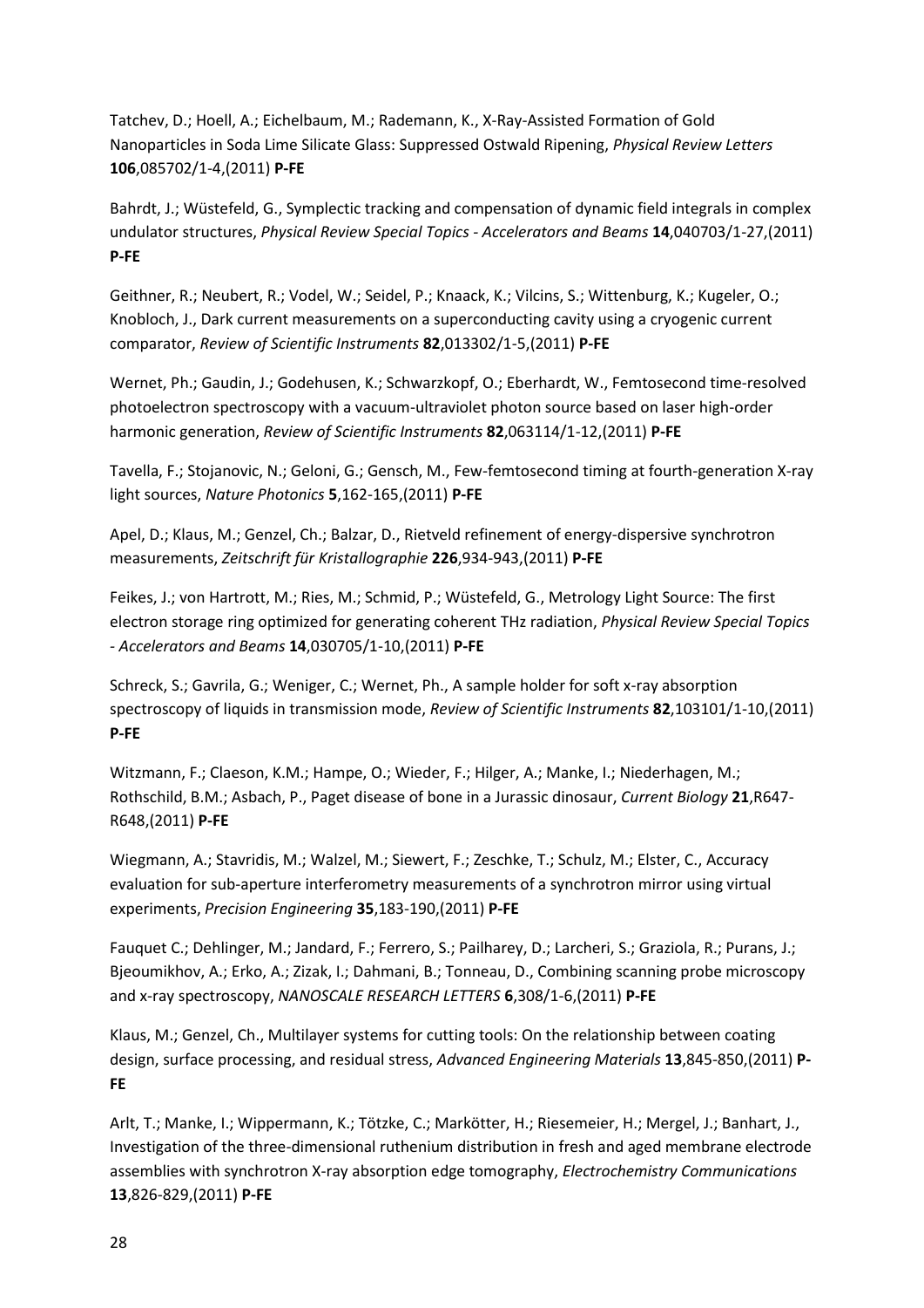Tatchev, D.; Hoell, A.; Eichelbaum, M.; Rademann, K., X-Ray-Assisted Formation of Gold Nanoparticles in Soda Lime Silicate Glass: Suppressed Ostwald Ripening, *Physical Review Letters* **106**,085702/1-4,(2011) **P-FE**

Bahrdt, J.; Wüstefeld, G., Symplectic tracking and compensation of dynamic field integrals in complex undulator structures, *Physical Review Special Topics - Accelerators and Beams* **14**,040703/1-27,(2011) **P-FE**

Geithner, R.; Neubert, R.; Vodel, W.; Seidel, P.; Knaack, K.; Vilcins, S.; Wittenburg, K.; Kugeler, O.; Knobloch, J., Dark current measurements on a superconducting cavity using a cryogenic current comparator, *Review of Scientific Instruments* **82**,013302/1-5,(2011) **P-FE**

Wernet, Ph.; Gaudin, J.; Godehusen, K.; Schwarzkopf, O.; Eberhardt, W., Femtosecond time-resolved photoelectron spectroscopy with a vacuum-ultraviolet photon source based on laser high-order harmonic generation, *Review of Scientific Instruments* **82**,063114/1-12,(2011) **P-FE**

Tavella, F.; Stojanovic, N.; Geloni, G.; Gensch, M., Few-femtosecond timing at fourth-generation X-ray light sources, *Nature Photonics* **5**,162-165,(2011) **P-FE**

Apel, D.; Klaus, M.; Genzel, Ch.; Balzar, D., Rietveld refinement of energy-dispersive synchrotron measurements, *Zeitschrift für Kristallographie* **226**,934-943,(2011) **P-FE**

Feikes, J.; von Hartrott, M.; Ries, M.; Schmid, P.; Wüstefeld, G., Metrology Light Source: The first electron storage ring optimized for generating coherent THz radiation, *Physical Review Special Topics - Accelerators and Beams* **14**,030705/1-10,(2011) **P-FE**

Schreck, S.; Gavrila, G.; Weniger, C.; Wernet, Ph., A sample holder for soft x-ray absorption spectroscopy of liquids in transmission mode, *Review of Scientific Instruments* **82**,103101/1-10,(2011) **P-FE**

Witzmann, F.; Claeson, K.M.; Hampe, O.; Wieder, F.; Hilger, A.; Manke, I.; Niederhagen, M.; Rothschild, B.M.; Asbach, P., Paget disease of bone in a Jurassic dinosaur, *Current Biology* **21**,R647-R648,(2011) **P-FE**

Wiegmann, A.; Stavridis, M.; Walzel, M.; Siewert, F.; Zeschke, T.; Schulz, M.; Elster, C., Accuracy evaluation for sub-aperture interferometry measurements of a synchrotron mirror using virtual experiments, *Precision Engineering* **35**,183-190,(2011) **P-FE**

Fauquet C.; Dehlinger, M.; Jandard, F.; Ferrero, S.; Pailharey, D.; Larcheri, S.; Graziola, R.; Purans, J.; Bjeoumikhov, A.; Erko, A.; Zizak, I.; Dahmani, B.; Tonneau, D., Combining scanning probe microscopy and x-ray spectroscopy, *NANOSCALE RESEARCH LETTERS* **6**,308/1-6,(2011) **P-FE**

Klaus, M.; Genzel, Ch., Multilayer systems for cutting tools: On the relationship between coating design, surface processing, and residual stress, *Advanced Engineering Materials* **13**,845-850,(2011) **P-FE**

Arlt, T.; Manke, I.; Wippermann, K.; Tötzke, C.; Markötter, H.; Riesemeier, H.; Mergel, J.; Banhart, J., Investigation of the three-dimensional ruthenium distribution in fresh and aged membrane electrode assemblies with synchrotron X-ray absorption edge tomography, *Electrochemistry Communications* **13**,826-829,(2011) **P-FE**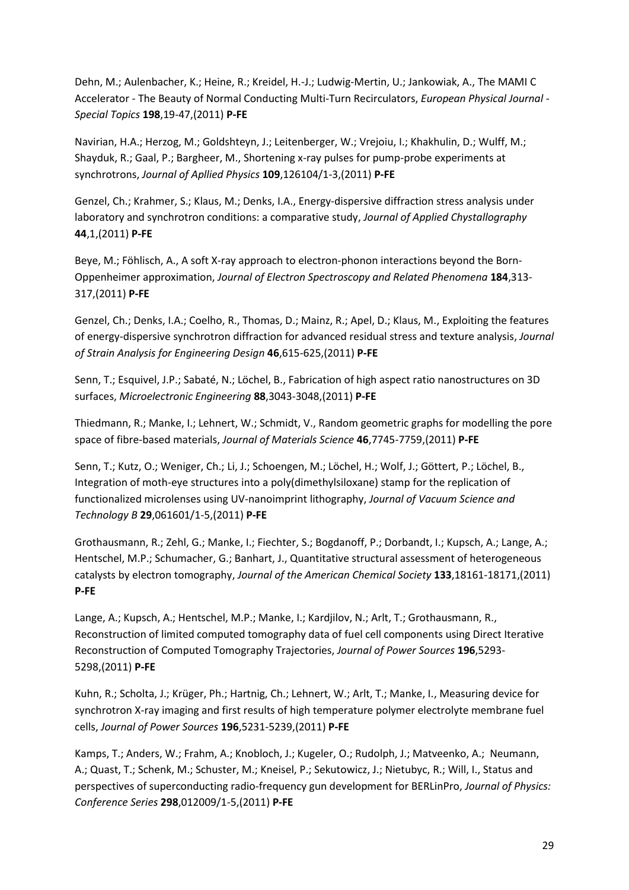Dehn, M.; Aulenbacher, K.; Heine, R.; Kreidel, H.-J.; Ludwig-Mertin, U.; Jankowiak, A., The MAMI C Accelerator - The Beauty of Normal Conducting Multi-Turn Recirculators, *European Physical Journal - Special Topics* **198**,19-47,(2011) **P-FE**

Navirian, H.A.; Herzog, M.; Goldshteyn, J.; Leitenberger, W.; Vrejoiu, I.; Khakhulin, D.; Wulff, M.; Shayduk, R.; Gaal, P.; Bargheer, M., Shortening x-ray pulses for pump-probe experiments at synchrotrons, *Journal of Apllied Physics* **109**,126104/1-3,(2011) **P-FE**

Genzel, Ch.; Krahmer, S.; Klaus, M.; Denks, I.A., Energy-dispersive diffraction stress analysis under laboratory and synchrotron conditions: a comparative study, *Journal of Applied Chystallography* **44**,1,(2011) **P-FE**

Beye, M.; Föhlisch, A., A soft X-ray approach to electron-phonon interactions beyond the Born-Oppenheimer approximation, *Journal of Electron Spectroscopy and Related Phenomena* **184**,313-317,(2011) **P-FE**

Genzel, Ch.; Denks, I.A.; Coelho, R., Thomas, D.; Mainz, R.; Apel, D.; Klaus, M., Exploiting the features of energy-dispersive synchrotron diffraction for advanced residual stress and texture analysis, *Journal of Strain Analysis for Engineering Design* **46**,615-625,(2011) **P-FE**

Senn, T.; Esquivel, J.P.; Sabaté, N.; Löchel, B., Fabrication of high aspect ratio nanostructures on 3D surfaces, *Microelectronic Engineering* **88**,3043-3048,(2011) **P-FE**

Thiedmann, R.; Manke, I.; Lehnert, W.; Schmidt, V., Random geometric graphs for modelling the pore space of fibre-based materials, *Journal of Materials Science* **46**,7745-7759,(2011) **P-FE**

Senn, T.; Kutz, O.; Weniger, Ch.; Li, J.; Schoengen, M.; Löchel, H.; Wolf, J.; Göttert, P.; Löchel, B., Integration of moth-eye structures into a poly(dimethylsiloxane) stamp for the replication of functionalized microlenses using UV-nanoimprint lithography, *Journal of Vacuum Science and Technology B* **29**,061601/1-5,(2011) **P-FE**

Grothausmann, R.; Zehl, G.; Manke, I.; Fiechter, S.; Bogdanoff, P.; Dorbandt, I.; Kupsch, A.; Lange, A.; Hentschel, M.P.; Schumacher, G.; Banhart, J., Quantitative structural assessment of heterogeneous catalysts by electron tomography, *Journal of the American Chemical Society* **133**,18161-18171,(2011) **P-FE**

Lange, A.; Kupsch, A.; Hentschel, M.P.; Manke, I.; Kardjilov, N.; Arlt, T.; Grothausmann, R., Reconstruction of limited computed tomography data of fuel cell components using Direct Iterative Reconstruction of Computed Tomography Trajectories, *Journal of Power Sources* **196**,5293-5298,(2011) **P-FE**

Kuhn, R.; Scholta, J.; Krüger, Ph.; Hartnig, Ch.; Lehnert, W.; Arlt, T.; Manke, I., Measuring device for synchrotron X-ray imaging and first results of high temperature polymer electrolyte membrane fuel cells, *Journal of Power Sources* **196**,5231-5239,(2011) **P-FE**

Kamps, T.; Anders, W.; Frahm, A.; Knobloch, J.; Kugeler, O.; Rudolph, J.; Matveenko, A.; Neumann, A.; Quast, T.; Schenk, M.; Schuster, M.; Kneisel, P.; Sekutowicz, J.; Nietubyc, R.; Will, I., Status and perspectives of superconducting radio-frequency gun development for BERLinPro, *Journal of Physics: Conference Series* **298**,012009/1-5,(2011) **P-FE**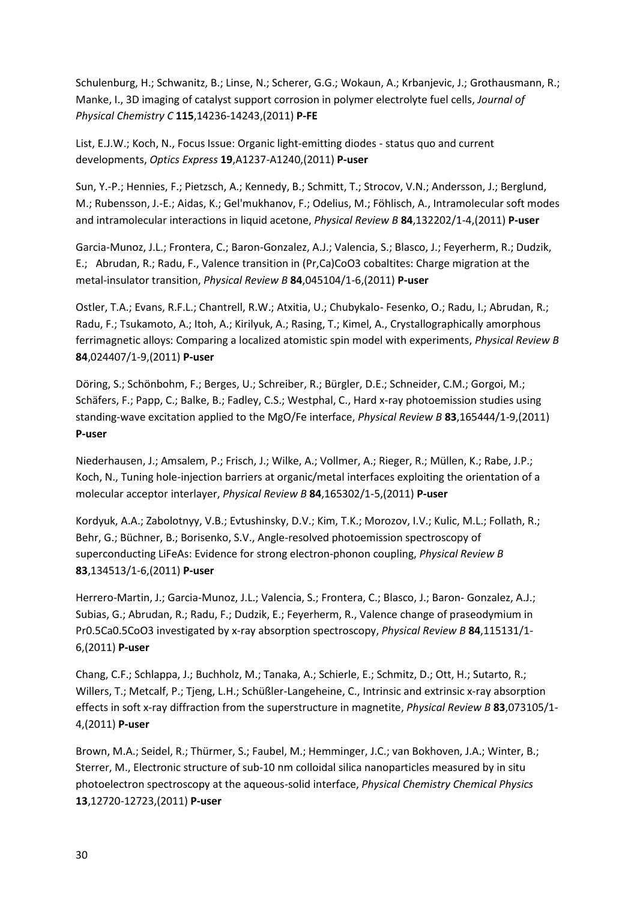Schulenburg, H.; Schwanitz, B.; Linse, N.; Scherer, G.G.; Wokaun, A.; Krbanjevic, J.; Grothausmann, R.; Manke, I., 3D imaging of catalyst support corrosion in polymer electrolyte fuel cells, *Journal of Physical Chemistry C* **115**,14236-14243,(2011) **P-FE**

List, E.J.W.; Koch, N., Focus Issue: Organic light-emitting diodes - status quo and current developments, *Optics Express* **19**,A1237-A1240,(2011) **P-user**

Sun, Y.-P.; Hennies, F.; Pietzsch, A.; Kennedy, B.; Schmitt, T.; Strocov, V.N.; Andersson, J.; Berglund, M.; Rubensson, J.-E.; Aidas, K.; Gel'mukhanov, F.; Odelius, M.; Föhlisch, A., Intramolecular soft modes and intramolecular interactions in liquid acetone, *Physical Review B* **84**,132202/1-4,(2011) **P-user**

Garcia-Munoz, J.L.; Frontera, C.; Baron-Gonzalez, A.J.; Valencia, S.; Blasco, J.; Feyerherm, R.; Dudzik, E.; Abrudan, R.; Radu, F., Valence transition in (Pr,Ca)CoO3 cobaltites: Charge migration at the metal-insulator transition, *Physical Review B* **84**,045104/1-6,(2011) **P-user**

Ostler, T.A.; Evans, R.F.L.; Chantrell, R.W.; Atxitia, U.; Chubykalo- Fesenko, O.; Radu, I.; Abrudan, R.; Radu, F.; Tsukamoto, A.; Itoh, A.; Kirilyuk, A.; Rasing, T.; Kimel, A., Crystallographically amorphous ferrimagnetic alloys: Comparing a localized atomistic spin model with experiments, *Physical Review B* **84**,024407/1-9,(2011) **P-user**

Döring, S.; Schönbohm, F.; Berges, U.; Schreiber, R.; Bürgler, D.E.; Schneider, C.M.; Gorgoi, M.; Schäfers, F.; Papp, C.; Balke, B.; Fadley, C.S.; Westphal, C., Hard x-ray photoemission studies using standing-wave excitation applied to the MgO/Fe interface, *Physical Review B* **83**,165444/1-9,(2011) **P-user**

Niederhausen, J.; Amsalem, P.; Frisch, J.; Wilke, A.; Vollmer, A.; Rieger, R.; Müllen, K.; Rabe, J.P.; Koch, N., Tuning hole-injection barriers at organic/metal interfaces exploiting the orientation of a molecular acceptor interlayer, *Physical Review B* **84**,165302/1-5,(2011) **P-user**

Kordyuk, A.A.; Zabolotnyy, V.B.; Evtushinsky, D.V.; Kim, T.K.; Morozov, I.V.; Kulic, M.L.; Follath, R.; Behr, G.; Büchner, B.; Borisenko, S.V., Angle-resolved photoemission spectroscopy of superconducting LiFeAs: Evidence for strong electron-phonon coupling, *Physical Review B* **83**,134513/1-6,(2011) **P-user**

Herrero-Martin, J.; Garcia-Munoz, J.L.; Valencia, S.; Frontera, C.; Blasco, J.; Baron- Gonzalez, A.J.; Subias, G.; Abrudan, R.; Radu, F.; Dudzik, E.; Feyerherm, R., Valence change of praseodymium in Pr0.5Ca0.5CoO3 investigated by x-ray absorption spectroscopy, *Physical Review B* **84**,115131/1-6,(2011) **P-user**

Chang, C.F.; Schlappa, J.; Buchholz, M.; Tanaka, A.; Schierle, E.; Schmitz, D.; Ott, H.; Sutarto, R.; Willers, T.; Metcalf, P.; Tjeng, L.H.; Schüßler-Langeheine, C., Intrinsic and extrinsic x-ray absorption effects in soft x-ray diffraction from the superstructure in magnetite, *Physical Review B* **83**,073105/1-4,(2011) **P-user**

Brown, M.A.; Seidel, R.; Thürmer, S.; Faubel, M.; Hemminger, J.C.; van Bokhoven, J.A.; Winter, B.; Sterrer, M., Electronic structure of sub-10 nm colloidal silica nanoparticles measured by in situ photoelectron spectroscopy at the aqueous-solid interface, *Physical Chemistry Chemical Physics* **13**,12720-12723,(2011) **P-user**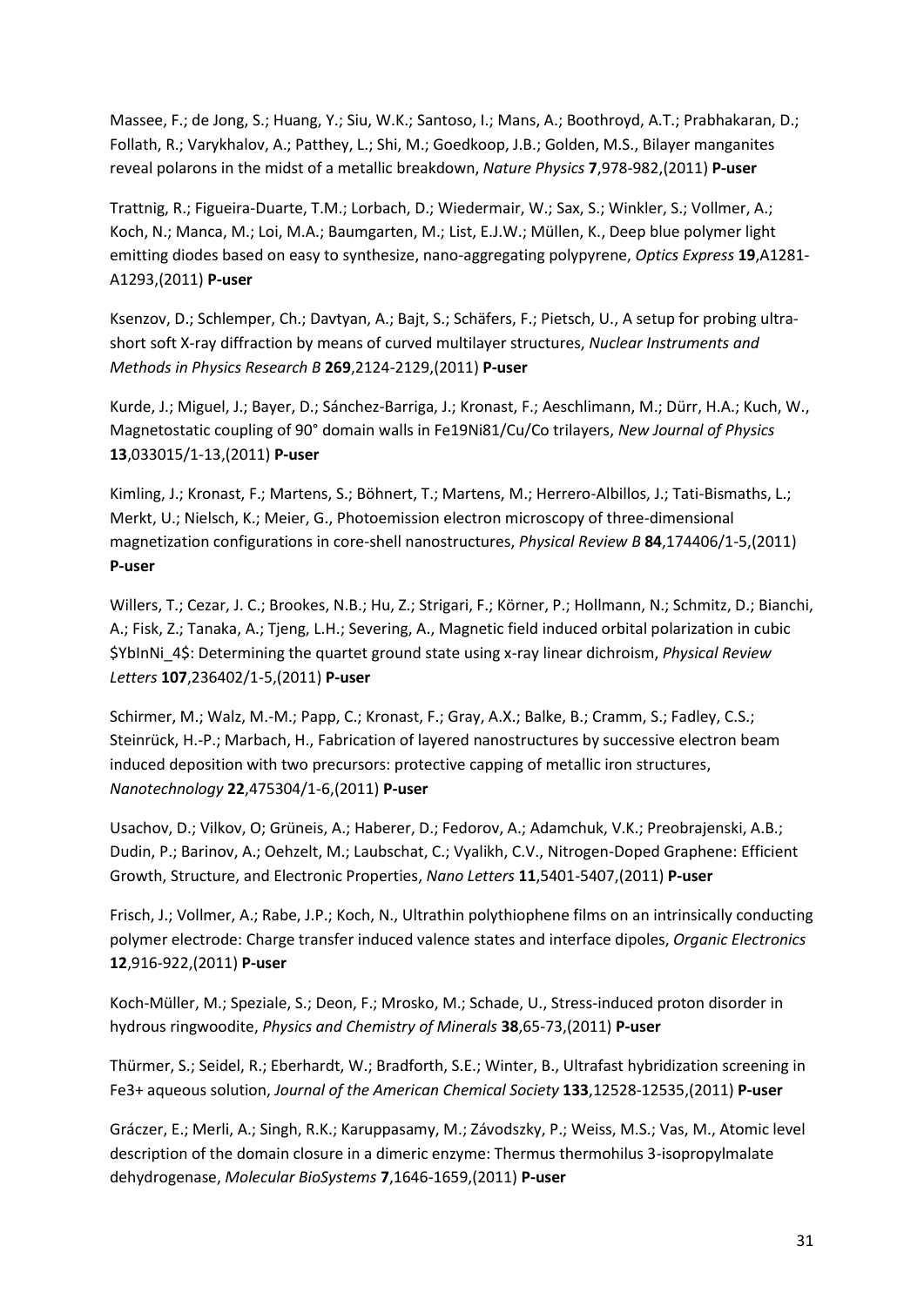Massee, F.; de Jong, S.; Huang, Y.; Siu, W.K.; Santoso, I.; Mans, A.; Boothroyd, A.T.; Prabhakaran, D.; Follath, R.; Varykhalov, A.; Patthey, L.; Shi, M.; Goedkoop, J.B.; Golden, M.S., Bilayer manganites reveal polarons in the midst of a metallic breakdown, *Nature Physics* **7**,978-982,(2011) **P-user**

Trattnig, R.; Figueira-Duarte, T.M.; Lorbach, D.; Wiedermair, W.; Sax, S.; Winkler, S.; Vollmer, A.; Koch, N.; Manca, M.; Loi, M.A.; Baumgarten, M.; List, E.J.W.; Müllen, K., Deep blue polymer light emitting diodes based on easy to synthesize, nano-aggregating polypyrene, *Optics Express* **19**,A1281-A1293,(2011) **P-user**

Ksenzov, D.; Schlemper, Ch.; Davtyan, A.; Bajt, S.; Schäfers, F.; Pietsch, U., A setup for probing ultra-short soft X-ray diffraction by means of curved multilayer structures, *Nuclear Instruments and Methods in Physics Research B* **269**,2124-2129,(2011) **P-user**

Kurde, J.; Miguel, J.; Bayer, D.; Sánchez-Barriga, J.; Kronast, F.; Aeschlimann, M.; Dürr, H.A.; Kuch, W., Magnetostatic coupling of 90° domain walls in Fe19Ni81/Cu/Co trilayers, *New Journal of Physics* **13**,033015/1-13,(2011) **P-user**

Kimling, J.; Kronast, F.; Martens, S.; Böhnert, T.; Martens, M.; Herrero-Albillos, J.; Tati-Bismaths, L.; Merkt, U.; Nielsch, K.; Meier, G., Photoemission electron microscopy of three-dimensional magnetization configurations in core-shell nanostructures, *Physical Review B* **84**,174406/1-5,(2011) **P-user**

Willers, T.; Cezar, J. C.; Brookes, N.B.; Hu, Z.; Strigari, F.; Körner, P.; Hollmann, N.; Schmitz, D.; Bianchi, A.; Fisk, Z.; Tanaka, A.; Tjeng, L.H.; Severing, A., Magnetic field induced orbital polarization in cubic $YbInNi_4$: Determining the quartet ground state using x-ray linear dichroism, *Physical Review Letters* **107**,236402/1-5,(2011) **P-user**

Schirmer, M.; Walz, M.-M.; Papp, C.; Kronast, F.; Gray, A.X.; Balke, B.; Cramm, S.; Fadley, C.S.; Steinrück, H.-P.; Marbach, H., Fabrication of layered nanostructures by successive electron beam induced deposition with two precursors: protective capping of metallic iron structures, *Nanotechnology* **22**,475304/1-6,(2011) **P-user**

Usachov, D.; Vilkov, O; Grüneis, A.; Haberer, D.; Fedorov, A.; Adamchuk, V.K.; Preobrajenski, A.B.; Dudin, P.; Barinov, A.; Oehzelt, M.; Laubschat, C.; Vyalikh, C.V., Nitrogen-Doped Graphene: Efficient Growth, Structure, and Electronic Properties, *Nano Letters* **11**,5401-5407,(2011) **P-user**

Frisch, J.; Vollmer, A.; Rabe, J.P.; Koch, N., Ultrathin polythiophene films on an intrinsically conducting polymer electrode: Charge transfer induced valence states and interface dipoles, *Organic Electronics* **12**,916-922,(2011) **P-user**

Koch-Müller, M.; Speziale, S.; Deon, F.; Mrosko, M.; Schade, U., Stress-induced proton disorder in hydrous ringwoodite, *Physics and Chemistry of Minerals* **38**,65-73,(2011) **P-user**

Thürmer, S.; Seidel, R.; Eberhardt, W.; Bradforth, S.E.; Winter, B., Ultrafast hybridization screening in $Fe^{3+}$ aqueous solution, *Journal of the American Chemical Society* **133**,12528-12535,(2011) **P-user**

Gráczer, E.; Merli, A.; Singh, R.K.; Karuppasamy, M.; Závodszky, P.; Weiss, M.S.; Vas, M., Atomic level description of the domain closure in a dimeric enzyme: Thermus thermohilus 3-isopropylmalate dehydrogenase, *Molecular BioSystems* **7**,1646-1659,(2011) **P-user**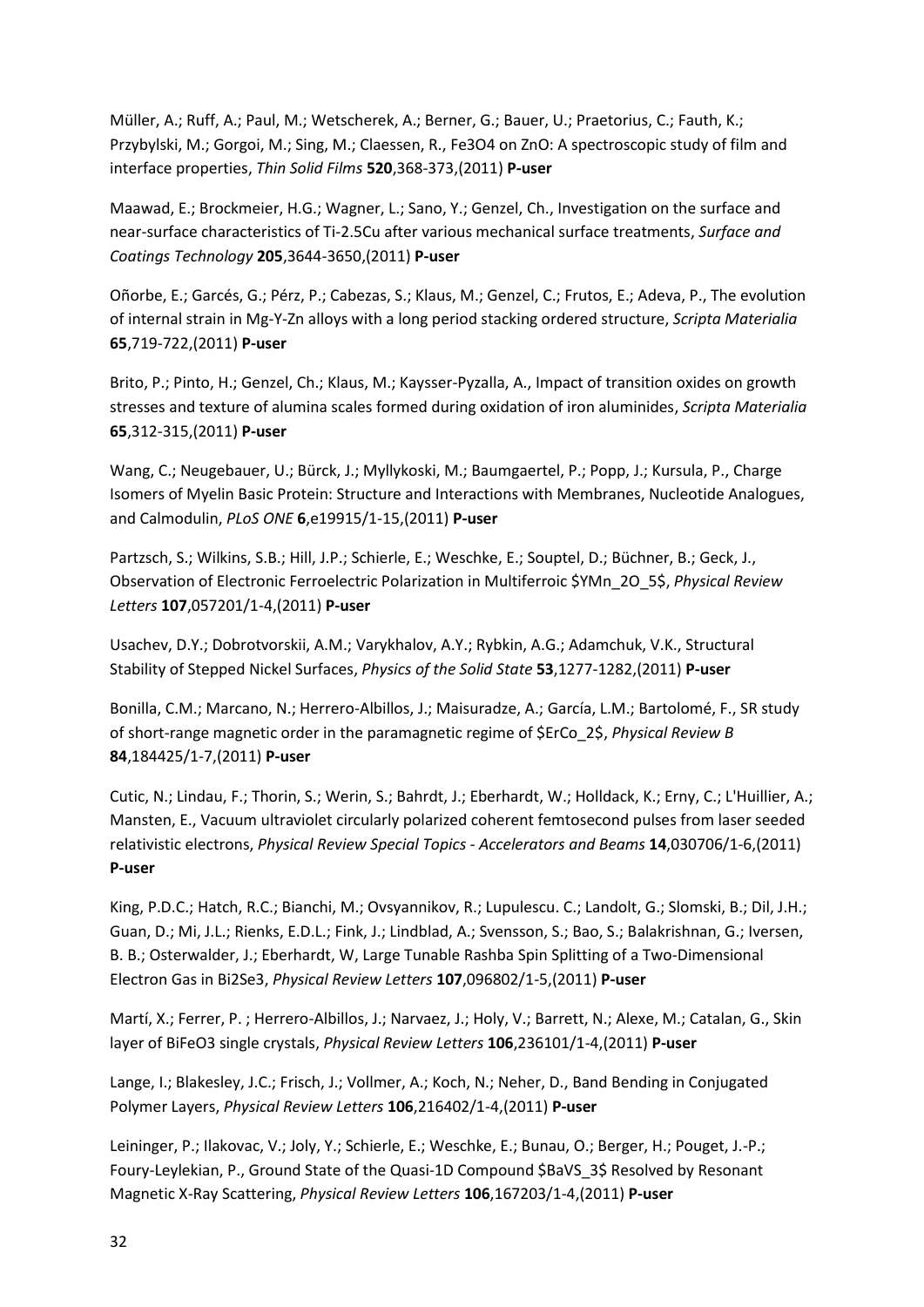Müller, A.; Ruff, A.; Paul, M.; Wetscherek, A.; Berner, G.; Bauer, U.; Praetorius, C.; Fauth, K.; Przybylski, M.; Gorgoi, M.; Sing, M.; Claessen, R., Fe3O4 on ZnO: A spectroscopic study of film and interface properties, *Thin Solid Films* **520**,368-373,(2011) **P-user**

Maawad, E.; Brockmeier, H.G.; Wagner, L.; Sano, Y.; Genzel, Ch., Investigation on the surface and near-surface characteristics of Ti-2.5Cu after various mechanical surface treatments, *Surface and Coatings Technology* **205**,3644-3650,(2011) **P-user**

Oñorbe, E.; Garcés, G.; Pérz, P.; Cabezas, S.; Klaus, M.; Genzel, C.; Frutos, E.; Adeva, P., The evolution of internal strain in Mg-Y-Zn alloys with a long period stacking ordered structure, *Scripta Materialia* **65**,719-722,(2011) **P-user**

Brito, P.; Pinto, H.; Genzel, Ch.; Klaus, M.; Kaysser-Pyzalla, A., Impact of transition oxides on growth stresses and texture of alumina scales formed during oxidation of iron aluminides, *Scripta Materialia* **65**,312-315,(2011) **P-user**

Wang, C.; Neugebauer, U.; Bürck, J.; Myllykoski, M.; Baumgaertel, P.; Popp, J.; Kursula, P., Charge Isomers of Myelin Basic Protein: Structure and Interactions with Membranes, Nucleotide Analogues, and Calmodulin, *PLoS ONE* **6**,e19915/1-15,(2011) **P-user**

Partzsch, S.; Wilkins, S.B.; Hill, J.P.; Schierle, E.; Weschke, E.; Souptel, D.; Büchner, B.; Geck, J., Observation of Electronic Ferroelectric Polarization in Multiferroic $YMn_2O_5$, *Physical Review Letters* **107**,057201/1-4,(2011) **P-user**

Usachev, D.Y.; Dobrotvorskii, A.M.; Varykhalov, A.Y.; Rybkin, A.G.; Adamchuk, V.K., Structural Stability of Stepped Nickel Surfaces, *Physics of the Solid State* **53**,1277-1282,(2011) **P-user**

Bonilla, C.M.; Marcano, N.; Herrero-Albillos, J.; Maisuradze, A.; García, L.M.; Bartolomé, F., SR study of short-range magnetic order in the paramagnetic regime of $ErCo_2$, *Physical Review B* **84**,184425/1-7,(2011) **P-user**

Cutic, N.; Lindau, F.; Thorin, S.; Werin, S.; Bahrdt, J.; Eberhardt, W.; Holldack, K.; Erny, C.; L'Huillier, A.; Mansten, E., Vacuum ultraviolet circularly polarized coherent femtosecond pulses from laser seeded relativistic electrons, *Physical Review Special Topics - Accelerators and Beams* **14**,030706/1-6,(2011) **P-user**

King, P.D.C.; Hatch, R.C.; Bianchi, M.; Ovsyannikov, R.; Lupulescu. C.; Landolt, G.; Slomski, B.; Dil, J.H.; Guan, D.; Mi, J.L.; Rienks, E.D.L.; Fink, J.; Lindblad, A.; Svensson, S.; Bao, S.; Balakrishnan, G.; Iversen, B. B.; Osterwalder, J.; Eberhardt, W, Large Tunable Rashba Spin Splitting of a Two-Dimensional Electron Gas in Bi2Se3, *Physical Review Letters* **107**,096802/1-5,(2011) **P-user**

Martí, X.; Ferrer, P. ; Herrero-Albillos, J.; Narvaez, J.; Holy, V.; Barrett, N.; Alexe, M.; Catalan, G., Skin layer of BiFeO3 single crystals, *Physical Review Letters* **106**,236101/1-4,(2011) **P-user**

Lange, I.; Blakesley, J.C.; Frisch, J.; Vollmer, A.; Koch, N.; Neher, D., Band Bending in Conjugated Polymer Layers, *Physical Review Letters* **106**,216402/1-4,(2011) **P-user**

Leininger, P.; Ilakovac, V.; Joly, Y.; Schierle, E.; Weschke, E.; Bunau, O.; Berger, H.; Pouget, J.-P.; Foury-Leylekian, P., Ground State of the Quasi-1D Compound $BaVS_3$ Resolved by Resonant Magnetic X-Ray Scattering, *Physical Review Letters* **106**,167203/1-4,(2011) **P-user**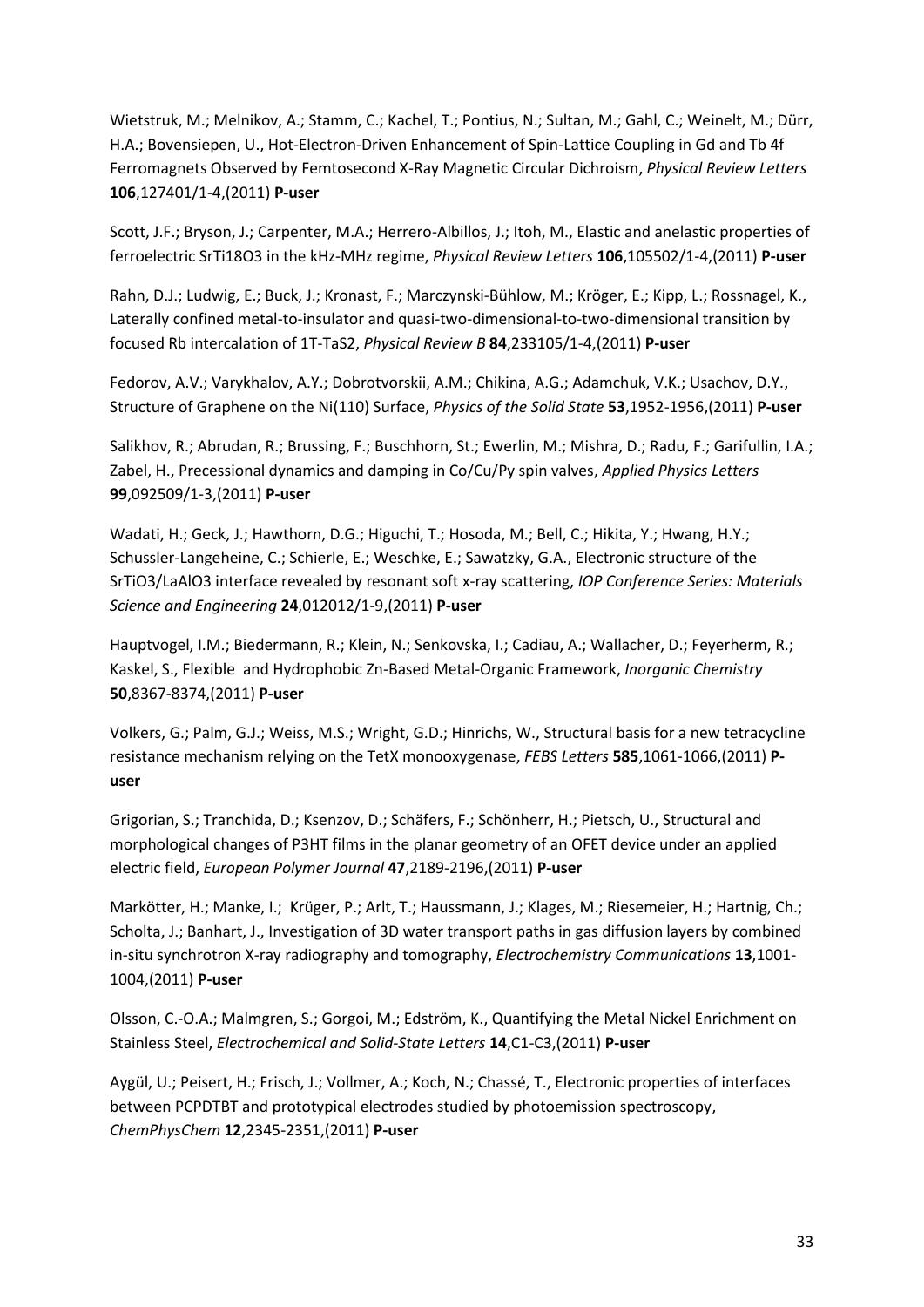Wietstruk, M.; Melnikov, A.; Stamm, C.; Kachel, T.; Pontius, N.; Sultan, M.; Gahl, C.; Weinelt, M.; Dürr, H.A.; Bovensiepen, U., Hot-Electron-Driven Enhancement of Spin-Lattice Coupling in Gd and Tb 4f Ferromagnets Observed by Femtosecond X-Ray Magnetic Circular Dichroism, *Physical Review Letters* **106**,127401/1-4,(2011) **P-user**

Scott, J.F.; Bryson, J.; Carpenter, M.A.; Herrero-Albillos, J.; Itoh, M., Elastic and anelastic properties of ferroelectric SrTi18O3 in the kHz-MHz regime, *Physical Review Letters* **106**,105502/1-4,(2011) **P-user**

Rahn, D.J.; Ludwig, E.; Buck, J.; Kronast, F.; Marczynski-Bühlow, M.; Kröger, E.; Kipp, L.; Rossnagel, K., Laterally confined metal-to-insulator and quasi-two-dimensional-to-two-dimensional transition by focused Rb intercalation of 1T-TaS2, *Physical Review B* **84**,233105/1-4,(2011) **P-user**

Fedorov, A.V.; Varykhalov, A.Y.; Dobrotvorskii, A.M.; Chikina, A.G.; Adamchuk, V.K.; Usachov, D.Y., Structure of Graphene on the Ni(110) Surface, *Physics of the Solid State* **53**,1952-1956,(2011) **P-user**

Salikhov, R.; Abrudan, R.; Brussing, F.; Buschhorn, St.; Ewerlin, M.; Mishra, D.; Radu, F.; Garifullin, I.A.; Zabel, H., Precessional dynamics and damping in Co/Cu/Py spin valves, *Applied Physics Letters* **99**,092509/1-3,(2011) **P-user**

Wadati, H.; Geck, J.; Hawthorn, D.G.; Higuchi, T.; Hosoda, M.; Bell, C.; Hikita, Y.; Hwang, H.Y.; Schussler-Langeheine, C.; Schierle, E.; Weschke, E.; Sawatzky, G.A., Electronic structure of the SrTiO3/LaAlO3 interface revealed by resonant soft x-ray scattering, *IOP Conference Series: Materials Science and Engineering* **24**,012012/1-9,(2011) **P-user**

Hauptvogel, I.M.; Biedermann, R.; Klein, N.; Senkovska, I.; Cadiau, A.; Wallacher, D.; Feyerherm, R.; Kaskel, S., Flexible and Hydrophobic Zn-Based Metal-Organic Framework, *Inorganic Chemistry* **50**,8367-8374,(2011) **P-user**

Volkers, G.; Palm, G.J.; Weiss, M.S.; Wright, G.D.; Hinrichs, W., Structural basis for a new tetracycline resistance mechanism relying on the TetX monooxygenase, *FEBS Letters* **585**,1061-1066,(2011) **P-user**

Grigorian, S.; Tranchida, D.; Ksenzov, D.; Schäfers, F.; Schönherr, H.; Pietsch, U., Structural and morphological changes of P3HT films in the planar geometry of an OFET device under an applied electric field, *European Polymer Journal* **47**,2189-2196,(2011) **P-user**

Markötter, H.; Manke, I.; Krüger, P.; Arlt, T.; Haussmann, J.; Klages, M.; Riesemeier, H.; Hartnig, Ch.; Scholta, J.; Banhart, J., Investigation of 3D water transport paths in gas diffusion layers by combined in-situ synchrotron X-ray radiography and tomography, *Electrochemistry Communications* **13**,1001-1004,(2011) **P-user**

Olsson, C.-O.A.; Malmgren, S.; Gorgoi, M.; Edström, K., Quantifying the Metal Nickel Enrichment on Stainless Steel, *Electrochemical and Solid-State Letters* **14**,C1-C3,(2011) **P-user**

Aygül, U.; Peisert, H.; Frisch, J.; Vollmer, A.; Koch, N.; Chassé, T., Electronic properties of interfaces between PCPDTBT and prototypical electrodes studied by photoemission spectroscopy, *ChemPhysChem* **12**,2345-2351,(2011) **P-user**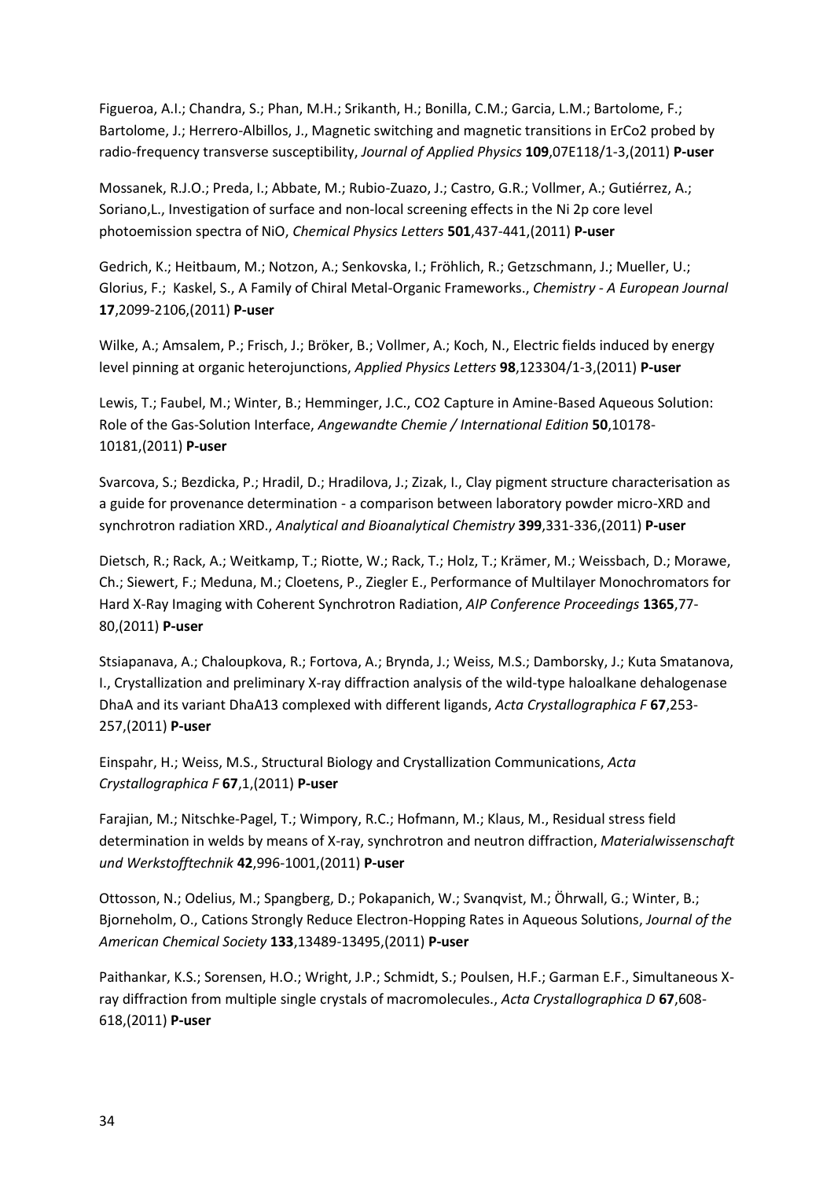Figueroa, A.I.; Chandra, S.; Phan, M.H.; Srikanth, H.; Bonilla, C.M.; Garcia, L.M.; Bartolome, F.; Bartolome, J.; Herrero-Albillos, J., Magnetic switching and magnetic transitions in ErCo2 probed by radio-frequency transverse susceptibility, *Journal of Applied Physics* **109**,07E118/1-3,(2011) **P-user**

Mossanek, R.J.O.; Preda, I.; Abbate, M.; Rubio-Zuazo, J.; Castro, G.R.; Vollmer, A.; Gutiérrez, A.; Soriano,L., Investigation of surface and non-local screening effects in the Ni 2p core level photoemission spectra of NiO, *Chemical Physics Letters* **501**,437-441,(2011) **P-user**

Gedrich, K.; Heitbaum, M.; Notzon, A.; Senkovska, I.; Fröhlich, R.; Getzschmann, J.; Mueller, U.; Glorius, F.; Kaskel, S., A Family of Chiral Metal-Organic Frameworks., *Chemistry - A European Journal* **17**,2099-2106,(2011) **P-user**

Wilke, A.; Amsalem, P.; Frisch, J.; Bröker, B.; Vollmer, A.; Koch, N., Electric fields induced by energy level pinning at organic heterojunctions, *Applied Physics Letters* **98**,123304/1-3,(2011) **P-user**

Lewis, T.; Faubel, M.; Winter, B.; Hemminger, J.C., CO2 Capture in Amine-Based Aqueous Solution: Role of the Gas-Solution Interface, *Angewandte Chemie / International Edition* **50**,10178-10181,(2011) **P-user**

Svarcova, S.; Bezdicka, P.; Hradil, D.; Hradilova, J.; Zizak, I., Clay pigment structure characterisation as a guide for provenance determination - a comparison between laboratory powder micro-XRD and synchrotron radiation XRD., *Analytical and Bioanalytical Chemistry* **399**,331-336,(2011) **P-user**

Dietsch, R.; Rack, A.; Weitkamp, T.; Riotte, W.; Rack, T.; Holz, T.; Krämer, M.; Weissbach, D.; Morawe, Ch.; Siewert, F.; Meduna, M.; Cloetens, P., Ziegler E., Performance of Multilayer Monochromators for Hard X-Ray Imaging with Coherent Synchrotron Radiation, *AIP Conference Proceedings* **1365**,77-80,(2011) **P-user**

Stsiapanava, A.; Chaloupkova, R.; Fortova, A.; Brynda, J.; Weiss, M.S.; Damborsky, J.; Kuta Smatanova, I., Crystallization and preliminary X-ray diffraction analysis of the wild-type haloalkane dehalogenase DhaA and its variant DhaA13 complexed with different ligands, *Acta Crystallographica F* **67**,253-257,(2011) **P-user**

Einspahr, H.; Weiss, M.S., Structural Biology and Crystallization Communications, *Acta Crystallographica F* **67**,1,(2011) **P-user**

Farajian, M.; Nitschke-Pagel, T.; Wimpory, R.C.; Hofmann, M.; Klaus, M., Residual stress field determination in welds by means of X-ray, synchrotron and neutron diffraction, *Materialwissenschaft und Werkstofftechnik* **42**,996-1001,(2011) **P-user**

Ottosson, N.; Odelius, M.; Spangberg, D.; Pokapanich, W.; Svanqvist, M.; Öhrwall, G.; Winter, B.; Bjorneholm, O., Cations Strongly Reduce Electron-Hopping Rates in Aqueous Solutions, *Journal of the American Chemical Society* **133**,13489-13495,(2011) **P-user**

Paithankar, K.S.; Sorensen, H.O.; Wright, J.P.; Schmidt, S.; Poulsen, H.F.; Garman E.F., Simultaneous X-ray diffraction from multiple single crystals of macromolecules., *Acta Crystallographica D* **67**,608-618,(2011) **P-user**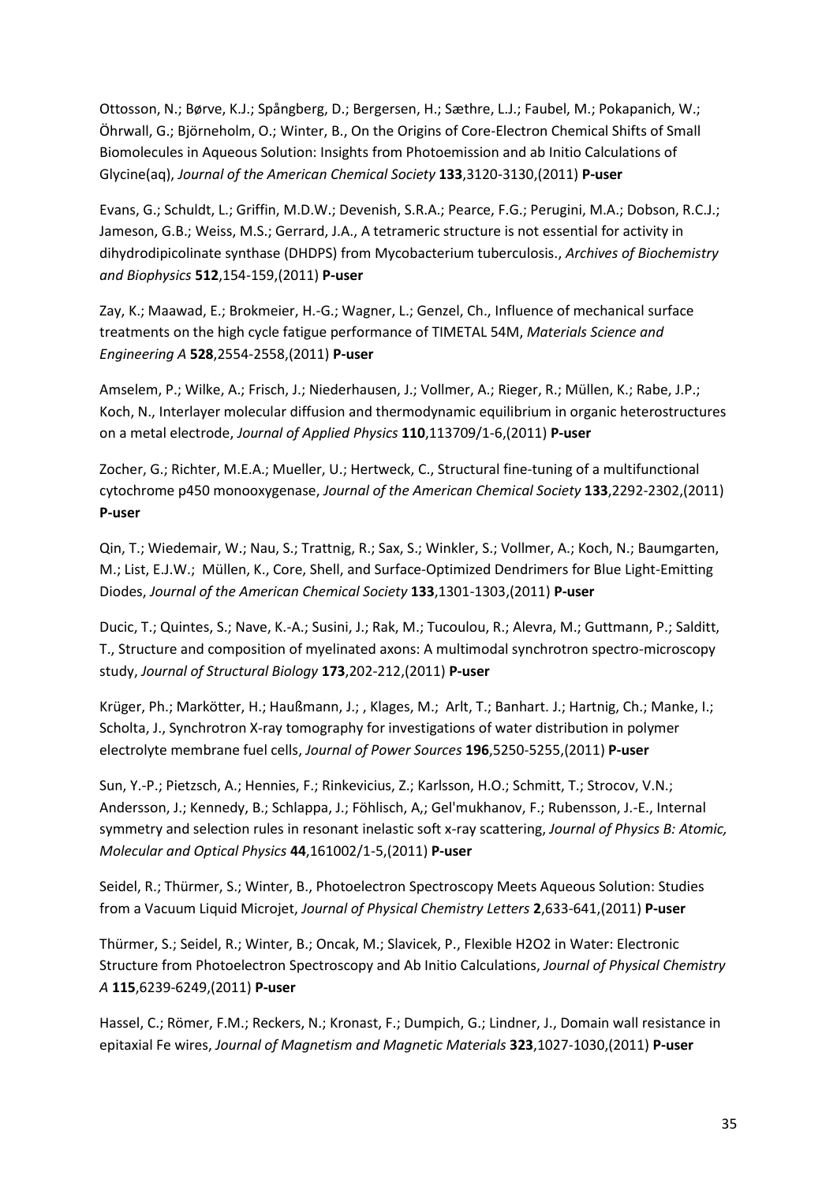Ottosson, N.; Børve, K.J.; Spångberg, D.; Bergersen, H.; Sæthre, L.J.; Faubel, M.; Pokapanich, W.; Öhrwall, G.; Björneholm, O.; Winter, B., On the Origins of Core-Electron Chemical Shifts of Small Biomolecules in Aqueous Solution: Insights from Photoemission and ab Initio Calculations of Glycine(aq), *Journal of the American Chemical Society* **133**,3120-3130,(2011) **P-user**

Evans, G.; Schuldt, L.; Griffin, M.D.W.; Devenish, S.R.A.; Pearce, F.G.; Perugini, M.A.; Dobson, R.C.J.; Jameson, G.B.; Weiss, M.S.; Gerrard, J.A., A tetrameric structure is not essential for activity in dihydrodipicolinate synthase (DHDPS) from Mycobacterium tuberculosis., *Archives of Biochemistry and Biophysics* **512**,154-159,(2011) **P-user**

Zay, K.; Maawad, E.; Brokmeier, H.-G.; Wagner, L.; Genzel, Ch., Influence of mechanical surface treatments on the high cycle fatigue performance of TIMETAL 54M, *Materials Science and Engineering A* **528**,2554-2558,(2011) **P-user**

Amselem, P.; Wilke, A.; Frisch, J.; Niederhausen, J.; Vollmer, A.; Rieger, R.; Müllen, K.; Rabe, J.P.; Koch, N., Interlayer molecular diffusion and thermodynamic equilibrium in organic heterostructures on a metal electrode, *Journal of Applied Physics* **110**,113709/1-6,(2011) **P-user**

Zocher, G.; Richter, M.E.A.; Mueller, U.; Hertweck, C., Structural fine-tuning of a multifunctional cytochrome p450 monooxygenase, *Journal of the American Chemical Society* **133**,2292-2302,(2011) **P-user**

Qin, T.; Wiedemair, W.; Nau, S.; Trattnig, R.; Sax, S.; Winkler, S.; Vollmer, A.; Koch, N.; Baumgarten, M.; List, E.J.W.; Müllen, K., Core, Shell, and Surface-Optimized Dendrimers for Blue Light-Emitting Diodes, *Journal of the American Chemical Society* **133**,1301-1303,(2011) **P-user**

Ducic, T.; Quintes, S.; Nave, K.-A.; Susini, J.; Rak, M.; Tucoulou, R.; Alevra, M.; Guttmann, P.; Salditt, T., Structure and composition of myelinated axons: A multimodal synchrotron spectro-microscopy study, *Journal of Structural Biology* **173**,202-212,(2011) **P-user**

Krüger, Ph.; Markötter, H.; Haußmann, J.; , Klages, M.; Arlt, T.; Banhart. J.; Hartnig, Ch.; Manke, I.; Scholta, J., Synchrotron X-ray tomography for investigations of water distribution in polymer electrolyte membrane fuel cells, *Journal of Power Sources* **196**,5250-5255,(2011) **P-user**

Sun, Y.-P.; Pietzsch, A.; Hennies, F.; Rinkevicius, Z.; Karlsson, H.O.; Schmitt, T.; Strocov, V.N.; Andersson, J.; Kennedy, B.; Schlappa, J.; Föhlisch, A,; Gel'mukhanov, F.; Rubensson, J.-E., Internal symmetry and selection rules in resonant inelastic soft x-ray scattering, *Journal of Physics B: Atomic, Molecular and Optical Physics* **44**,161002/1-5,(2011) **P-user**

Seidel, R.; Thürmer, S.; Winter, B., Photoelectron Spectroscopy Meets Aqueous Solution: Studies from a Vacuum Liquid Microjet, *Journal of Physical Chemistry Letters* **2**,633-641,(2011) **P-user**

Thürmer, S.; Seidel, R.; Winter, B.; Oncak, M.; Slavicek, P., Flexible H2O2 in Water: Electronic Structure from Photoelectron Spectroscopy and Ab Initio Calculations, *Journal of Physical Chemistry A* **115**,6239-6249,(2011) **P-user**

Hassel, C.; Römer, F.M.; Reckers, N.; Kronast, F.; Dumpich, G.; Lindner, J., Domain wall resistance in epitaxial Fe wires, *Journal of Magnetism and Magnetic Materials* **323**,1027-1030,(2011) **P-user**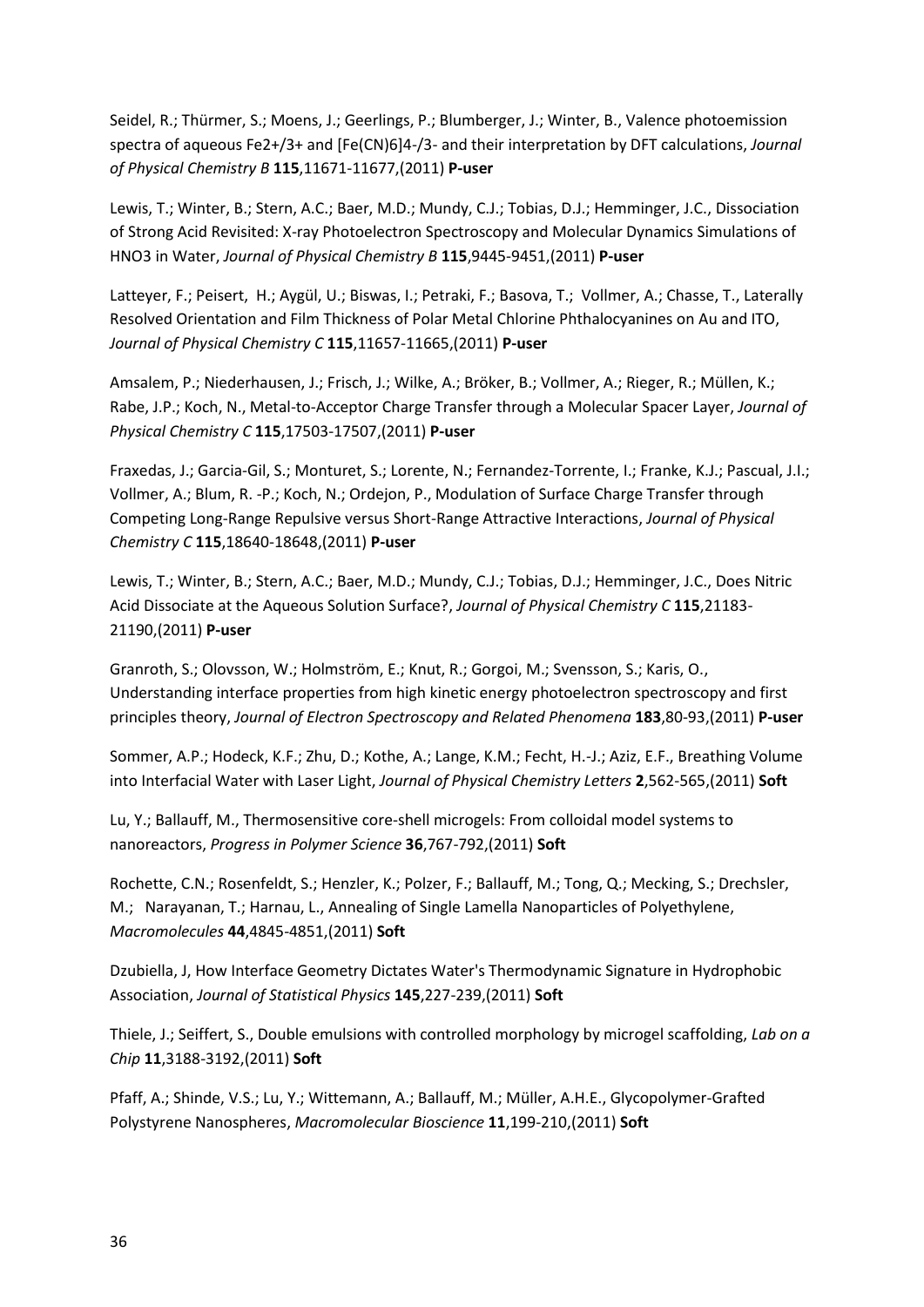Seidel, R.; Thürmer, S.; Moens, J.; Geerlings, P.; Blumberger, J.; Winter, B., Valence photoemission spectra of aqueous $Fe^{2+/3+}$ and $[Fe(CN)_6]^{4-/3-}$ and their interpretation by DFT calculations, *Journal of Physical Chemistry B* **115**,11671-11677,(2011) **P-user**

Lewis, T.; Winter, B.; Stern, A.C.; Baer, M.D.; Mundy, C.J.; Tobias, D.J.; Hemminger, J.C., Dissociation of Strong Acid Revisited: X-ray Photoelectron Spectroscopy and Molecular Dynamics Simulations of $HNO_3$ in Water, *Journal of Physical Chemistry B* **115**,9445-9451,(2011) **P-user**

Latteyer, F.; Peisert, H.; Aygül, U.; Biswas, I.; Petraki, F.; Basova, T.; Vollmer, A.; Chasse, T., Laterally Resolved Orientation and Film Thickness of Polar Metal Chlorine Phthalocyanines on Au and ITO, *Journal of Physical Chemistry C* **115**,11657-11665,(2011) **P-user**

Amsalem, P.; Niederhausen, J.; Frisch, J.; Wilke, A.; Bröker, B.; Vollmer, A.; Rieger, R.; Müllen, K.; Rabe, J.P.; Koch, N., Metal-to-Acceptor Charge Transfer through a Molecular Spacer Layer, *Journal of Physical Chemistry C* **115**,17503-17507,(2011) **P-user**

Fraxedas, J.; Garcia-Gil, S.; Monturet, S.; Lorente, N.; Fernandez-Torrente, I.; Franke, K.J.; Pascual, J.I.; Vollmer, A.; Blum, R. -P.; Koch, N.; Ordejon, P., Modulation of Surface Charge Transfer through Competing Long-Range Repulsive versus Short-Range Attractive Interactions, *Journal of Physical Chemistry C* **115**,18640-18648,(2011) **P-user**

Lewis, T.; Winter, B.; Stern, A.C.; Baer, M.D.; Mundy, C.J.; Tobias, D.J.; Hemminger, J.C., Does Nitric Acid Dissociate at the Aqueous Solution Surface?, *Journal of Physical Chemistry C* **115**,21183-21190,(2011) **P-user**

Granroth, S.; Olovsson, W.; Holmström, E.; Knut, R.; Gorgoi, M.; Svensson, S.; Karis, O., Understanding interface properties from high kinetic energy photoelectron spectroscopy and first principles theory, *Journal of Electron Spectroscopy and Related Phenomena* **183**,80-93,(2011) **P-user**

Sommer, A.P.; Hodeck, K.F.; Zhu, D.; Kothe, A.; Lange, K.M.; Fecht, H.-J.; Aziz, E.F., Breathing Volume into Interfacial Water with Laser Light, *Journal of Physical Chemistry Letters* **2**,562-565,(2011) **Soft**

Lu, Y.; Ballauff, M., Thermosensitive core-shell microgels: From colloidal model systems to nanoreactors, *Progress in Polymer Science* **36**,767-792,(2011) **Soft**

Rochette, C.N.; Rosenfeldt, S.; Henzler, K.; Polzer, F.; Ballauff, M.; Tong, Q.; Mecking, S.; Drechsler, M.; Narayanan, T.; Harnau, L., Annealing of Single Lamella Nanoparticles of Polyethylene, *Macromolecules* **44**,4845-4851,(2011) **Soft**

Dzubiella, J, How Interface Geometry Dictates Water's Thermodynamic Signature in Hydrophobic Association, *Journal of Statistical Physics* **145**,227-239,(2011) **Soft**

Thiele, J.; Seiffert, S., Double emulsions with controlled morphology by microgel scaffolding, *Lab on a Chip* **11**,3188-3192,(2011) **Soft**

Pfaff, A.; Shinde, V.S.; Lu, Y.; Wittemann, A.; Ballauff, M.; Müller, A.H.E., Glycopolymer-Grafted Polystyrene Nanospheres, *Macromolecular Bioscience* **11**,199-210,(2011) **Soft**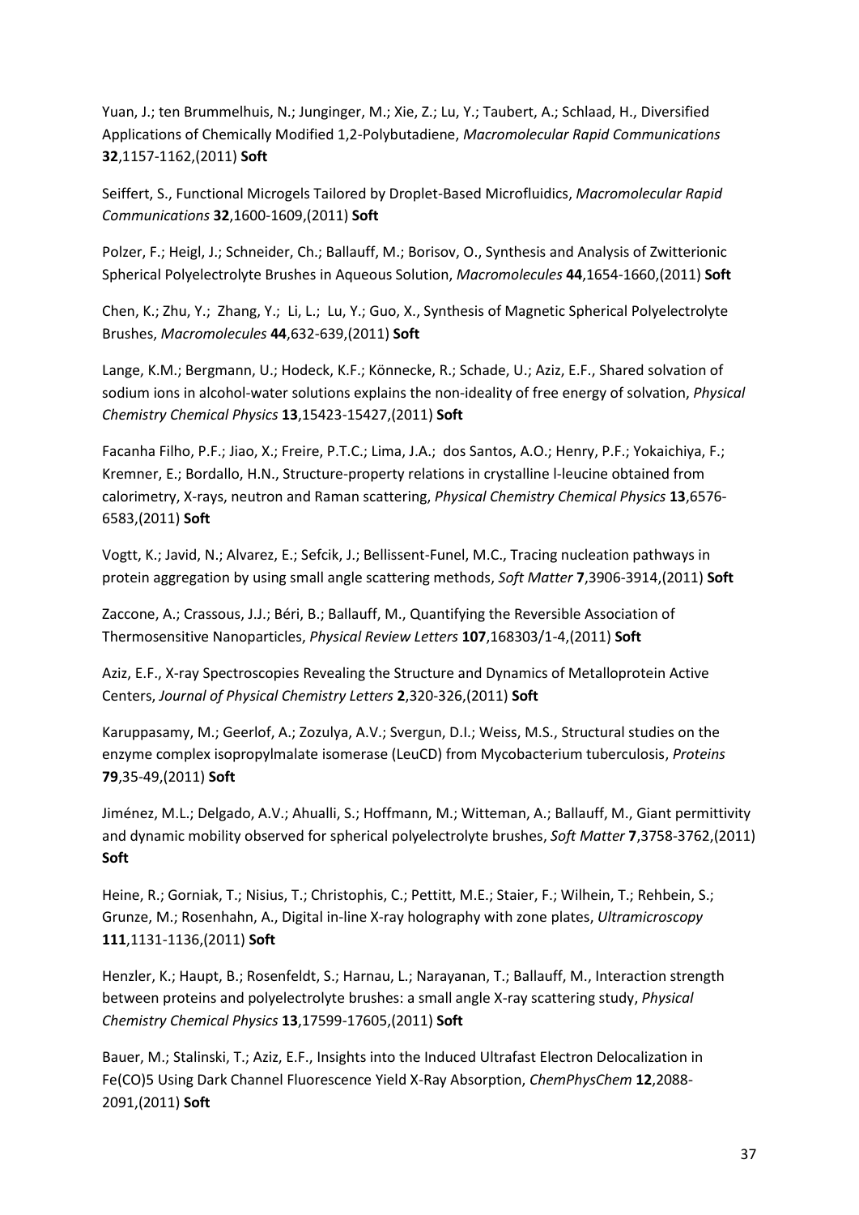Yuan, J.; ten Brummelhuis, N.; Junginger, M.; Xie, Z.; Lu, Y.; Taubert, A.; Schlaad, H., Diversified Applications of Chemically Modified 1,2-Polybutadiene, *Macromolecular Rapid Communications* **32**,1157-1162,(2011) **Soft**

Seiffert, S., Functional Microgels Tailored by Droplet-Based Microfluidics, *Macromolecular Rapid Communications* **32**,1600-1609,(2011) **Soft**

Polzer, F.; Heigl, J.; Schneider, Ch.; Ballauff, M.; Borisov, O., Synthesis and Analysis of Zwitterionic Spherical Polyelectrolyte Brushes in Aqueous Solution, *Macromolecules* **44**,1654-1660,(2011) **Soft**

Chen, K.; Zhu, Y.; Zhang, Y.; Li, L.; Lu, Y.; Guo, X., Synthesis of Magnetic Spherical Polyelectrolyte Brushes, *Macromolecules* **44**,632-639,(2011) **Soft**

Lange, K.M.; Bergmann, U.; Hodeck, K.F.; Könnecke, R.; Schade, U.; Aziz, E.F., Shared solvation of sodium ions in alcohol-water solutions explains the non-ideality of free energy of solvation, *Physical Chemistry Chemical Physics* **13**,15423-15427,(2011) **Soft**

Facanha Filho, P.F.; Jiao, X.; Freire, P.T.C.; Lima, J.A.; dos Santos, A.O.; Henry, P.F.; Yokaichiya, F.; Kremner, E.; Bordallo, H.N., Structure-property relations in crystalline l-leucine obtained from calorimetry, X-rays, neutron and Raman scattering, *Physical Chemistry Chemical Physics* **13**,6576-6583,(2011) **Soft**

Vogtt, K.; Javid, N.; Alvarez, E.; Sefcik, J.; Bellissent-Funel, M.C., Tracing nucleation pathways in protein aggregation by using small angle scattering methods, *Soft Matter* **7**,3906-3914,(2011) **Soft**

Zaccone, A.; Crassous, J.J.; Béri, B.; Ballauff, M., Quantifying the Reversible Association of Thermosensitive Nanoparticles, *Physical Review Letters* **107**,168303/1-4,(2011) **Soft**

Aziz, E.F., X-ray Spectroscopies Revealing the Structure and Dynamics of Metalloprotein Active Centers, *Journal of Physical Chemistry Letters* **2**,320-326,(2011) **Soft**

Karuppasamy, M.; Geerlof, A.; Zozulya, A.V.; Svergun, D.I.; Weiss, M.S., Structural studies on the enzyme complex isopropylmalate isomerase (LeuCD) from Mycobacterium tuberculosis, *Proteins* **79**,35-49,(2011) **Soft**

Jiménez, M.L.; Delgado, A.V.; Ahualli, S.; Hoffmann, M.; Witteman, A.; Ballauff, M., Giant permittivity and dynamic mobility observed for spherical polyelectrolyte brushes, *Soft Matter* **7**,3758-3762,(2011) **Soft**

Heine, R.; Gorniak, T.; Nisius, T.; Christophis, C.; Pettitt, M.E.; Staier, F.; Wilhein, T.; Rehbein, S.; Grunze, M.; Rosenhahn, A., Digital in-line X-ray holography with zone plates, *Ultramicroscopy* **111**,1131-1136,(2011) **Soft**

Henzler, K.; Haupt, B.; Rosenfeldt, S.; Harnau, L.; Narayanan, T.; Ballauff, M., Interaction strength between proteins and polyelectrolyte brushes: a small angle X-ray scattering study, *Physical Chemistry Chemical Physics* **13**,17599-17605,(2011) **Soft**

Bauer, M.; Stalinski, T.; Aziz, E.F., Insights into the Induced Ultrafast Electron Delocalization in Fe(CO)5 Using Dark Channel Fluorescence Yield X-Ray Absorption, *ChemPhysChem* **12**,2088-2091,(2011) **Soft**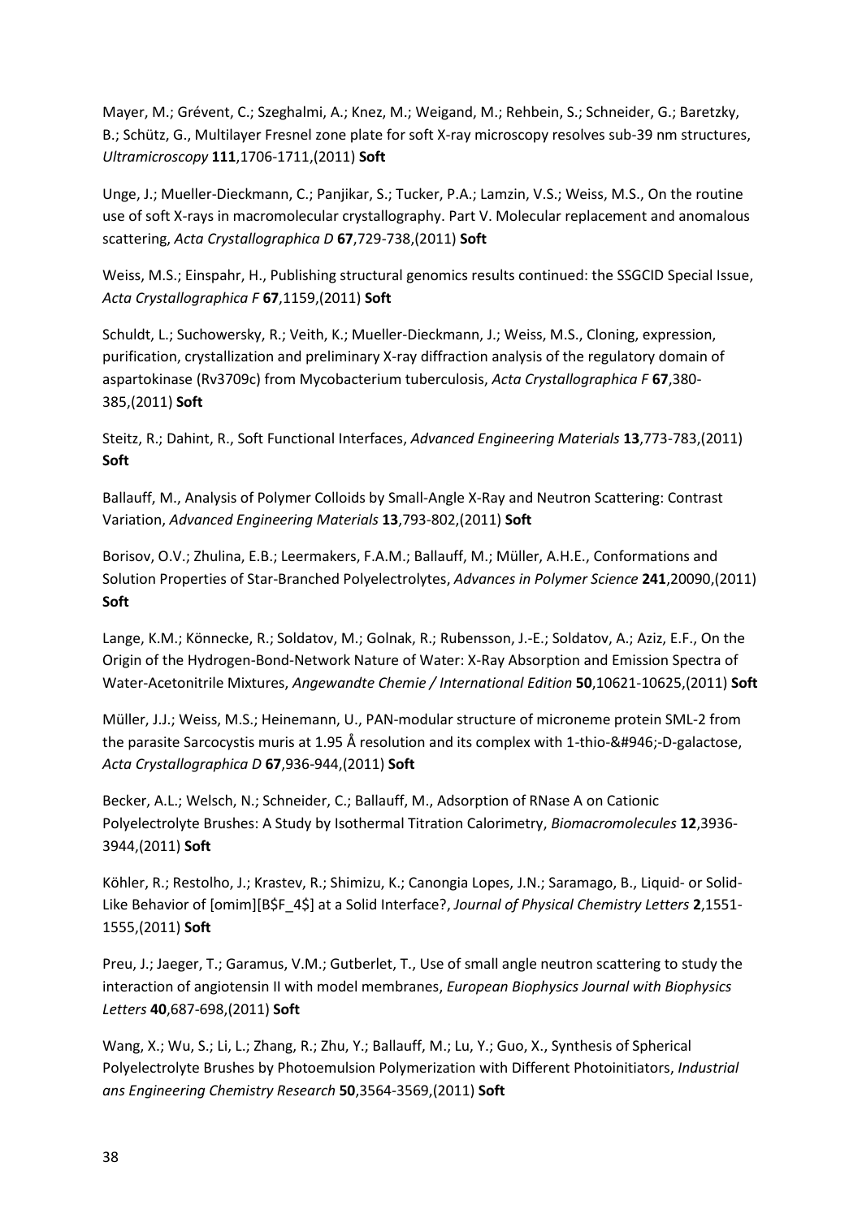Mayer, M.; Grévent, C.; Szeghalmi, A.; Knez, M.; Weigand, M.; Rehbein, S.; Schneider, G.; Baretzky, B.; Schütz, G., Multilayer Fresnel zone plate for soft X-ray microscopy resolves sub-39 nm structures, *Ultramicroscopy* **111**,1706-1711,(2011) **Soft**

Unge, J.; Mueller-Dieckmann, C.; Panjikar, S.; Tucker, P.A.; Lamzin, V.S.; Weiss, M.S., On the routine use of soft X-rays in macromolecular crystallography. Part V. Molecular replacement and anomalous scattering, *Acta Crystallographica D* **67**,729-738,(2011) **Soft**

Weiss, M.S.; Einspahr, H., Publishing structural genomics results continued: the SSGCID Special Issue, *Acta Crystallographica F* **67**,1159,(2011) **Soft**

Schuldt, L.; Suchowersky, R.; Veith, K.; Mueller-Dieckmann, J.; Weiss, M.S., Cloning, expression, purification, crystallization and preliminary X-ray diffraction analysis of the regulatory domain of aspartokinase (Rv3709c) from Mycobacterium tuberculosis, *Acta Crystallographica F* **67**,380-385,(2011) **Soft**

Steitz, R.; Dahint, R., Soft Functional Interfaces, *Advanced Engineering Materials* **13**,773-783,(2011) **Soft**

Ballauff, M., Analysis of Polymer Colloids by Small-Angle X-Ray and Neutron Scattering: Contrast Variation, *Advanced Engineering Materials* **13**,793-802,(2011) **Soft**

Borisov, O.V.; Zhulina, E.B.; Leermakers, F.A.M.; Ballauff, M.; Müller, A.H.E., Conformations and Solution Properties of Star-Branched Polyelectrolytes, *Advances in Polymer Science* **241**,20090,(2011) **Soft**

Lange, K.M.; Könnecke, R.; Soldatov, M.; Golnak, R.; Rubensson, J.-E.; Soldatov, A.; Aziz, E.F., On the Origin of the Hydrogen-Bond-Network Nature of Water: X-Ray Absorption and Emission Spectra of Water-Acetonitrile Mixtures, *Angewandte Chemie / International Edition* **50**,10621-10625,(2011) **Soft**

Müller, J.J.; Weiss, M.S.; Heinemann, U., PAN-modular structure of microneme protein SML-2 from the parasite Sarcocystis muris at 1.95 Å resolution and its complex with 1-thio-&#946;-D-galactose, *Acta Crystallographica D* **67**,936-944,(2011) **Soft**

Becker, A.L.; Welsch, N.; Schneider, C.; Ballauff, M., Adsorption of RNase A on Cationic Polyelectrolyte Brushes: A Study by Isothermal Titration Calorimetry, *Biomacromolecules* **12**,3936-3944,(2011) **Soft**

Köhler, R.; Restolho, J.; Krastev, R.; Shimizu, K.; Canongia Lopes, J.N.; Saramago, B., Liquid- or Solid-Like Behavior of [omim][B$F_4$] at a Solid Interface?, *Journal of Physical Chemistry Letters* **2**,1551-1555,(2011) **Soft**

Preu, J.; Jaeger, T.; Garamus, V.M.; Gutberlet, T., Use of small angle neutron scattering to study the interaction of angiotensin II with model membranes, *European Biophysics Journal with Biophysics Letters* **40**,687-698,(2011) **Soft**

Wang, X.; Wu, S.; Li, L.; Zhang, R.; Zhu, Y.; Ballauff, M.; Lu, Y.; Guo, X., Synthesis of Spherical Polyelectrolyte Brushes by Photoemulsion Polymerization with Different Photoinitiators, *Industrial ans Engineering Chemistry Research* **50**,3564-3569,(2011) **Soft**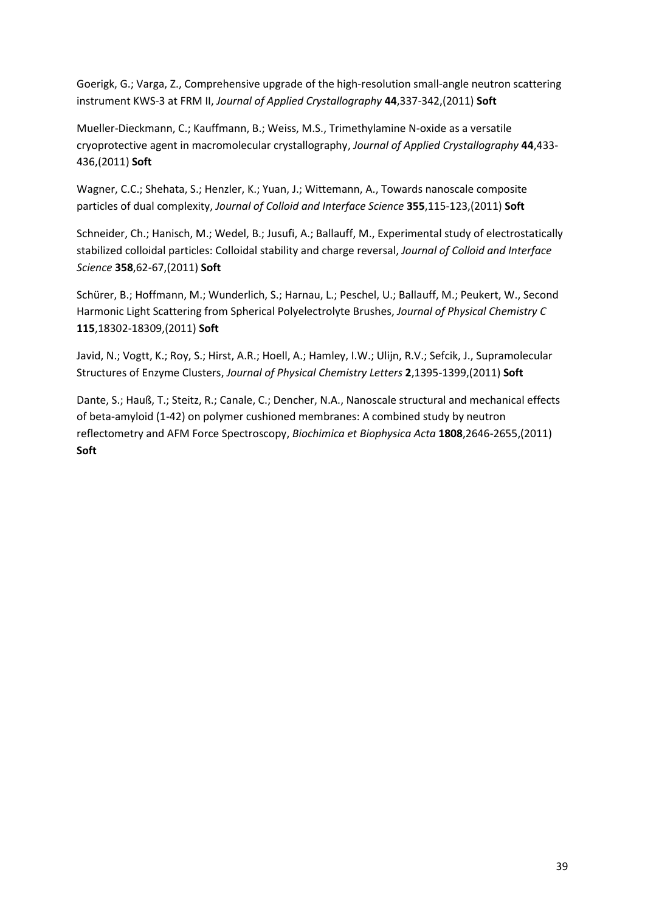Goerigk, G.; Varga, Z., Comprehensive upgrade of the high-resolution small-angle neutron scattering instrument KWS-3 at FRM II, *Journal of Applied Crystallography* **44**,337-342,(2011) **Soft**

Mueller-Dieckmann, C.; Kauffmann, B.; Weiss, M.S., Trimethylamine N-oxide as a versatile cryoprotective agent in macromolecular crystallography, *Journal of Applied Crystallography* **44**,433-436,(2011) **Soft**

Wagner, C.C.; Shehata, S.; Henzler, K.; Yuan, J.; Wittemann, A., Towards nanoscale composite particles of dual complexity, *Journal of Colloid and Interface Science* **355**,115-123,(2011) **Soft**

Schneider, Ch.; Hanisch, M.; Wedel, B.; Jusufi, A.; Ballauff, M., Experimental study of electrostatically stabilized colloidal particles: Colloidal stability and charge reversal, *Journal of Colloid and Interface Science* **358**,62-67,(2011) **Soft**

Schürer, B.; Hoffmann, M.; Wunderlich, S.; Harnau, L.; Peschel, U.; Ballauff, M.; Peukert, W., Second Harmonic Light Scattering from Spherical Polyelectrolyte Brushes, *Journal of Physical Chemistry C* **115**,18302-18309,(2011) **Soft**

Javid, N.; Vogtt, K.; Roy, S.; Hirst, A.R.; Hoell, A.; Hamley, I.W.; Ulijn, R.V.; Sefcik, J., Supramolecular Structures of Enzyme Clusters, *Journal of Physical Chemistry Letters* **2**,1395-1399,(2011) **Soft**

Dante, S.; Hauß, T.; Steitz, R.; Canale, C.; Dencher, N.A., Nanoscale structural and mechanical effects of beta-amyloid (1-42) on polymer cushioned membranes: A combined study by neutron reflectometry and AFM Force Spectroscopy, *Biochimica et Biophysica Acta* **1808**,2646-2655,(2011) **Soft**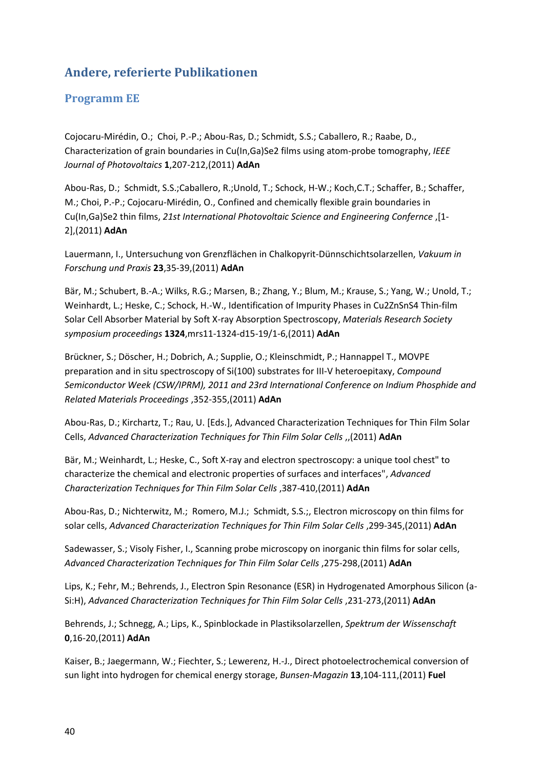## Andere, referierte Publikationen

### Programm EE

Cojocaru-Mirédin, O.; Choi, P.-P.; Abou-Ras, D.; Schmidt, S.S.; Caballero, R.; Raabe, D., Characterization of grain boundaries in Cu(In,Ga)Se2 films using atom-probe tomography, *IEEE Journal of Photovoltaics* **1**,207-212,(2011) **AdAn**

Abou-Ras, D.; Schmidt, S.S.;Caballero, R.;Unold, T.; Schock, H-W.; Koch,C.T.; Schaffer, B.; Schaffer, M.; Choi, P.-P.; Cojocaru-Mirédin, O., Confined and chemically flexible grain boundaries in Cu(In,Ga)Se2 thin films, *21st International Photovoltaic Science and Engineering Confernce* ,[1-2],(2011) **AdAn**

Lauermann, I., Untersuchung von Grenzflächen in Chalkopyrit-Dünnschichtsolarzellen, *Vakuum in Forschung und Praxis* **23**,35-39,(2011) **AdAn**

Bär, M.; Schubert, B.-A.; Wilks, R.G.; Marsen, B.; Zhang, Y.; Blum, M.; Krause, S.; Yang, W.; Unold, T.; Weinhardt, L.; Heske, C.; Schock, H.-W., Identification of Impurity Phases in Cu2ZnSnS4 Thin-film Solar Cell Absorber Material by Soft X-ray Absorption Spectroscopy, *Materials Research Society symposium proceedings* **1324**,mrs11-1324-d15-19/1-6,(2011) **AdAn**

Brückner, S.; Döscher, H.; Dobrich, A.; Supplie, O.; Kleinschmidt, P.; Hannappel T., MOVPE preparation and in situ spectroscopy of Si(100) substrates for III-V heteroepitaxy, *Compound Semiconductor Week (CSW/IPRM), 2011 and 23rd International Conference on Indium Phosphide and Related Materials Proceedings* ,352-355,(2011) **AdAn**

Abou-Ras, D.; Kirchartz, T.; Rau, U. [Eds.], Advanced Characterization Techniques for Thin Film Solar Cells, *Advanced Characterization Techniques for Thin Film Solar Cells* ,,(2011) **AdAn**

Bär, M.; Weinhardt, L.; Heske, C., Soft X-ray and electron spectroscopy: a unique tool chest" to characterize the chemical and electronic properties of surfaces and interfaces", *Advanced Characterization Techniques for Thin Film Solar Cells* ,387-410,(2011) **AdAn**

Abou-Ras, D.; Nichterwitz, M.; Romero, M.J.; Schmidt, S.S.;, Electron microscopy on thin films for solar cells, *Advanced Characterization Techniques for Thin Film Solar Cells* ,299-345,(2011) **AdAn**

Sadewasser, S.; Visoly Fisher, I., Scanning probe microscopy on inorganic thin films for solar cells, *Advanced Characterization Techniques for Thin Film Solar Cells* ,275-298,(2011) **AdAn**

Lips, K.; Fehr, M.; Behrends, J., Electron Spin Resonance (ESR) in Hydrogenated Amorphous Silicon (a-Si:H), *Advanced Characterization Techniques for Thin Film Solar Cells* ,231-273,(2011) **AdAn**

Behrends, J.; Schnegg, A.; Lips, K., Spinblockade in Plastiksolarzellen, *Spektrum der Wissenschaft* **0**,16-20,(2011) **AdAn**

Kaiser, B.; Jaegermann, W.; Fiechter, S.; Lewerenz, H.-J., Direct photoelectrochemical conversion of sun light into hydrogen for chemical energy storage, *Bunsen-Magazin* **13**,104-111,(2011) **Fuel**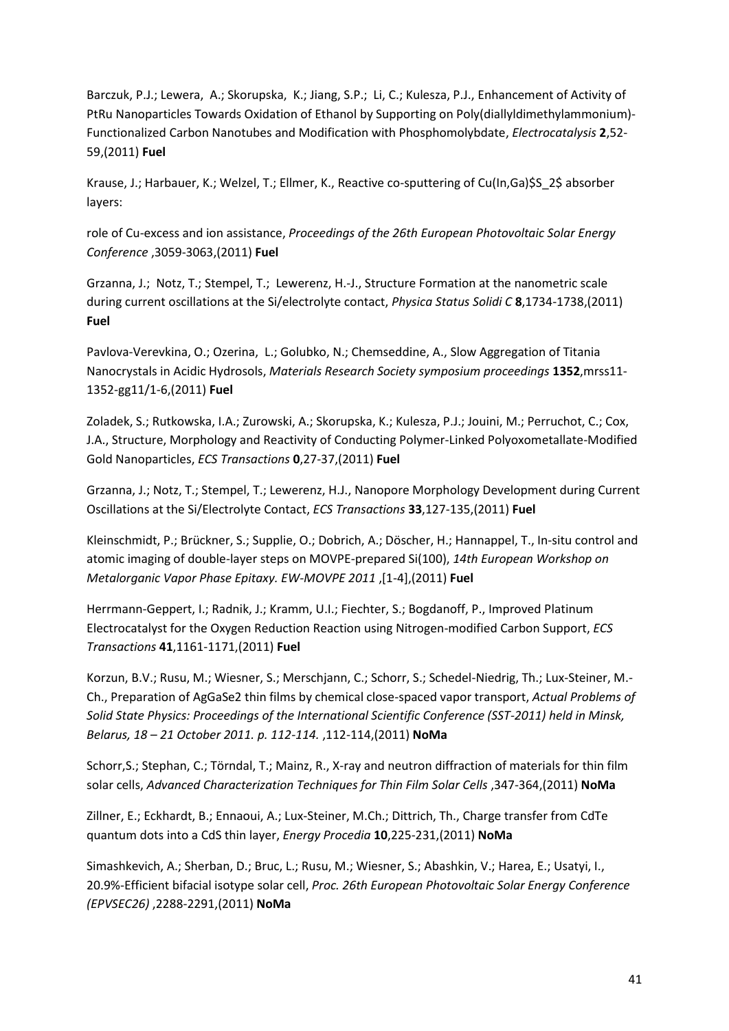Barczuk, P.J.; Lewera, A.; Skorupska, K.; Jiang, S.P.; Li, C.; Kulesza, P.J., Enhancement of Activity of PtRu Nanoparticles Towards Oxidation of Ethanol by Supporting on Poly(diallyldimethylammonium)-Functionalized Carbon Nanotubes and Modification with Phosphomolybdate, *Electrocatalysis* **2**,52-59,(2011) **Fuel**

Krause, J.; Harbauer, K.; Welzel, T.; Ellmer, K., Reactive co-sputtering of Cu(In,Ga)$S_2$ absorber layers:

role of Cu-excess and ion assistance, *Proceedings of the 26th European Photovoltaic Solar Energy Conference* ,3059-3063,(2011) **Fuel**

Grzanna, J.; Notz, T.; Stempel, T.; Lewerenz, H.-J., Structure Formation at the nanometric scale during current oscillations at the Si/electrolyte contact, *Physica Status Solidi C* **8**,1734-1738,(2011) **Fuel**

Pavlova-Verevkina, O.; Ozerina, L.; Golubko, N.; Chemseddine, A., Slow Aggregation of Titania Nanocrystals in Acidic Hydrosols, *Materials Research Society symposium proceedings* **1352**,mrss11-1352-gg11/1-6,(2011) **Fuel**

Zoladek, S.; Rutkowska, I.A.; Zurowski, A.; Skorupska, K.; Kulesza, P.J.; Jouini, M.; Perruchot, C.; Cox, J.A., Structure, Morphology and Reactivity of Conducting Polymer-Linked Polyoxometallate-Modified Gold Nanoparticles, *ECS Transactions* **0**,27-37,(2011) **Fuel**

Grzanna, J.; Notz, T.; Stempel, T.; Lewerenz, H.J., Nanopore Morphology Development during Current Oscillations at the Si/Electrolyte Contact, *ECS Transactions* **33**,127-135,(2011) **Fuel**

Kleinschmidt, P.; Brückner, S.; Supplie, O.; Dobrich, A.; Döscher, H.; Hannappel, T., In-situ control and atomic imaging of double-layer steps on MOVPE-prepared Si(100), *14th European Workshop on Metalorganic Vapor Phase Epitaxy. EW-MOVPE 2011* ,[1-4],(2011) **Fuel**

Herrmann-Geppert, I.; Radnik, J.; Kramm, U.I.; Fiechter, S.; Bogdanoff, P., Improved Platinum Electrocatalyst for the Oxygen Reduction Reaction using Nitrogen-modified Carbon Support, *ECS Transactions* **41**,1161-1171,(2011) **Fuel**

Korzun, B.V.; Rusu, M.; Wiesner, S.; Merschjann, C.; Schorr, S.; Schedel-Niedrig, Th.; Lux-Steiner, M.-Ch., Preparation of AgGaSe2 thin films by chemical close-spaced vapor transport, *Actual Problems of Solid State Physics: Proceedings of the International Scientific Conference (SST-2011) held in Minsk, Belarus, 18 – 21 October 2011. p. 112-114.* ,112-114,(2011) **NoMa**

Schorr,S.; Stephan, C.; Törndal, T.; Mainz, R., X-ray and neutron diffraction of materials for thin film solar cells, *Advanced Characterization Techniques for Thin Film Solar Cells* ,347-364,(2011) **NoMa**

Zillner, E.; Eckhardt, B.; Ennaoui, A.; Lux-Steiner, M.Ch.; Dittrich, Th., Charge transfer from CdTe quantum dots into a CdS thin layer, *Energy Procedia* **10**,225-231,(2011) **NoMa**

Simashkevich, A.; Sherban, D.; Bruc, L.; Rusu, M.; Wiesner, S.; Abashkin, V.; Harea, E.; Usatyi, I., 20.9%-Efficient bifacial isotype solar cell, *Proc. 26th European Photovoltaic Solar Energy Conference (EPVSEC26)* ,2288-2291,(2011) **NoMa**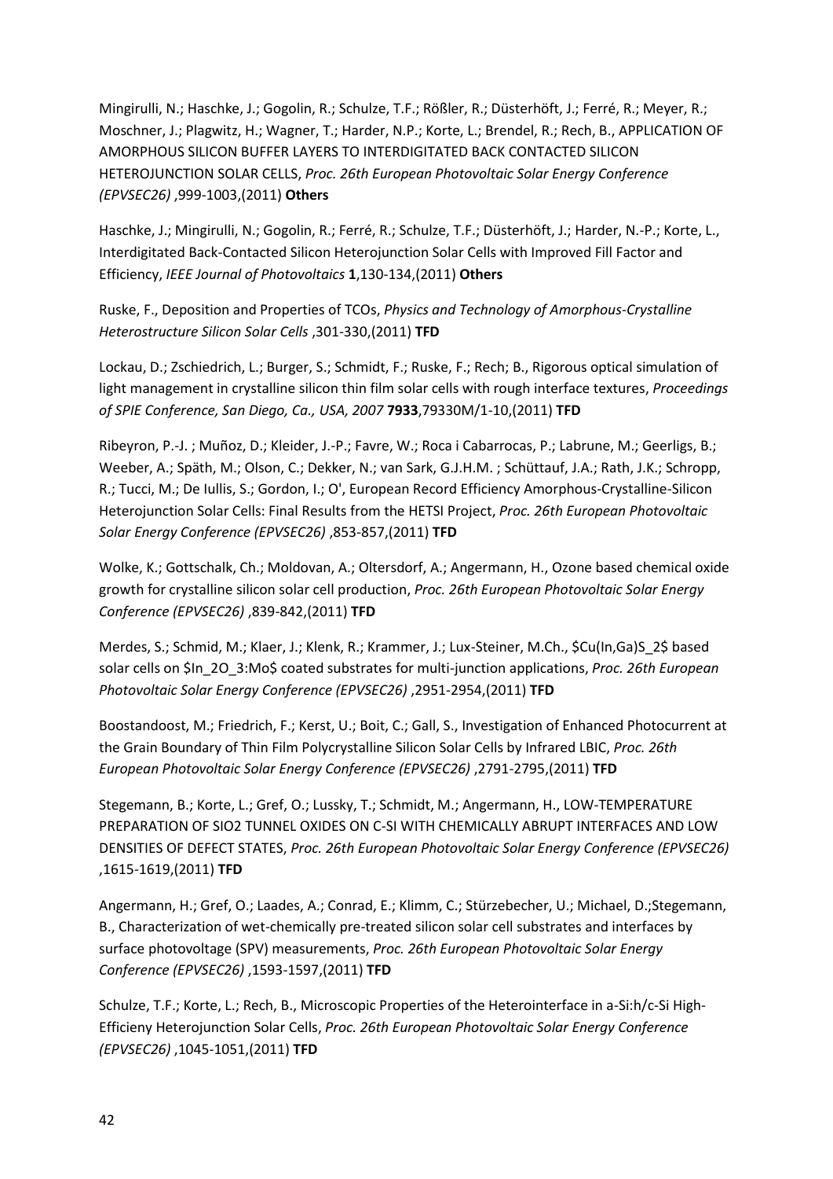Mingirulli, N.; Haschke, J.; Gogolin, R.; Schulze, T.F.; Rößler, R.; Düsterhöft, J.; Ferré, R.; Meyer, R.; Moschner, J.; Plagwitz, H.; Wagner, T.; Harder, N.P.; Korte, L.; Brendel, R.; Rech, B., APPLICATION OF AMORPHOUS SILICON BUFFER LAYERS TO INTERDIGITATED BACK CONTACTED SILICON HETEROJUNCTION SOLAR CELLS, *Proc. 26th European Photovoltaic Solar Energy Conference (EPVSEC26)* ,999-1003,(2011) **Others**

Haschke, J.; Mingirulli, N.; Gogolin, R.; Ferré, R.; Schulze, T.F.; Düsterhöft, J.; Harder, N.-P.; Korte, L., Interdigitated Back-Contacted Silicon Heterojunction Solar Cells with Improved Fill Factor and Efficiency, *IEEE Journal of Photovoltaics* **1**,130-134,(2011) **Others**

Ruske, F., Deposition and Properties of TCOs, *Physics and Technology of Amorphous-Crystalline Heterostructure Silicon Solar Cells* ,301-330,(2011) **TFD**

Lockau, D.; Zschiedrich, L.; Burger, S.; Schmidt, F.; Ruske, F.; Rech; B., Rigorous optical simulation of light management in crystalline silicon thin film solar cells with rough interface textures, *Proceedings of SPIE Conference, San Diego, Ca., USA, 2007* **7933**,79330M/1-10,(2011) **TFD**

Ribeyron, P.-J. ; Muñoz, D.; Kleider, J.-P.; Favre, W.; Roca i Cabarrocas, P.; Labrune, M.; Geerligs, B.; Weeber, A.; Späth, M.; Olson, C.; Dekker, N.; van Sark, G.J.H.M. ; Schüttauf, J.A.; Rath, J.K.; Schropp, R.; Tucci, M.; De Iullis, S.; Gordon, I.; O', European Record Efficiency Amorphous-Crystalline-Silicon Heterojunction Solar Cells: Final Results from the HETSI Project, *Proc. 26th European Photovoltaic Solar Energy Conference (EPVSEC26)* ,853-857,(2011) **TFD**

Wolke, K.; Gottschalk, Ch.; Moldovan, A.; Oltersdorf, A.; Angermann, H., Ozone based chemical oxide growth for crystalline silicon solar cell production, *Proc. 26th European Photovoltaic Solar Energy Conference (EPVSEC26)* ,839-842,(2011) **TFD**

Merdes, S.; Schmid, M.; Klaer, J.; Klenk, R.; Krammer, J.; Lux-Steiner, M.Ch., $Cu(In,Ga)S_2$ based solar cells on $In_2O_3:Mo$ coated substrates for multi-junction applications, *Proc. 26th European Photovoltaic Solar Energy Conference (EPVSEC26)* ,2951-2954,(2011) **TFD**

Boostandoost, M.; Friedrich, F.; Kerst, U.; Boit, C.; Gall, S., Investigation of Enhanced Photocurrent at the Grain Boundary of Thin Film Polycrystalline Silicon Solar Cells by Infrared LBIC, *Proc. 26th European Photovoltaic Solar Energy Conference (EPVSEC26)* ,2791-2795,(2011) **TFD**

Stegemann, B.; Korte, L.; Gref, O.; Lussky, T.; Schmidt, M.; Angermann, H., LOW-TEMPERATURE PREPARATION OF SIO2 TUNNEL OXIDES ON C-SI WITH CHEMICALLY ABRUPT INTERFACES AND LOW DENSITIES OF DEFECT STATES, *Proc. 26th European Photovoltaic Solar Energy Conference (EPVSEC26)* ,1615-1619,(2011) **TFD**

Angermann, H.; Gref, O.; Laades, A.; Conrad, E.; Klimm, C.; Stürzebecher, U.; Michael, D.;Stegemann, B., Characterization of wet-chemically pre-treated silicon solar cell substrates and interfaces by surface photovoltage (SPV) measurements, *Proc. 26th European Photovoltaic Solar Energy Conference (EPVSEC26)* ,1593-1597,(2011) **TFD**

Schulze, T.F.; Korte, L.; Rech, B., Microscopic Properties of the Heterointerface in a-Si:h/c-Si High-Efficieny Heterojunction Solar Cells, *Proc. 26th European Photovoltaic Solar Energy Conference (EPVSEC26)* ,1045-1051,(2011) **TFD**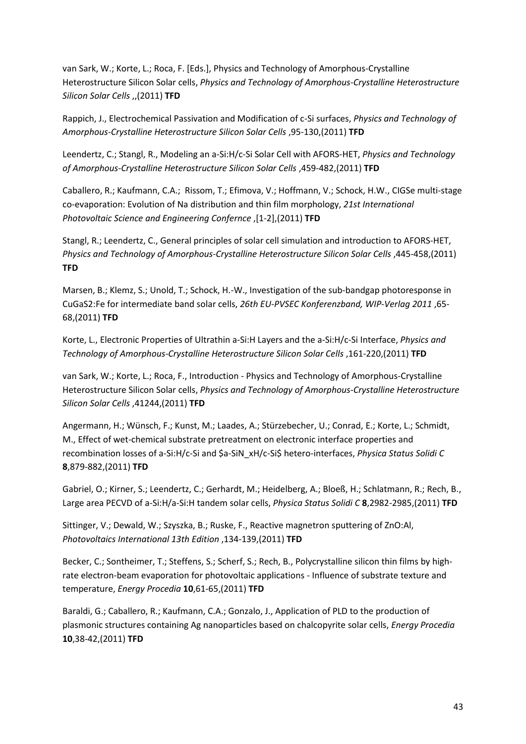van Sark, W.; Korte, L.; Roca, F. [Eds.], Physics and Technology of Amorphous-Crystalline Heterostructure Silicon Solar cells, *Physics and Technology of Amorphous-Crystalline Heterostructure Silicon Solar Cells* ,,(2011) **TFD**

Rappich, J., Electrochemical Passivation and Modification of c-Si surfaces, *Physics and Technology of Amorphous-Crystalline Heterostructure Silicon Solar Cells* ,95-130,(2011) **TFD**

Leendertz, C.; Stangl, R., Modeling an a-Si:H/c-Si Solar Cell with AFORS-HET, *Physics and Technology of Amorphous-Crystalline Heterostructure Silicon Solar Cells* ,459-482,(2011) **TFD**

Caballero, R.; Kaufmann, C.A.; Rissom, T.; Efimova, V.; Hoffmann, V.; Schock, H.W., CIGSe multi-stage co-evaporation: Evolution of Na distribution and thin film morphology, *21st International Photovoltaic Science and Engineering Confernce* ,[1-2],(2011) **TFD**

Stangl, R.; Leendertz, C., General principles of solar cell simulation and introduction to AFORS-HET, *Physics and Technology of Amorphous-Crystalline Heterostructure Silicon Solar Cells* ,445-458,(2011) **TFD**

Marsen, B.; Klemz, S.; Unold, T.; Schock, H.-W., Investigation of the sub-bandgap photoresponse in CuGaS2:Fe for intermediate band solar cells, *26th EU-PVSEC Konferenzband, WIP-Verlag 2011* ,65-68,(2011) **TFD**

Korte, L., Electronic Properties of Ultrathin a-Si:H Layers and the a-Si:H/c-Si Interface, *Physics and Technology of Amorphous-Crystalline Heterostructure Silicon Solar Cells* ,161-220,(2011) **TFD**

van Sark, W.; Korte, L.; Roca, F., Introduction - Physics and Technology of Amorphous-Crystalline Heterostructure Silicon Solar cells, *Physics and Technology of Amorphous-Crystalline Heterostructure Silicon Solar Cells* ,41244,(2011) **TFD**

Angermann, H.; Wünsch, F.; Kunst, M.; Laades, A.; Stürzebecher, U.; Conrad, E.; Korte, L.; Schmidt, M., Effect of wet-chemical substrate pretreatment on electronic interface properties and recombination losses of a-Si:H/c-Si and $a-SiN_xH/c-Si$ hetero-interfaces, *Physica Status Solidi C* **8**,879-882,(2011) **TFD**

Gabriel, O.; Kirner, S.; Leendertz, C.; Gerhardt, M.; Heidelberg, A.; Bloeß, H.; Schlatmann, R.; Rech, B., Large area PECVD of a-Si:H/a-Si:H tandem solar cells, *Physica Status Solidi C* **8**,2982-2985,(2011) **TFD**

Sittinger, V.; Dewald, W.; Szyszka, B.; Ruske, F., Reactive magnetron sputtering of ZnO:Al, *Photovoltaics International 13th Edition* ,134-139,(2011) **TFD**

Becker, C.; Sontheimer, T.; Steffens, S.; Scherf, S.; Rech, B., Polycrystalline silicon thin films by high-rate electron-beam evaporation for photovoltaic applications - Influence of substrate texture and temperature, *Energy Procedia* **10**,61-65,(2011) **TFD**

Baraldi, G.; Caballero, R.; Kaufmann, C.A.; Gonzalo, J., Application of PLD to the production of plasmonic structures containing Ag nanoparticles based on chalcopyrite solar cells, *Energy Procedia* **10**,38-42,(2011) **TFD**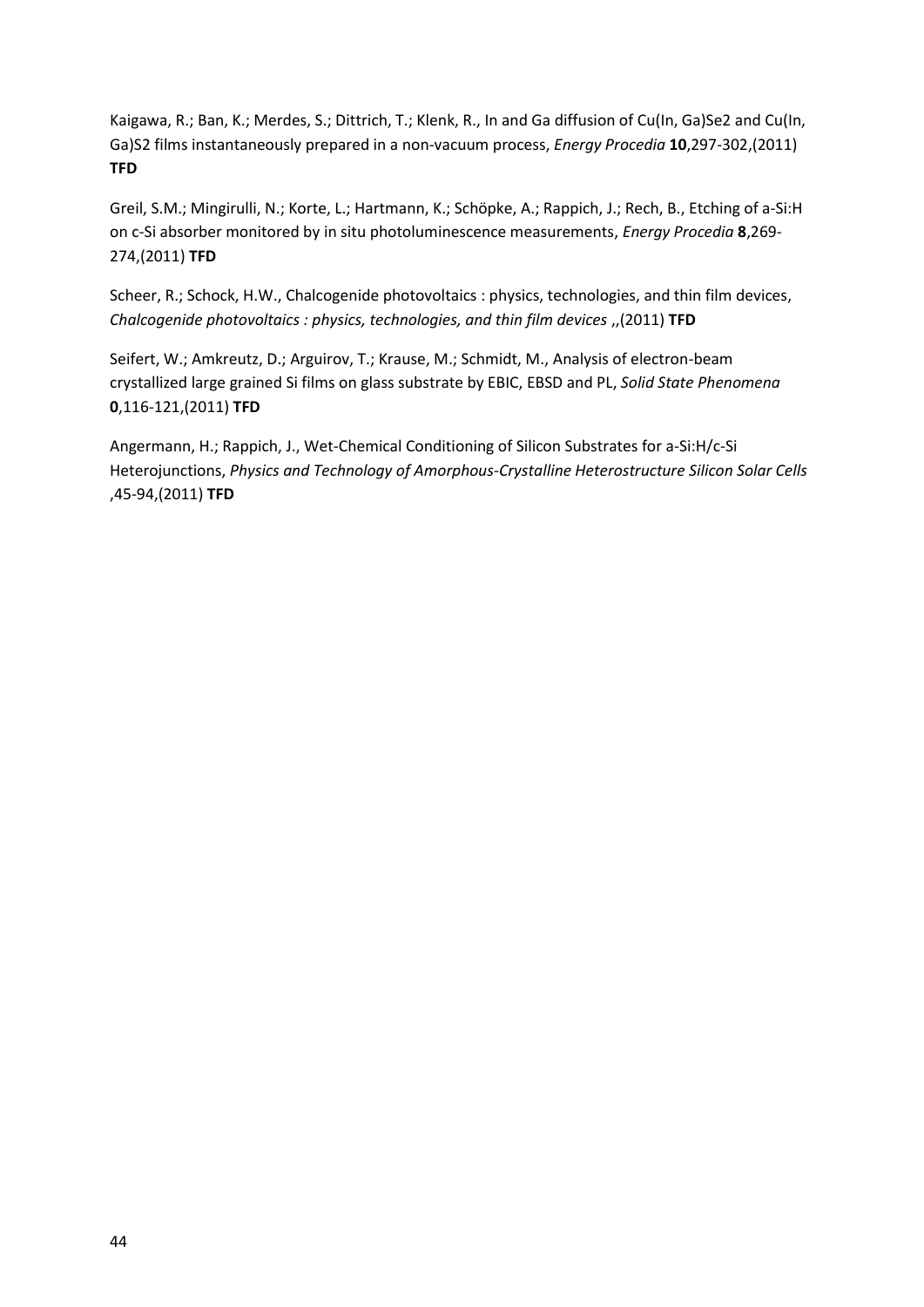Kaigawa, R.; Ban, K.; Merdes, S.; Dittrich, T.; Klenk, R., In and Ga diffusion of Cu(In, Ga)Se2 and Cu(In, Ga)S2 films instantaneously prepared in a non-vacuum process, *Energy Procedia* **10**,297-302,(2011) **TFD**

Greil, S.M.; Mingirulli, N.; Korte, L.; Hartmann, K.; Schöpke, A.; Rappich, J.; Rech, B., Etching of a-Si:H on c-Si absorber monitored by in situ photoluminescence measurements, *Energy Procedia* **8**,269-274,(2011) **TFD**

Scheer, R.; Schock, H.W., Chalcogenide photovoltaics : physics, technologies, and thin film devices, *Chalcogenide photovoltaics : physics, technologies, and thin film devices* ,,(2011) **TFD**

Seifert, W.; Amkreutz, D.; Arguirov, T.; Krause, M.; Schmidt, M., Analysis of electron-beam crystallized large grained Si films on glass substrate by EBIC, EBSD and PL, *Solid State Phenomena* **0**,116-121,(2011) **TFD**

Angermann, H.; Rappich, J., Wet-Chemical Conditioning of Silicon Substrates for a-Si:H/c-Si Heterojunctions, *Physics and Technology of Amorphous-Crystalline Heterostructure Silicon Solar Cells* ,45-94,(2011) **TFD**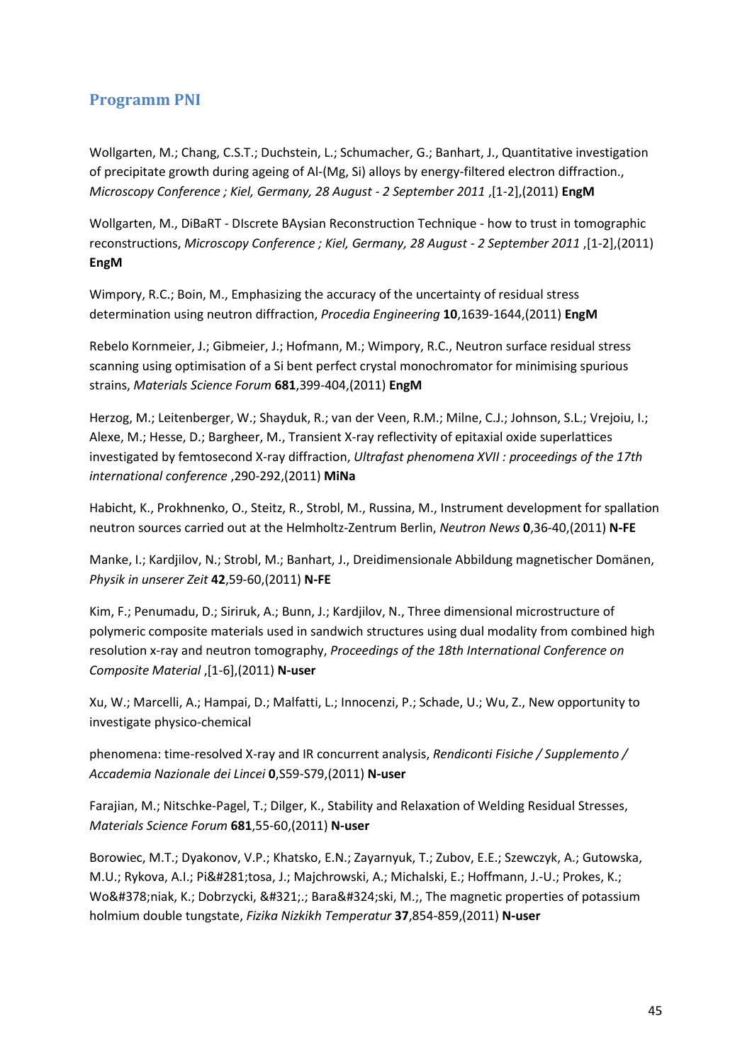## Programm PNI

Wollgarten, M.; Chang, C.S.T.; Duchstein, L.; Schumacher, G.; Banhart, J., Quantitative investigation of precipitate growth during ageing of Al-(Mg, Si) alloys by energy-filtered electron diffraction., *Microscopy Conference ; Kiel, Germany, 28 August - 2 September 2011* ,[1-2],(2011) **EngM**

Wollgarten, M., DiBaRT - DIscrete BAysian Reconstruction Technique - how to trust in tomographic reconstructions, *Microscopy Conference ; Kiel, Germany, 28 August - 2 September 2011* ,[1-2],(2011) **EngM**

Wimpory, R.C.; Boin, M., Emphasizing the accuracy of the uncertainty of residual stress determination using neutron diffraction, *Procedia Engineering* **10**,1639-1644,(2011) **EngM**

Rebelo Kornmeier, J.; Gibmeier, J.; Hofmann, M.; Wimpory, R.C., Neutron surface residual stress scanning using optimisation of a Si bent perfect crystal monochromator for minimising spurious strains, *Materials Science Forum* **681**,399-404,(2011) **EngM**

Herzog, M.; Leitenberger, W.; Shayduk, R.; van der Veen, R.M.; Milne, C.J.; Johnson, S.L.; Vrejoiu, I.; Alexe, M.; Hesse, D.; Bargheer, M., Transient X-ray reflectivity of epitaxial oxide superlattices investigated by femtosecond X-ray diffraction, *Ultrafast phenomena XVII : proceedings of the 17th international conference* ,290-292,(2011) **MiNa**

Habicht, K., Prokhnenko, O., Steitz, R., Strobl, M., Russina, M., Instrument development for spallation neutron sources carried out at the Helmholtz-Zentrum Berlin, *Neutron News* **0**,36-40,(2011) **N-FE**

Manke, I.; Kardjilov, N.; Strobl, M.; Banhart, J., Dreidimensionale Abbildung magnetischer Domänen, *Physik in unserer Zeit* **42**,59-60,(2011) **N-FE**

Kim, F.; Penumadu, D.; Siriruk, A.; Bunn, J.; Kardjilov, N., Three dimensional microstructure of polymeric composite materials used in sandwich structures using dual modality from combined high resolution x-ray and neutron tomography, *Proceedings of the 18th International Conference on Composite Material* ,[1-6],(2011) **N-user**

Xu, W.; Marcelli, A.; Hampai, D.; Malfatti, L.; Innocenzi, P.; Schade, U.; Wu, Z., New opportunity to investigate physico-chemical

phenomena: time-resolved X-ray and IR concurrent analysis, *Rendiconti Fisiche / Supplemento / Accademia Nazionale dei Lincei* **0**,S59-S79,(2011) **N-user**

Farajian, M.; Nitschke-Pagel, T.; Dilger, K., Stability and Relaxation of Welding Residual Stresses, *Materials Science Forum* **681**,55-60,(2011) **N-user**

Borowiec, M.T.; Dyakonov, V.P.; Khatsko, E.N.; Zayarnyuk, T.; Zubov, E.E.; Szewczyk, A.; Gutowska, M.U.; Rykova, A.I.; Pi&#281;tosa, J.; Majchrowski, A.; Michalski, E.; Hoffmann, J.-U.; Prokes, K.; Wo&#378;niak, K.; Dobrzycki, &#321;.; Bara&#324;ski, M.;, The magnetic properties of potassium holmium double tungstate, *Fizika Nizkikh Temperatur* **37**,854-859,(2011) **N-user**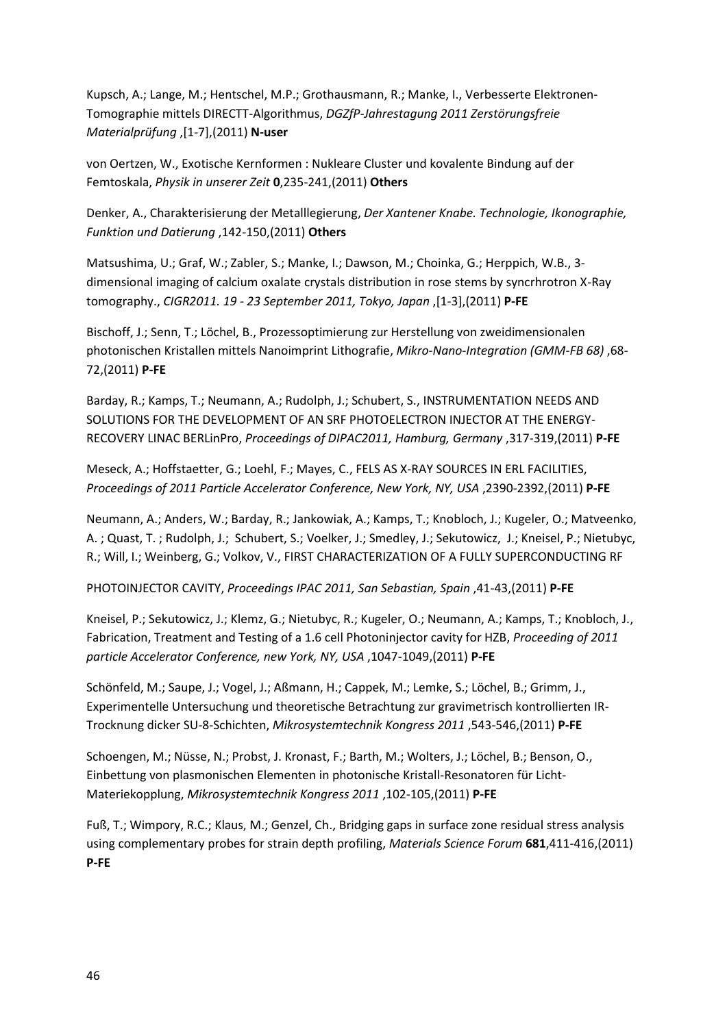Kupsch, A.; Lange, M.; Hentschel, M.P.; Grothausmann, R.; Manke, I., Verbesserte Elektronen-Tomographie mittels DIRECTT-Algorithmus, *DGZfP-Jahrestagung 2011 Zerstörungsfreie Materialprüfung* ,[1-7],(2011) **N-user**

von Oertzen, W., Exotische Kernformen : Nukleare Cluster und kovalente Bindung auf der Femtoskala, *Physik in unserer Zeit* **0**,235-241,(2011) **Others**

Denker, A., Charakterisierung der Metalllegierung, *Der Xantener Knabe. Technologie, Ikonographie, Funktion und Datierung* ,142-150,(2011) **Others**

Matsushima, U.; Graf, W.; Zabler, S.; Manke, I.; Dawson, M.; Choinka, G.; Herppich, W.B., 3-dimensional imaging of calcium oxalate crystals distribution in rose stems by syncrhrotron X-Ray tomography., *CIGR2011. 19 - 23 September 2011, Tokyo, Japan* ,[1-3],(2011) **P-FE**

Bischoff, J.; Senn, T.; Löchel, B., Prozessoptimierung zur Herstellung von zweidimensionalen photonischen Kristallen mittels Nanoimprint Lithografie, *Mikro-Nano-Integration (GMM-FB 68)* ,68-72,(2011) **P-FE**

Barday, R.; Kamps, T.; Neumann, A.; Rudolph, J.; Schubert, S., INSTRUMENTATION NEEDS AND SOLUTIONS FOR THE DEVELOPMENT OF AN SRF PHOTOELECTRON INJECTOR AT THE ENERGY-RECOVERY LINAC BERLinPro, *Proceedings of DIPAC2011, Hamburg, Germany* ,317-319,(2011) **P-FE**

Meseck, A.; Hoffstaetter, G.; Loehl, F.; Mayes, C., FELS AS X-RAY SOURCES IN ERL FACILITIES, *Proceedings of 2011 Particle Accelerator Conference, New York, NY, USA* ,2390-2392,(2011) **P-FE**

Neumann, A.; Anders, W.; Barday, R.; Jankowiak, A.; Kamps, T.; Knobloch, J.; Kugeler, O.; Matveenko, A. ; Quast, T. ; Rudolph, J.; Schubert, S.; Voelker, J.; Smedley, J.; Sekutowicz, J.; Kneisel, P.; Nietubyc, R.; Will, I.; Weinberg, G.; Volkov, V., FIRST CHARACTERIZATION OF A FULLY SUPERCONDUCTING RF PHOTOINJECTOR CAVITY, *Proceedings IPAC 2011, San Sebastian, Spain* ,41-43,(2011) **P-FE**

Kneisel, P.; Sekutowicz, J.; Klemz, G.; Nietubyc, R.; Kugeler, O.; Neumann, A.; Kamps, T.; Knobloch, J., Fabrication, Treatment and Testing of a 1.6 cell Photoninjector cavity for HZB, *Proceeding of 2011 particle Accelerator Conference, new York, NY, USA* ,1047-1049,(2011) **P-FE**

Schönfeld, M.; Saupe, J.; Vogel, J.; Aßmann, H.; Cappek, M.; Lemke, S.; Löchel, B.; Grimm, J., Experimentelle Untersuchung und theoretische Betrachtung zur gravimetrisch kontrollierten IR-Trocknung dicker SU-8-Schichten, *Mikrosystemtechnik Kongress 2011* ,543-546,(2011) **P-FE**

Schoengen, M.; Nüsse, N.; Probst, J. Kronast, F.; Barth, M.; Wolters, J.; Löchel, B.; Benson, O., Einbettung von plasmonischen Elementen in photonische Kristall-Resonatoren für Licht-Materiekopplung, *Mikrosystemtechnik Kongress 2011* ,102-105,(2011) **P-FE**

Fuß, T.; Wimpory, R.C.; Klaus, M.; Genzel, Ch., Bridging gaps in surface zone residual stress analysis using complementary probes for strain depth profiling, *Materials Science Forum* **681**,411-416,(2011) **P-FE**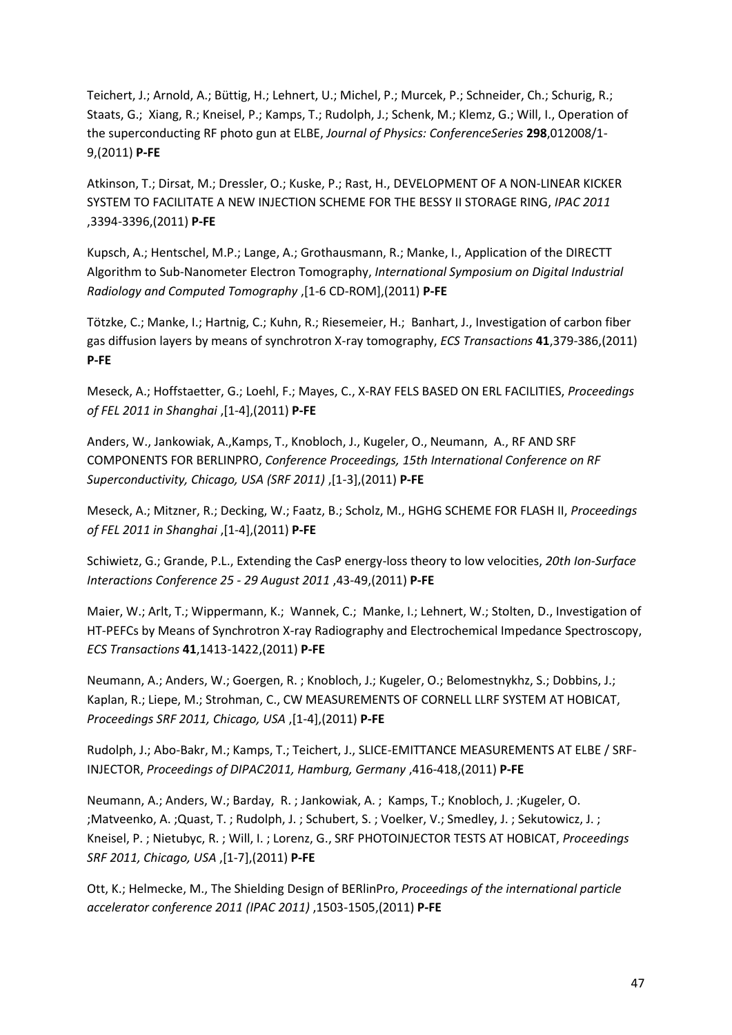Teichert, J.; Arnold, A.; Büttig, H.; Lehnert, U.; Michel, P.; Murcek, P.; Schneider, Ch.; Schurig, R.; Staats, G.; Xiang, R.; Kneisel, P.; Kamps, T.; Rudolph, J.; Schenk, M.; Klemz, G.; Will, I., Operation of the superconducting RF photo gun at ELBE, *Journal of Physics: ConferenceSeries* **298**,012008/1-9,(2011) **P-FE**

Atkinson, T.; Dirsat, M.; Dressler, O.; Kuske, P.; Rast, H., DEVELOPMENT OF A NON-LINEAR KICKER SYSTEM TO FACILITATE A NEW INJECTION SCHEME FOR THE BESSY II STORAGE RING, *IPAC 2011* ,3394-3396,(2011) **P-FE**

Kupsch, A.; Hentschel, M.P.; Lange, A.; Grothausmann, R.; Manke, I., Application of the DIRECTT Algorithm to Sub-Nanometer Electron Tomography, *International Symposium on Digital Industrial Radiology and Computed Tomography* ,[1-6 CD-ROM],(2011) **P-FE**

Tötzke, C.; Manke, I.; Hartnig, C.; Kuhn, R.; Riesemeier, H.; Banhart, J., Investigation of carbon fiber gas diffusion layers by means of synchrotron X-ray tomography, *ECS Transactions* **41**,379-386,(2011) **P-FE**

Meseck, A.; Hoffstaetter, G.; Loehl, F.; Mayes, C., X-RAY FELS BASED ON ERL FACILITIES, *Proceedings of FEL 2011 in Shanghai* ,[1-4],(2011) **P-FE**

Anders, W., Jankowiak, A.,Kamps, T., Knobloch, J., Kugeler, O., Neumann, A., RF AND SRF COMPONENTS FOR BERLINPRO, *Conference Proceedings, 15th International Conference on RF Superconductivity, Chicago, USA (SRF 2011)* ,[1-3],(2011) **P-FE**

Meseck, A.; Mitzner, R.; Decking, W.; Faatz, B.; Scholz, M., HGHG SCHEME FOR FLASH II, *Proceedings of FEL 2011 in Shanghai* ,[1-4],(2011) **P-FE**

Schiwietz, G.; Grande, P.L., Extending the CasP energy-loss theory to low velocities, *20th Ion-Surface Interactions Conference 25 - 29 August 2011* ,43-49,(2011) **P-FE**

Maier, W.; Arlt, T.; Wippermann, K.; Wannek, C.; Manke, I.; Lehnert, W.; Stolten, D., Investigation of HT-PEFCs by Means of Synchrotron X-ray Radiography and Electrochemical Impedance Spectroscopy, *ECS Transactions* **41**,1413-1422,(2011) **P-FE**

Neumann, A.; Anders, W.; Goergen, R. ; Knobloch, J.; Kugeler, O.; Belomestnykhz, S.; Dobbins, J.; Kaplan, R.; Liepe, M.; Strohman, C., CW MEASUREMENTS OF CORNELL LLRF SYSTEM AT HOBICAT, *Proceedings SRF 2011, Chicago, USA* ,[1-4],(2011) **P-FE**

Rudolph, J.; Abo-Bakr, M.; Kamps, T.; Teichert, J., SLICE-EMITTANCE MEASUREMENTS AT ELBE / SRF-INJECTOR, *Proceedings of DIPAC2011, Hamburg, Germany* ,416-418,(2011) **P-FE**

Neumann, A.; Anders, W.; Barday, R. ; Jankowiak, A. ; Kamps, T.; Knobloch, J. ;Kugeler, O. ;Matveenko, A. ;Quast, T. ; Rudolph, J. ; Schubert, S. ; Voelker, V.; Smedley, J. ; Sekutowicz, J. ; Kneisel, P. ; Nietubyc, R. ; Will, I. ; Lorenz, G., SRF PHOTOINJECTOR TESTS AT HOBICAT, *Proceedings SRF 2011, Chicago, USA* ,[1-7],(2011) **P-FE**

Ott, K.; Helmecke, M., The Shielding Design of BERlinPro, *Proceedings of the international particle accelerator conference 2011 (IPAC 2011)* ,1503-1505,(2011) **P-FE**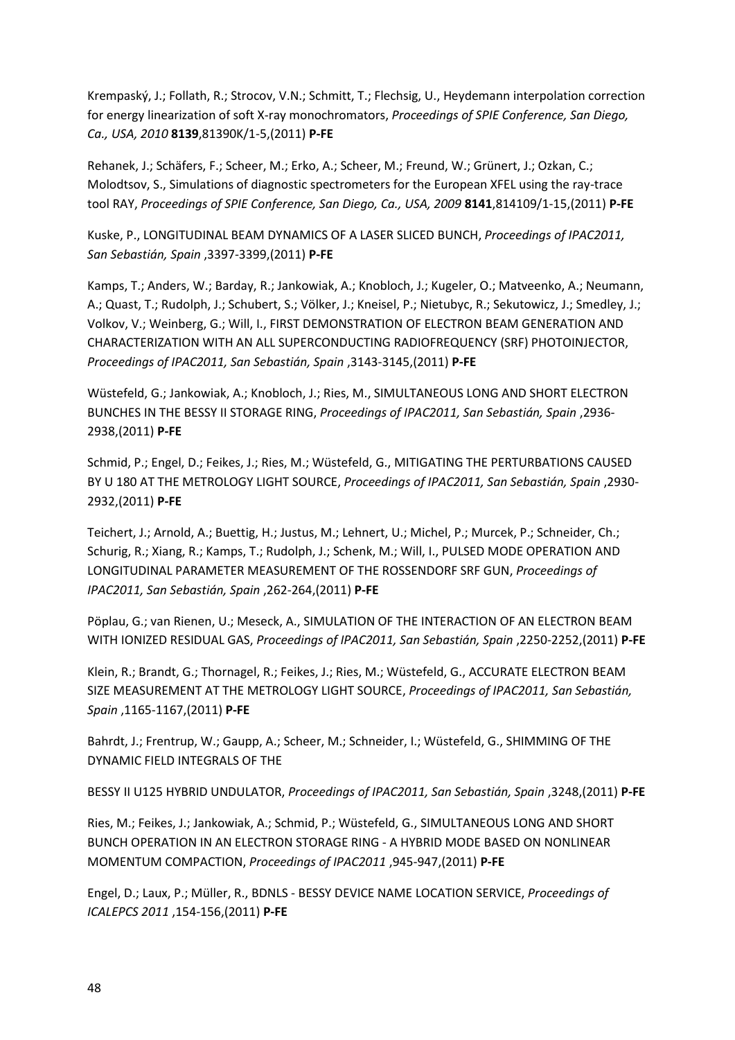Krempaský, J.; Follath, R.; Strocov, V.N.; Schmitt, T.; Flechsig, U., Heydemann interpolation correction for energy linearization of soft X-ray monochromators, *Proceedings of SPIE Conference, San Diego, Ca., USA, 2010* **8139**,81390K/1-5,(2011) **P-FE**

Rehanek, J.; Schäfers, F.; Scheer, M.; Erko, A.; Scheer, M.; Freund, W.; Grünert, J.; Ozkan, C.; Molodtsov, S., Simulations of diagnostic spectrometers for the European XFEL using the ray-trace tool RAY, *Proceedings of SPIE Conference, San Diego, Ca., USA, 2009* **8141**,814109/1-15,(2011) **P-FE**

Kuske, P., LONGITUDINAL BEAM DYNAMICS OF A LASER SLICED BUNCH, *Proceedings of IPAC2011, San Sebastián, Spain* ,3397-3399,(2011) **P-FE**

Kamps, T.; Anders, W.; Barday, R.; Jankowiak, A.; Knobloch, J.; Kugeler, O.; Matveenko, A.; Neumann, A.; Quast, T.; Rudolph, J.; Schubert, S.; Völker, J.; Kneisel, P.; Nietubyc, R.; Sekutowicz, J.; Smedley, J.; Volkov, V.; Weinberg, G.; Will, I., FIRST DEMONSTRATION OF ELECTRON BEAM GENERATION AND CHARACTERIZATION WITH AN ALL SUPERCONDUCTING RADIOFREQUENCY (SRF) PHOTOINJECTOR, *Proceedings of IPAC2011, San Sebastián, Spain* ,3143-3145,(2011) **P-FE**

Wüstefeld, G.; Jankowiak, A.; Knobloch, J.; Ries, M., SIMULTANEOUS LONG AND SHORT ELECTRON BUNCHES IN THE BESSY II STORAGE RING, *Proceedings of IPAC2011, San Sebastián, Spain* ,2936-2938,(2011) **P-FE**

Schmid, P.; Engel, D.; Feikes, J.; Ries, M.; Wüstefeld, G., MITIGATING THE PERTURBATIONS CAUSED BY U 180 AT THE METROLOGY LIGHT SOURCE, *Proceedings of IPAC2011, San Sebastián, Spain* ,2930-2932,(2011) **P-FE**

Teichert, J.; Arnold, A.; Buettig, H.; Justus, M.; Lehnert, U.; Michel, P.; Murcek, P.; Schneider, Ch.; Schurig, R.; Xiang, R.; Kamps, T.; Rudolph, J.; Schenk, M.; Will, I., PULSED MODE OPERATION AND LONGITUDINAL PARAMETER MEASUREMENT OF THE ROSSENDORF SRF GUN, *Proceedings of IPAC2011, San Sebastián, Spain* ,262-264,(2011) **P-FE**

Pöplau, G.; van Rienen, U.; Meseck, A., SIMULATION OF THE INTERACTION OF AN ELECTRON BEAM WITH IONIZED RESIDUAL GAS, *Proceedings of IPAC2011, San Sebastián, Spain* ,2250-2252,(2011) **P-FE**

Klein, R.; Brandt, G.; Thornagel, R.; Feikes, J.; Ries, M.; Wüstefeld, G., ACCURATE ELECTRON BEAM SIZE MEASUREMENT AT THE METROLOGY LIGHT SOURCE, *Proceedings of IPAC2011, San Sebastián, Spain* ,1165-1167,(2011) **P-FE**

Bahrdt, J.; Frentrup, W.; Gaupp, A.; Scheer, M.; Schneider, I.; Wüstefeld, G., SHIMMING OF THE DYNAMIC FIELD INTEGRALS OF THE

BESSY II U125 HYBRID UNDULATOR, *Proceedings of IPAC2011, San Sebastián, Spain* ,3248,(2011) **P-FE**

Ries, M.; Feikes, J.; Jankowiak, A.; Schmid, P.; Wüstefeld, G., SIMULTANEOUS LONG AND SHORT BUNCH OPERATION IN AN ELECTRON STORAGE RING - A HYBRID MODE BASED ON NONLINEAR MOMENTUM COMPACTION, *Proceedings of IPAC2011* ,945-947,(2011) **P-FE**

Engel, D.; Laux, P.; Müller, R., BDNLS - BESSY DEVICE NAME LOCATION SERVICE, *Proceedings of ICALEPCS 2011* ,154-156,(2011) **P-FE**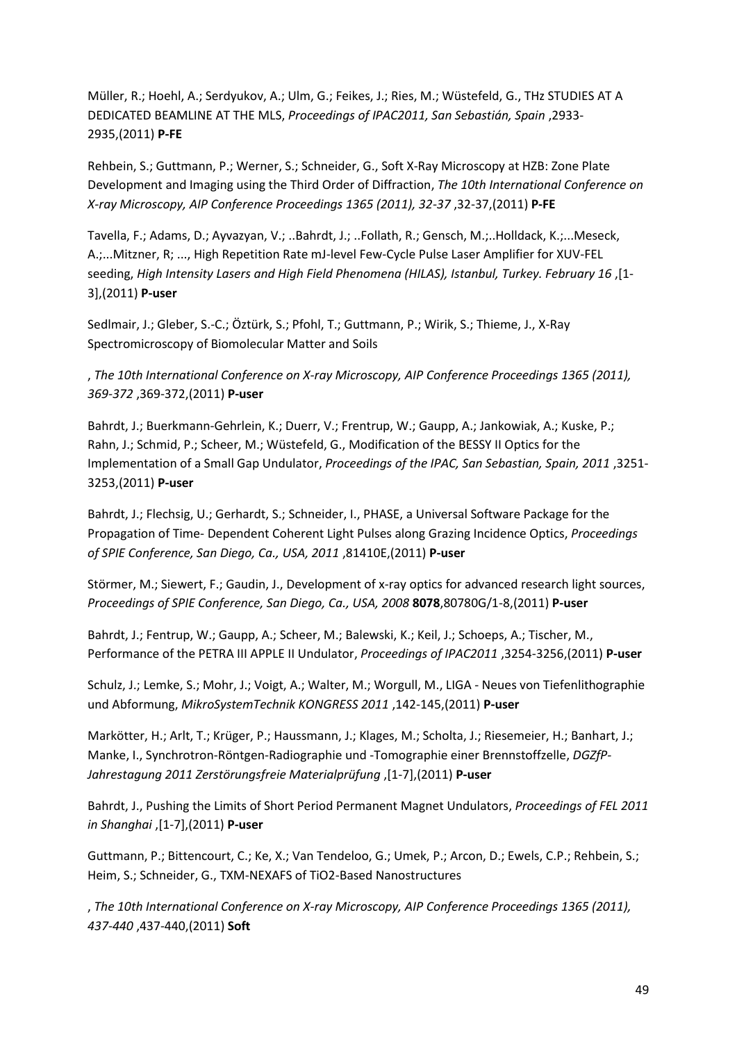Müller, R.; Hoehl, A.; Serdyukov, A.; Ulm, G.; Feikes, J.; Ries, M.; Wüstefeld, G., THz STUDIES AT A DEDICATED BEAMLINE AT THE MLS, *Proceedings of IPAC2011, San Sebastián, Spain* ,2933-2935,(2011) **P-FE**

Rehbein, S.; Guttmann, P.; Werner, S.; Schneider, G., Soft X-Ray Microscopy at HZB: Zone Plate Development and Imaging using the Third Order of Diffraction, *The 10th International Conference on X-ray Microscopy, AIP Conference Proceedings 1365 (2011), 32-37* ,32-37,(2011) **P-FE**

Tavella, F.; Adams, D.; Ayvazyan, V.; ..Bahrdt, J.; ..Follath, R.; Gensch, M.;..Holldack, K.;...Meseck, A.;...Mitzner, R; ..., High Repetition Rate mJ-level Few-Cycle Pulse Laser Amplifier for XUV-FEL seeding, *High Intensity Lasers and High Field Phenomena (HILAS), Istanbul, Turkey. February 16* ,[1-3],(2011) **P-user**

Sedlmair, J.; Gleber, S.-C.; Öztürk, S.; Pfohl, T.; Guttmann, P.; Wirik, S.; Thieme, J., X-Ray Spectromicroscopy of Biomolecular Matter and Soils

, *The 10th International Conference on X-ray Microscopy, AIP Conference Proceedings 1365 (2011), 369-372* ,369-372,(2011) **P-user**

Bahrdt, J.; Buerkmann-Gehrlein, K.; Duerr, V.; Frentrup, W.; Gaupp, A.; Jankowiak, A.; Kuske, P.; Rahn, J.; Schmid, P.; Scheer, M.; Wüstefeld, G., Modification of the BESSY II Optics for the Implementation of a Small Gap Undulator, *Proceedings of the IPAC, San Sebastian, Spain, 2011* ,3251-3253,(2011) **P-user**

Bahrdt, J.; Flechsig, U.; Gerhardt, S.; Schneider, I., PHASE, a Universal Software Package for the Propagation of Time- Dependent Coherent Light Pulses along Grazing Incidence Optics, *Proceedings of SPIE Conference, San Diego, Ca., USA, 2011* ,81410E,(2011) **P-user**

Störmer, M.; Siewert, F.; Gaudin, J., Development of x-ray optics for advanced research light sources, *Proceedings of SPIE Conference, San Diego, Ca., USA, 2008* **8078**,80780G/1-8,(2011) **P-user**

Bahrdt, J.; Fentrup, W.; Gaupp, A.; Scheer, M.; Balewski, K.; Keil, J.; Schoeps, A.; Tischer, M., Performance of the PETRA III APPLE II Undulator, *Proceedings of IPAC2011* ,3254-3256,(2011) **P-user**

Schulz, J.; Lemke, S.; Mohr, J.; Voigt, A.; Walter, M.; Worgull, M., LIGA - Neues von Tiefenlithographie und Abformung, *MikroSystemTechnik KONGRESS 2011* ,142-145,(2011) **P-user**

Markötter, H.; Arlt, T.; Krüger, P.; Haussmann, J.; Klages, M.; Scholta, J.; Riesemeier, H.; Banhart, J.; Manke, I., Synchrotron-Röntgen-Radiographie und -Tomographie einer Brennstoffzelle, *DGZfP-Jahrestagung 2011 Zerstörungsfreie Materialprüfung* ,[1-7],(2011) **P-user**

Bahrdt, J., Pushing the Limits of Short Period Permanent Magnet Undulators, *Proceedings of FEL 2011 in Shanghai* ,[1-7],(2011) **P-user**

Guttmann, P.; Bittencourt, C.; Ke, X.; Van Tendeloo, G.; Umek, P.; Arcon, D.; Ewels, C.P.; Rehbein, S.; Heim, S.; Schneider, G., TXM-NEXAFS of TiO2-Based Nanostructures

, *The 10th International Conference on X-ray Microscopy, AIP Conference Proceedings 1365 (2011), 437-440* ,437-440,(2011) **Soft**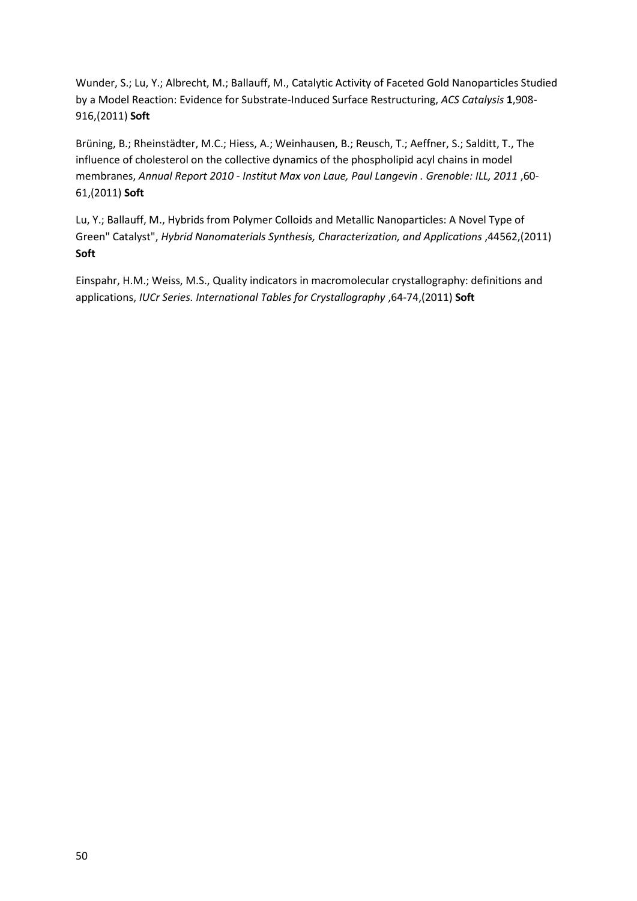Wunder, S.; Lu, Y.; Albrecht, M.; Ballauff, M., Catalytic Activity of Faceted Gold Nanoparticles Studied by a Model Reaction: Evidence for Substrate-Induced Surface Restructuring, *ACS Catalysis* **1**,908-916,(2011) **Soft**

Brüning, B.; Rheinstädter, M.C.; Hiess, A.; Weinhausen, B.; Reusch, T.; Aeffner, S.; Salditt, T., The influence of cholesterol on the collective dynamics of the phospholipid acyl chains in model membranes, *Annual Report 2010 - Institut Max von Laue, Paul Langevin . Grenoble: ILL, 2011* ,60-61,(2011) **Soft**

Lu, Y.; Ballauff, M., Hybrids from Polymer Colloids and Metallic Nanoparticles: A Novel Type of Green" Catalyst", *Hybrid Nanomaterials Synthesis, Characterization, and Applications* ,44562,(2011) **Soft**

Einspahr, H.M.; Weiss, M.S., Quality indicators in macromolecular crystallography: definitions and applications, *IUCr Series. International Tables for Crystallography* ,64-74,(2011) **Soft**